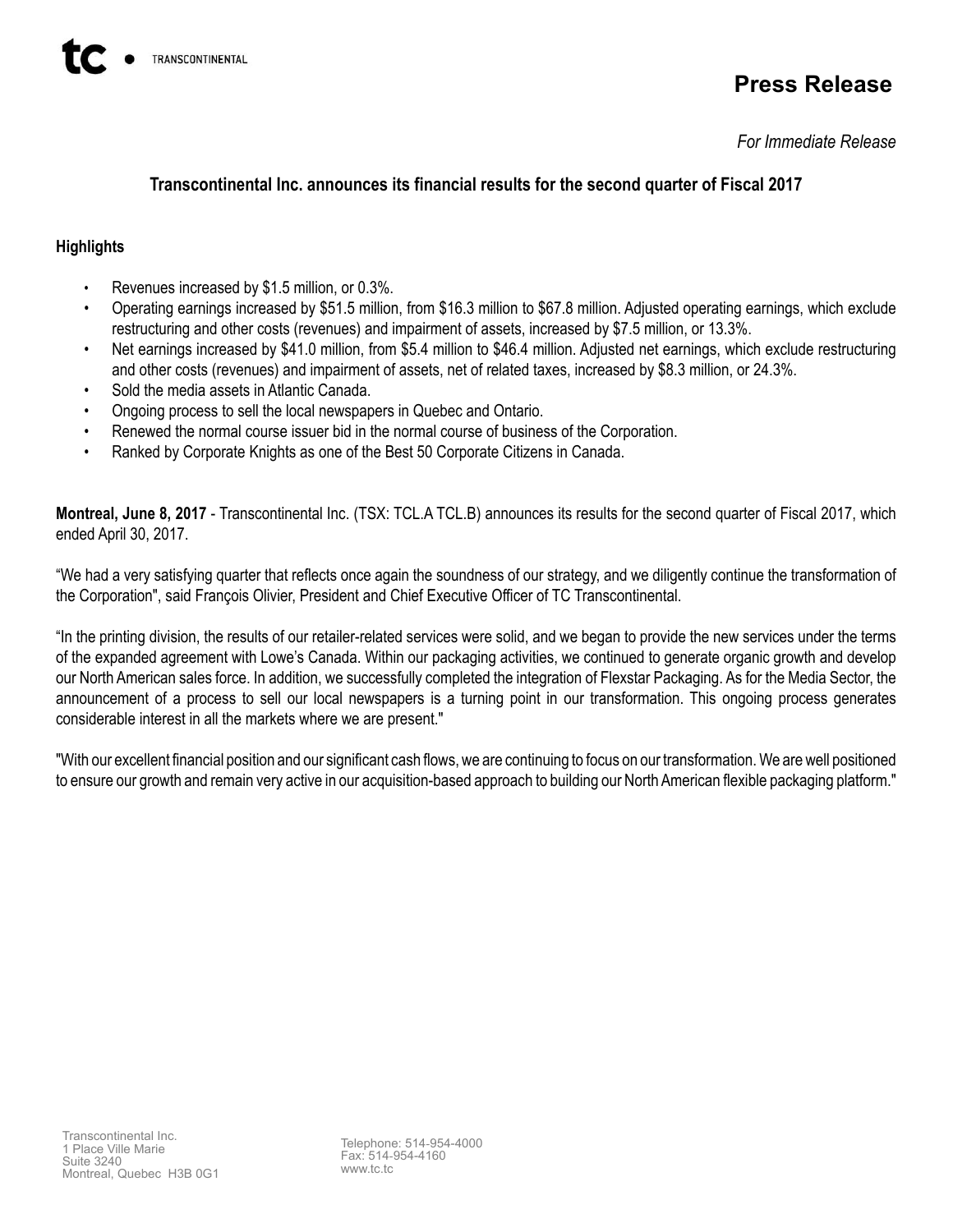TRANSCONTINENTAL

# Press Release

*For Immediate Release*

## Transcontinental Inc. announces its financial results for the second quarter of Fiscal 2017

### Highlights

- Revenues increased by $1.5 million, or 0.3%.
- Operating earnings increased by $51.5 million, from $16.3 million to $67.8 million. Adjusted operating earnings, which exclude restructuring and other costs (revenues) and impairment of assets, increased by $7.5 million, or 13.3%.
- Net earnings increased by $41.0 million, from $5.4 million to $46.4 million. Adjusted net earnings, which exclude restructuring and other costs (revenues) and impairment of assets, net of related taxes, increased by $8.3 million, or 24.3%.
- Sold the media assets in Atlantic Canada.
- Ongoing process to sell the local newspapers in Quebec and Ontario.
- Renewed the normal course issuer bid in the normal course of business of the Corporation.
- Ranked by Corporate Knights as one of the Best 50 Corporate Citizens in Canada.

**Montreal, June 8, 2017** - Transcontinental Inc. (TSX: TCL.A TCL.B) announces its results for the second quarter of Fiscal 2017, which ended April 30, 2017.

"We had a very satisfying quarter that reflects once again the soundness of our strategy, and we diligently continue the transformation of the Corporation", said François Olivier, President and Chief Executive Officer of TC Transcontinental.

"In the printing division, the results of our retailer-related services were solid, and we began to provide the new services under the terms of the expanded agreement with Lowe's Canada. Within our packaging activities, we continued to generate organic growth and develop our North American sales force. In addition, we successfully completed the integration of Flexstar Packaging. As for the Media Sector, the announcement of a process to sell our local newspapers is a turning point in our transformation. This ongoing process generates considerable interest in all the markets where we are present."

"With our excellent financial position and our significant cash flows, we are continuing to focus on our transformation. We are well positioned to ensure our growth and remain very active in our acquisition-based approach to building our North American flexible packaging platform."

Transcontinental Inc.
1 Place Ville Marie
Suite 3240
Montreal, Quebec H3B 0G1

Telephone: 514-954-4000
Fax: 514-954-4160
www.tc.tc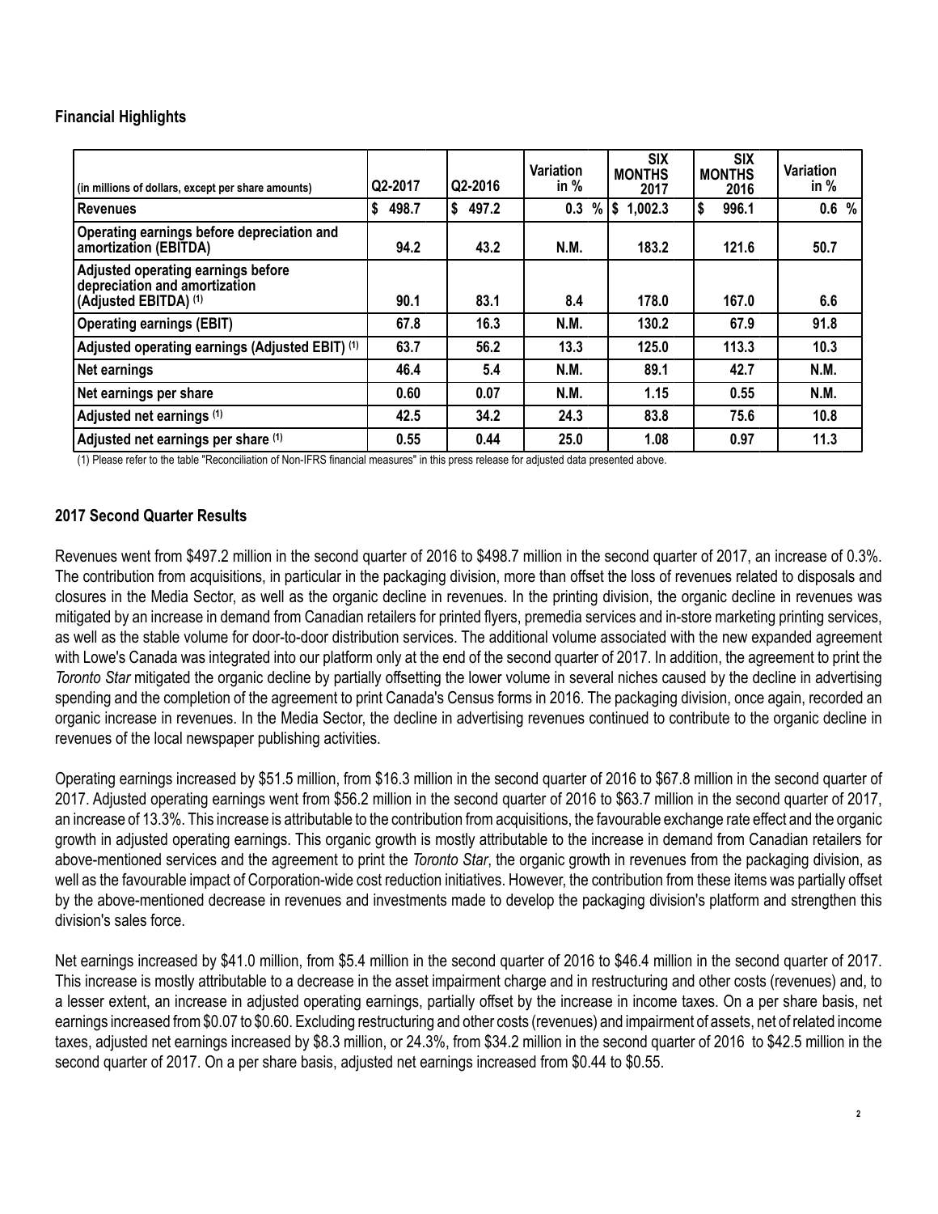## Financial Highlights

| (in millions of dollars, except per share amounts) | Q2-2017 | Q2-2016 | Variation in % | SIX MONTHS 2017 | SIX MONTHS 2016 | Variation in % |
|---|---|---|---|---|---|---|
| **Revenues** | $ 498.7 | $ 497.2 | 0.3 % | $ 1,002.3 | $ 996.1 | 0.6 % |
| **Operating earnings before depreciation and amortization (EBITDA)** | 94.2 | 43.2 | N.M. | 183.2 | 121.6 | 50.7 |
| **Adjusted operating earnings before depreciation and amortization (Adjusted EBITDA) (1)** | 90.1 | 83.1 | 8.4 | 178.0 | 167.0 | 6.6 |
| **Operating earnings (EBIT)** | 67.8 | 16.3 | N.M. | 130.2 | 67.9 | 91.8 |
| **Adjusted operating earnings (Adjusted EBIT) (1)** | 63.7 | 56.2 | 13.3 | 125.0 | 113.3 | 10.3 |
| **Net earnings** | 46.4 | 5.4 | N.M. | 89.1 | 42.7 | N.M. |
| **Net earnings per share** | 0.60 | 0.07 | N.M. | 1.15 | 0.55 | N.M. |
| **Adjusted net earnings (1)** | 42.5 | 34.2 | 24.3 | 83.8 | 75.6 | 10.8 |
| **Adjusted net earnings per share (1)** | 0.55 | 0.44 | 25.0 | 1.08 | 0.97 | 11.3 |

(1) Please refer to the table "Reconciliation of Non-IFRS financial measures" in this press release for adjusted data presented above.

## 2017 Second Quarter Results

Revenues went from $497.2 million in the second quarter of 2016 to $498.7 million in the second quarter of 2017, an increase of 0.3%. The contribution from acquisitions, in particular in the packaging division, more than offset the loss of revenues related to disposals and closures in the Media Sector, as well as the organic decline in revenues. In the printing division, the organic decline in revenues was mitigated by an increase in demand from Canadian retailers for printed flyers, premedia services and in-store marketing printing services, as well as the stable volume for door-to-door distribution services. The additional volume associated with the new expanded agreement with Lowe's Canada was integrated into our platform only at the end of the second quarter of 2017. In addition, the agreement to print the *Toronto Star* mitigated the organic decline by partially offsetting the lower volume in several niches caused by the decline in advertising spending and the completion of the agreement to print Canada's Census forms in 2016. The packaging division, once again, recorded an organic increase in revenues. In the Media Sector, the decline in advertising revenues continued to contribute to the organic decline in revenues of the local newspaper publishing activities.

Operating earnings increased by $51.5 million, from $16.3 million in the second quarter of 2016 to $67.8 million in the second quarter of 2017. Adjusted operating earnings went from $56.2 million in the second quarter of 2016 to $63.7 million in the second quarter of 2017, an increase of 13.3%. This increase is attributable to the contribution from acquisitions, the favourable exchange rate effect and the organic growth in adjusted operating earnings. This organic growth is mostly attributable to the increase in demand from Canadian retailers for above-mentioned services and the agreement to print the *Toronto Star*, the organic growth in revenues from the packaging division, as well as the favourable impact of Corporation-wide cost reduction initiatives. However, the contribution from these items was partially offset by the above-mentioned decrease in revenues and investments made to develop the packaging division's platform and strengthen this division's sales force.

Net earnings increased by $41.0 million, from $5.4 million in the second quarter of 2016 to $46.4 million in the second quarter of 2017. This increase is mostly attributable to a decrease in the asset impairment charge and in restructuring and other costs (revenues) and, to a lesser extent, an increase in adjusted operating earnings, partially offset by the increase in income taxes. On a per share basis, net earnings increased from $0.07 to $0.60. Excluding restructuring and other costs (revenues) and impairment of assets, net of related income taxes, adjusted net earnings increased by $8.3 million, or 24.3%, from $34.2 million in the second quarter of 2016 to $42.5 million in the second quarter of 2017. On a per share basis, adjusted net earnings increased from $0.44 to $0.55.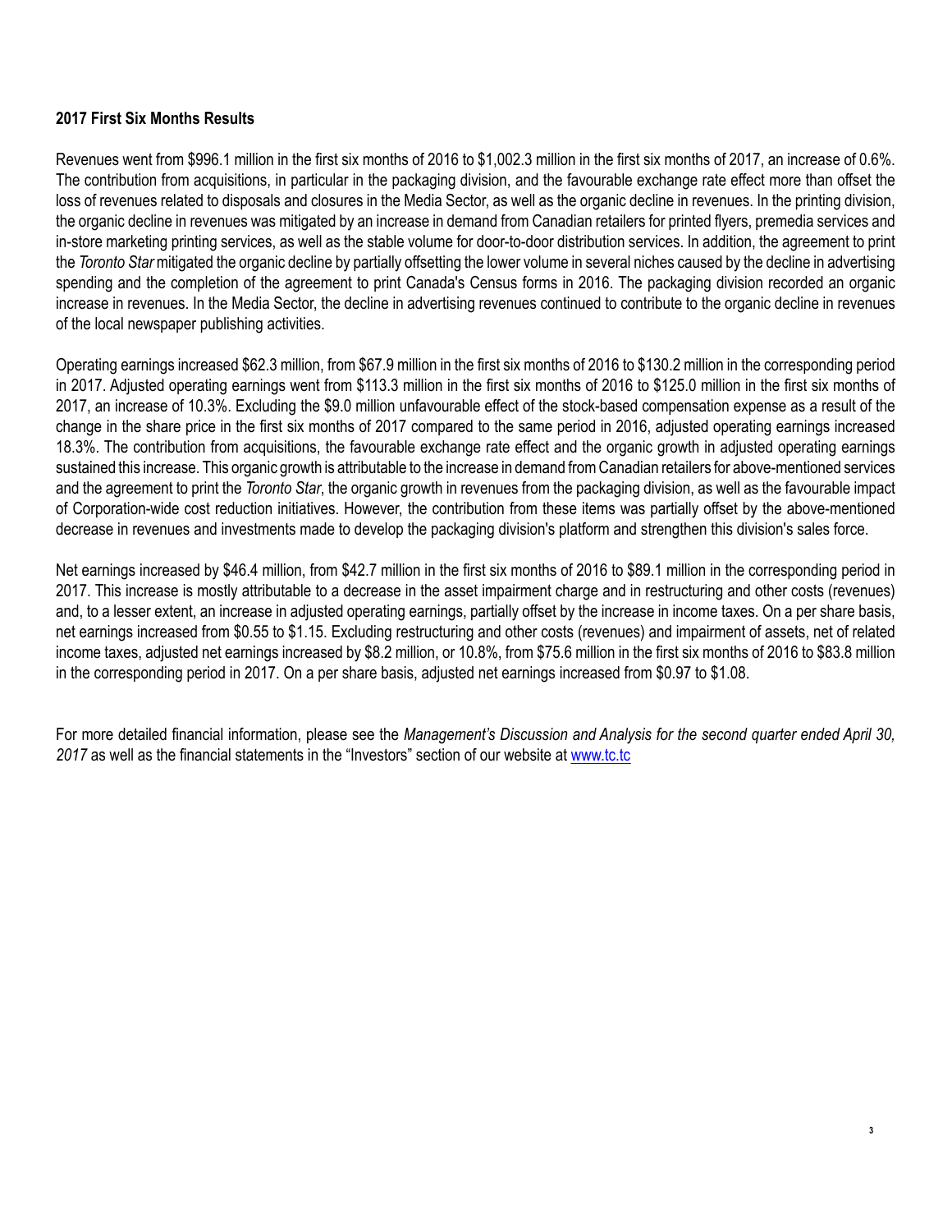**2017 First Six Months Results**

Revenues went from $996.1 million in the first six months of 2016 to $1,002.3 million in the first six months of 2017, an increase of 0.6%. The contribution from acquisitions, in particular in the packaging division, and the favourable exchange rate effect more than offset the loss of revenues related to disposals and closures in the Media Sector, as well as the organic decline in revenues. In the printing division, the organic decline in revenues was mitigated by an increase in demand from Canadian retailers for printed flyers, premedia services and in-store marketing printing services, as well as the stable volume for door-to-door distribution services. In addition, the agreement to print the *Toronto Star* mitigated the organic decline by partially offsetting the lower volume in several niches caused by the decline in advertising spending and the completion of the agreement to print Canada's Census forms in 2016. The packaging division recorded an organic increase in revenues. In the Media Sector, the decline in advertising revenues continued to contribute to the organic decline in revenues of the local newspaper publishing activities.

Operating earnings increased $62.3 million, from $67.9 million in the first six months of 2016 to $130.2 million in the corresponding period in 2017. Adjusted operating earnings went from $113.3 million in the first six months of 2016 to $125.0 million in the first six months of 2017, an increase of 10.3%. Excluding the $9.0 million unfavourable effect of the stock-based compensation expense as a result of the change in the share price in the first six months of 2017 compared to the same period in 2016, adjusted operating earnings increased 18.3%. The contribution from acquisitions, the favourable exchange rate effect and the organic growth in adjusted operating earnings sustained this increase. This organic growth is attributable to the increase in demand from Canadian retailers for above-mentioned services and the agreement to print the *Toronto Star*, the organic growth in revenues from the packaging division, as well as the favourable impact of Corporation-wide cost reduction initiatives. However, the contribution from these items was partially offset by the above-mentioned decrease in revenues and investments made to develop the packaging division's platform and strengthen this division's sales force.

Net earnings increased by $46.4 million, from $42.7 million in the first six months of 2016 to $89.1 million in the corresponding period in 2017. This increase is mostly attributable to a decrease in the asset impairment charge and in restructuring and other costs (revenues) and, to a lesser extent, an increase in adjusted operating earnings, partially offset by the increase in income taxes. On a per share basis, net earnings increased from $0.55 to $1.15. Excluding restructuring and other costs (revenues) and impairment of assets, net of related income taxes, adjusted net earnings increased by $8.2 million, or 10.8%, from $75.6 million in the first six months of 2016 to $83.8 million in the corresponding period in 2017. On a per share basis, adjusted net earnings increased from $0.97 to $1.08.

For more detailed financial information, please see the *Management's Discussion and Analysis for the second quarter ended April 30, 2017* as well as the financial statements in the "Investors" section of our website at www.tc.tc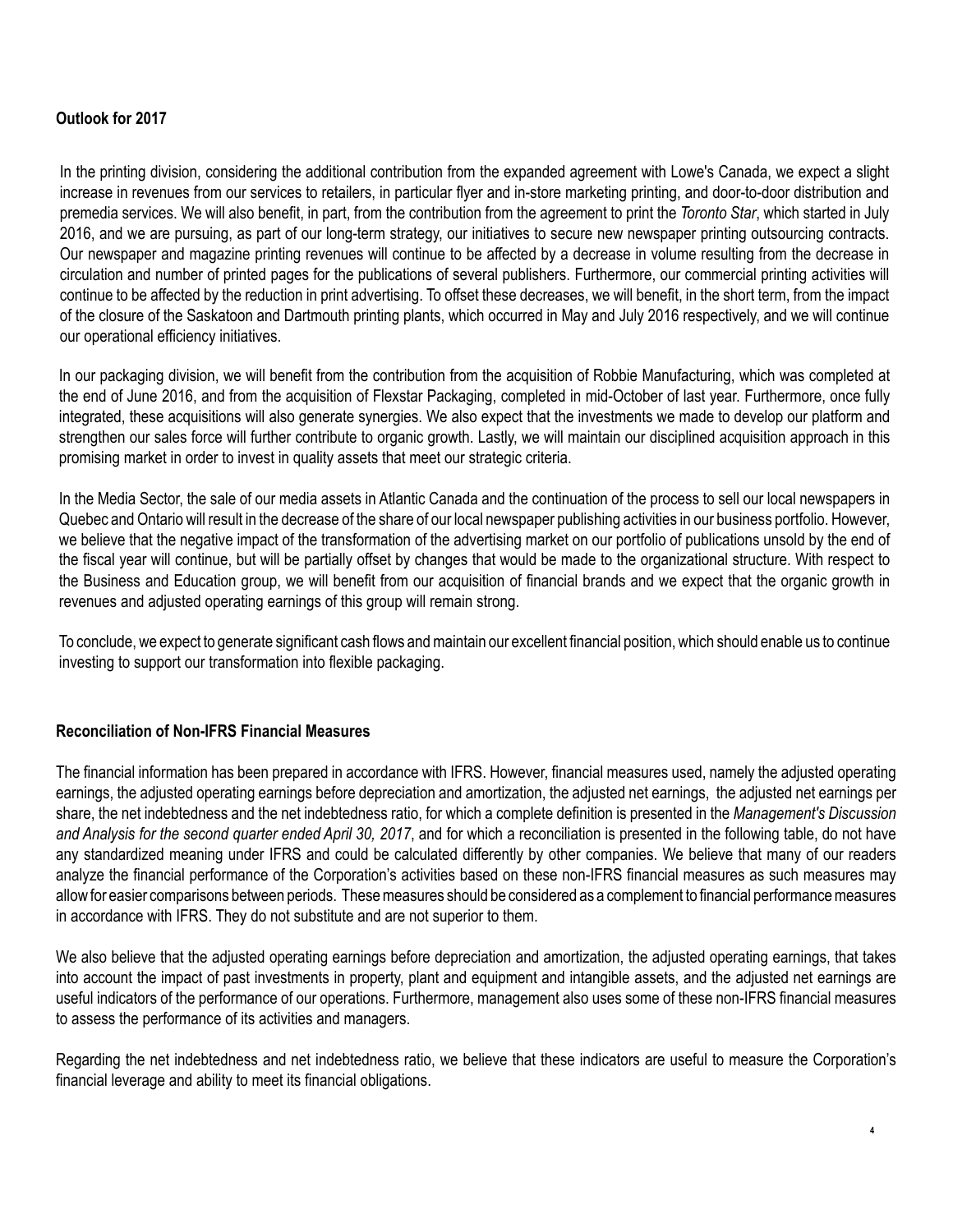**Outlook for 2017**

In the printing division, considering the additional contribution from the expanded agreement with Lowe's Canada, we expect a slight increase in revenues from our services to retailers, in particular flyer and in-store marketing printing, and door-to-door distribution and premedia services. We will also benefit, in part, from the contribution from the agreement to print the *Toronto Star*, which started in July 2016, and we are pursuing, as part of our long-term strategy, our initiatives to secure new newspaper printing outsourcing contracts. Our newspaper and magazine printing revenues will continue to be affected by a decrease in volume resulting from the decrease in circulation and number of printed pages for the publications of several publishers. Furthermore, our commercial printing activities will continue to be affected by the reduction in print advertising. To offset these decreases, we will benefit, in the short term, from the impact of the closure of the Saskatoon and Dartmouth printing plants, which occurred in May and July 2016 respectively, and we will continue our operational efficiency initiatives.

In our packaging division, we will benefit from the contribution from the acquisition of Robbie Manufacturing, which was completed at the end of June 2016, and from the acquisition of Flexstar Packaging, completed in mid-October of last year. Furthermore, once fully integrated, these acquisitions will also generate synergies. We also expect that the investments we made to develop our platform and strengthen our sales force will further contribute to organic growth. Lastly, we will maintain our disciplined acquisition approach in this promising market in order to invest in quality assets that meet our strategic criteria.

In the Media Sector, the sale of our media assets in Atlantic Canada and the continuation of the process to sell our local newspapers in Quebec and Ontario will result in the decrease of the share of our local newspaper publishing activities in our business portfolio. However, we believe that the negative impact of the transformation of the advertising market on our portfolio of publications unsold by the end of the fiscal year will continue, but will be partially offset by changes that would be made to the organizational structure. With respect to the Business and Education group, we will benefit from our acquisition of financial brands and we expect that the organic growth in revenues and adjusted operating earnings of this group will remain strong.

To conclude, we expect to generate significant cash flows and maintain our excellent financial position, which should enable us to continue investing to support our transformation into flexible packaging.

**Reconciliation of Non-IFRS Financial Measures**

The financial information has been prepared in accordance with IFRS. However, financial measures used, namely the adjusted operating earnings, the adjusted operating earnings before depreciation and amortization, the adjusted net earnings, the adjusted net earnings per share, the net indebtedness and the net indebtedness ratio, for which a complete definition is presented in the *Management's Discussion and Analysis for the second quarter ended April 30, 2017*, and for which a reconciliation is presented in the following table, do not have any standardized meaning under IFRS and could be calculated differently by other companies. We believe that many of our readers analyze the financial performance of the Corporation's activities based on these non-IFRS financial measures as such measures may allow for easier comparisons between periods. These measures should be considered as a complement to financial performance measures in accordance with IFRS. They do not substitute and are not superior to them.

We also believe that the adjusted operating earnings before depreciation and amortization, the adjusted operating earnings, that takes into account the impact of past investments in property, plant and equipment and intangible assets, and the adjusted net earnings are useful indicators of the performance of our operations. Furthermore, management also uses some of these non-IFRS financial measures to assess the performance of its activities and managers.

Regarding the net indebtedness and net indebtedness ratio, we believe that these indicators are useful to measure the Corporation's financial leverage and ability to meet its financial obligations.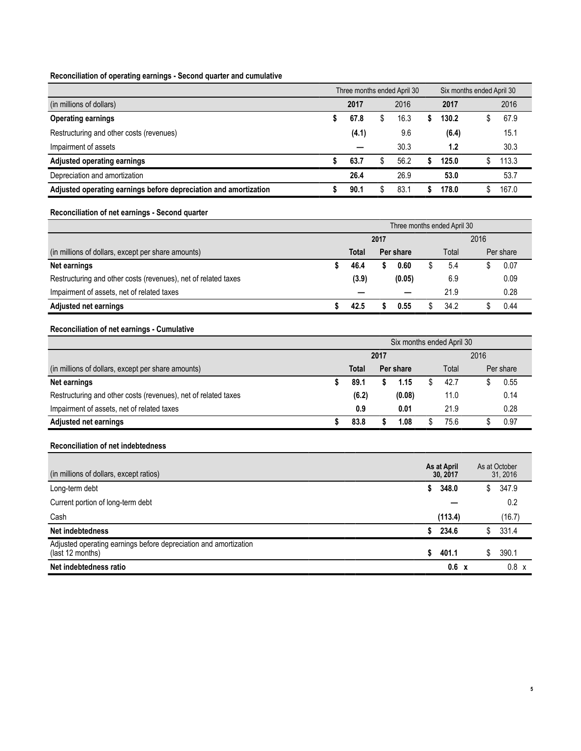**Reconciliation of operating earnings - Second quarter and cumulative**

| | Three months ended April 30 | | Six months ended April 30 | |
|---|---|---|---|---|
| (in millions of dollars) | **2017** | 2016 | **2017** | 2016 |
| **Operating earnings** | **$ 67.8** | $ 16.3 | **$ 130.2** | $ 67.9 |
| Restructuring and other costs (revenues) | **(4.1)** | 9.6 | **(6.4)** | 15.1 |
| Impairment of assets | **—** | 30.3 | **1.2** | 30.3 |
| **Adjusted operating earnings** | **$ 63.7** | $ 56.2 | **$ 125.0** | $ 113.3 |
| Depreciation and amortization | **26.4** | 26.9 | **53.0** | 53.7 |
| **Adjusted operating earnings before depreciation and amortization** | **$ 90.1** | $ 83.1 | **$ 178.0** | $ 167.0 |

**Reconciliation of net earnings - Second quarter**

| | Three months ended April 30 | | | |
|---|---|---|---|---|
| | **2017** | | 2016 | |
| (in millions of dollars, except per share amounts) | **Total** | **Per share** | Total | Per share |
| **Net earnings** | **$ 46.4** | **$ 0.60** | $ 5.4 | $ 0.07 |
| Restructuring and other costs (revenues), net of related taxes | **(3.9)** | **(0.05)** | 6.9 | 0.09 |
| Impairment of assets, net of related taxes | **—** | **—** | 21.9 | 0.28 |
| **Adjusted net earnings** | **$ 42.5** | **$ 0.55** | $ 34.2 | $ 0.44 |

**Reconciliation of net earnings - Cumulative**

| | Six months ended April 30 | | | |
|---|---|---|---|---|
| | **2017** | | 2016 | |
| (in millions of dollars, except per share amounts) | **Total** | **Per share** | Total | Per share |
| **Net earnings** | **$ 89.1** | **$ 1.15** | $ 42.7 | $ 0.55 |
| Restructuring and other costs (revenues), net of related taxes | **(6.2)** | **(0.08)** | 11.0 | 0.14 |
| Impairment of assets, net of related taxes | **0.9** | **0.01** | 21.9 | 0.28 |
| **Adjusted net earnings** | **$ 83.8** | **$ 1.08** | $ 75.6 | $ 0.97 |

**Reconciliation of net indebtedness**

| (in millions of dollars, except ratios) | **As at April 30, 2017** | As at October 31, 2016 |
|---|---|---|
| Long-term debt | **$ 348.0** | $ 347.9 |
| Current portion of long-term debt | **—** | 0.2 |
| Cash | **(113.4)** | (16.7) |
| **Net indebtedness** | **$ 234.6** | $ 331.4 |
| Adjusted operating earnings before depreciation and amortization (last 12 months) | **$ 401.1** | $ 390.1 |
| **Net indebtedness ratio** | **0.6 x** | 0.8 x |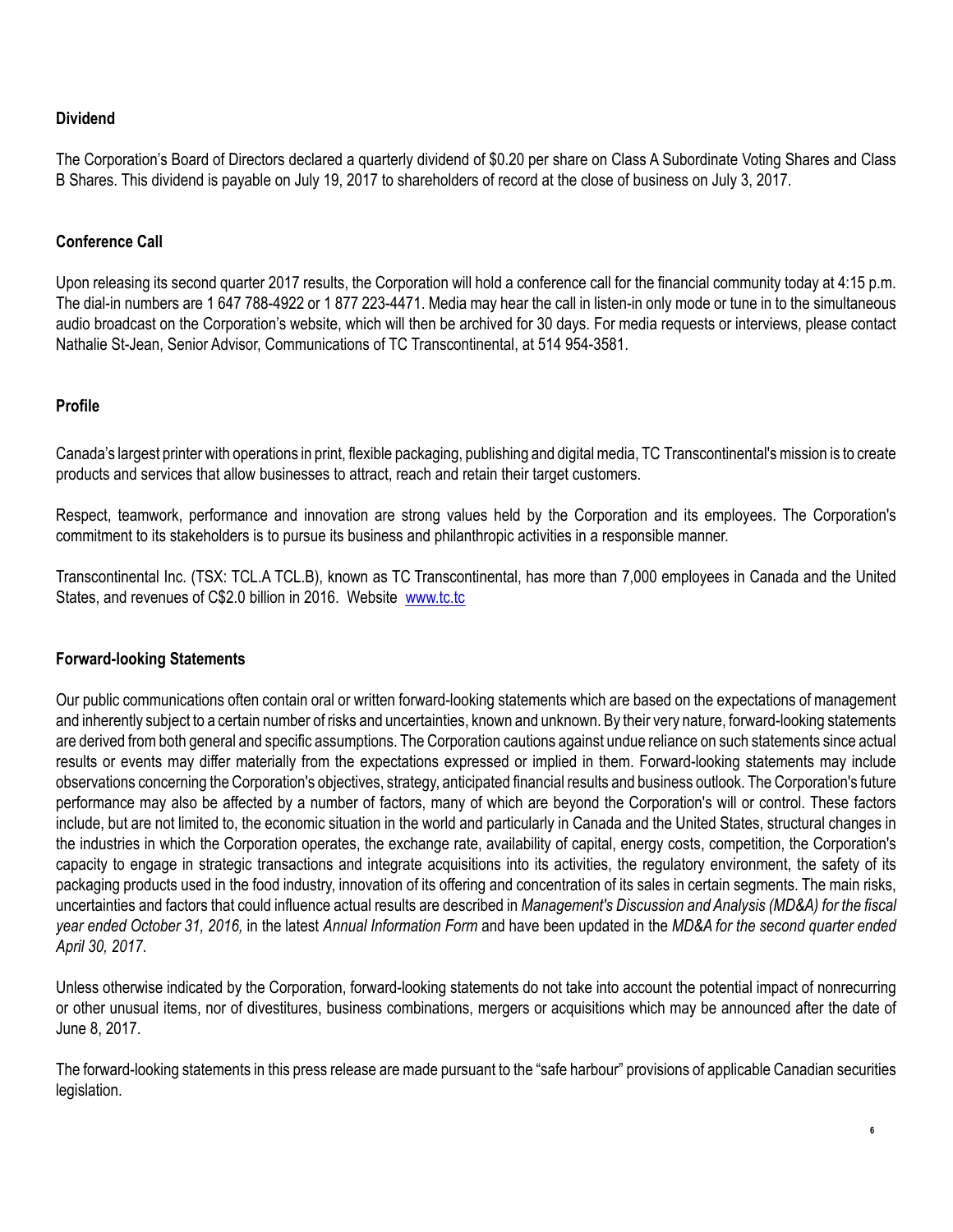## Dividend

The Corporation's Board of Directors declared a quarterly dividend of $0.20 per share on Class A Subordinate Voting Shares and Class B Shares. This dividend is payable on July 19, 2017 to shareholders of record at the close of business on July 3, 2017.

## Conference Call

Upon releasing its second quarter 2017 results, the Corporation will hold a conference call for the financial community today at 4:15 p.m. The dial-in numbers are 1 647 788-4922 or 1 877 223-4471. Media may hear the call in listen-in only mode or tune in to the simultaneous audio broadcast on the Corporation's website, which will then be archived for 30 days. For media requests or interviews, please contact Nathalie St-Jean, Senior Advisor, Communications of TC Transcontinental, at 514 954-3581.

## Profile

Canada's largest printer with operations in print, flexible packaging, publishing and digital media, TC Transcontinental's mission is to create products and services that allow businesses to attract, reach and retain their target customers.

Respect, teamwork, performance and innovation are strong values held by the Corporation and its employees. The Corporation's commitment to its stakeholders is to pursue its business and philanthropic activities in a responsible manner.

Transcontinental Inc. (TSX: TCL.A TCL.B), known as TC Transcontinental, has more than 7,000 employees in Canada and the United States, and revenues of C$2.0 billion in 2016. Website [www.tc.tc](http://www.tc.tc)

## Forward-looking Statements

Our public communications often contain oral or written forward-looking statements which are based on the expectations of management and inherently subject to a certain number of risks and uncertainties, known and unknown. By their very nature, forward-looking statements are derived from both general and specific assumptions. The Corporation cautions against undue reliance on such statements since actual results or events may differ materially from the expectations expressed or implied in them. Forward-looking statements may include observations concerning the Corporation's objectives, strategy, anticipated financial results and business outlook. The Corporation's future performance may also be affected by a number of factors, many of which are beyond the Corporation's will or control. These factors include, but are not limited to, the economic situation in the world and particularly in Canada and the United States, structural changes in the industries in which the Corporation operates, the exchange rate, availability of capital, energy costs, competition, the Corporation's capacity to engage in strategic transactions and integrate acquisitions into its activities, the regulatory environment, the safety of its packaging products used in the food industry, innovation of its offering and concentration of its sales in certain segments. The main risks, uncertainties and factors that could influence actual results are described in *Management's Discussion and Analysis (MD&A) for the fiscal year ended October 31, 2016,* in the latest *Annual Information Form* and have been updated in the *MD&A for the second quarter ended April 30, 2017*.

Unless otherwise indicated by the Corporation, forward-looking statements do not take into account the potential impact of nonrecurring or other unusual items, nor of divestitures, business combinations, mergers or acquisitions which may be announced after the date of June 8, 2017.

The forward-looking statements in this press release are made pursuant to the "safe harbour" provisions of applicable Canadian securities legislation.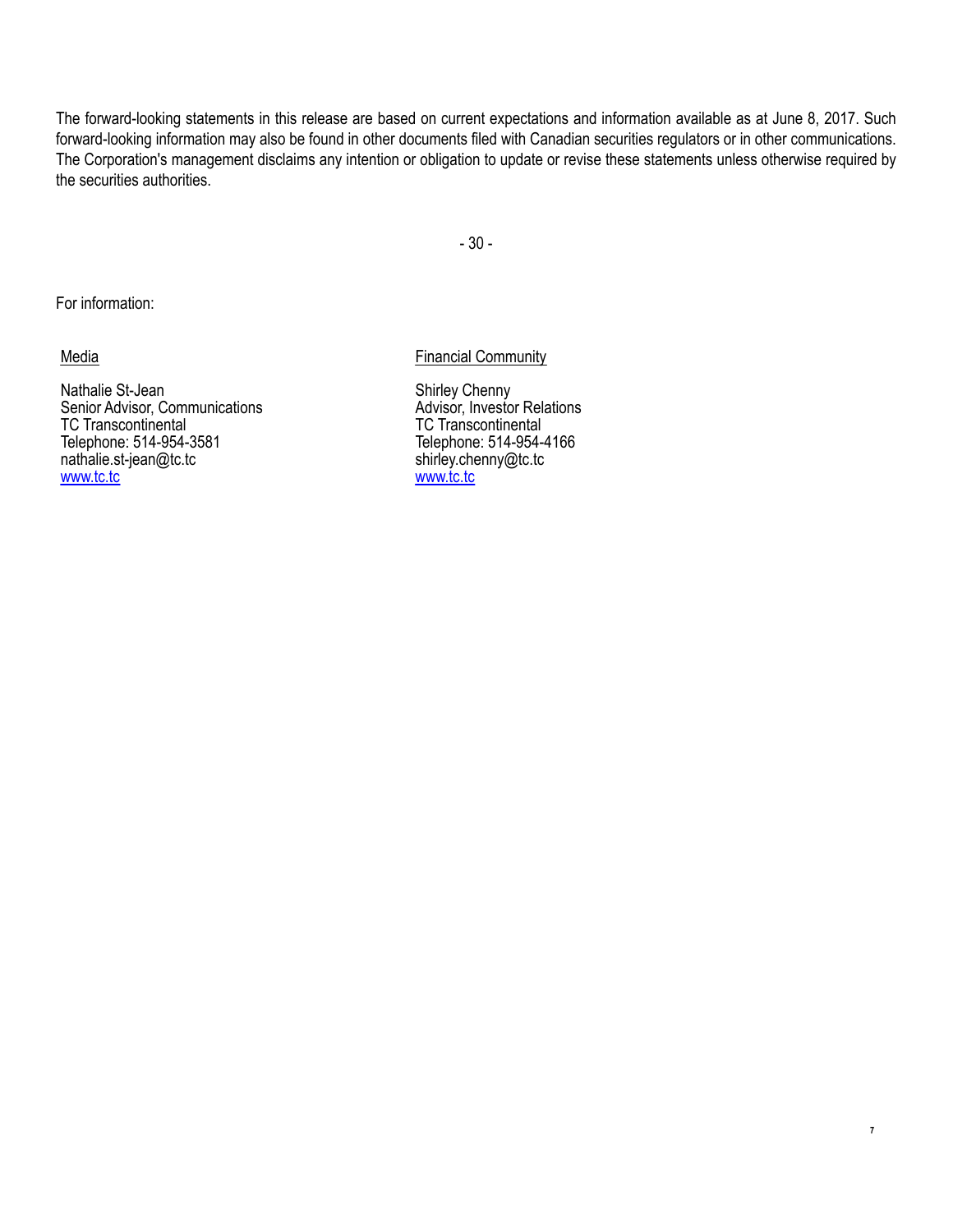The forward-looking statements in this release are based on current expectations and information available as at June 8, 2017. Such forward-looking information may also be found in other documents filed with Canadian securities regulators or in other communications. The Corporation's management disclaims any intention or obligation to update or revise these statements unless otherwise required by the securities authorities.

- 30 -

For information:

Media

Nathalie St-Jean
Senior Advisor, Communications
TC Transcontinental
Telephone: 514-954-3581
nathalie.st-jean@tc.tc
[www.tc.tc](http://www.tc.tc)

Financial Community

Shirley Chenny
Advisor, Investor Relations
TC Transcontinental
Telephone: 514-954-4166
shirley.chenny@tc.tc
[www.tc.tc](http://www.tc.tc)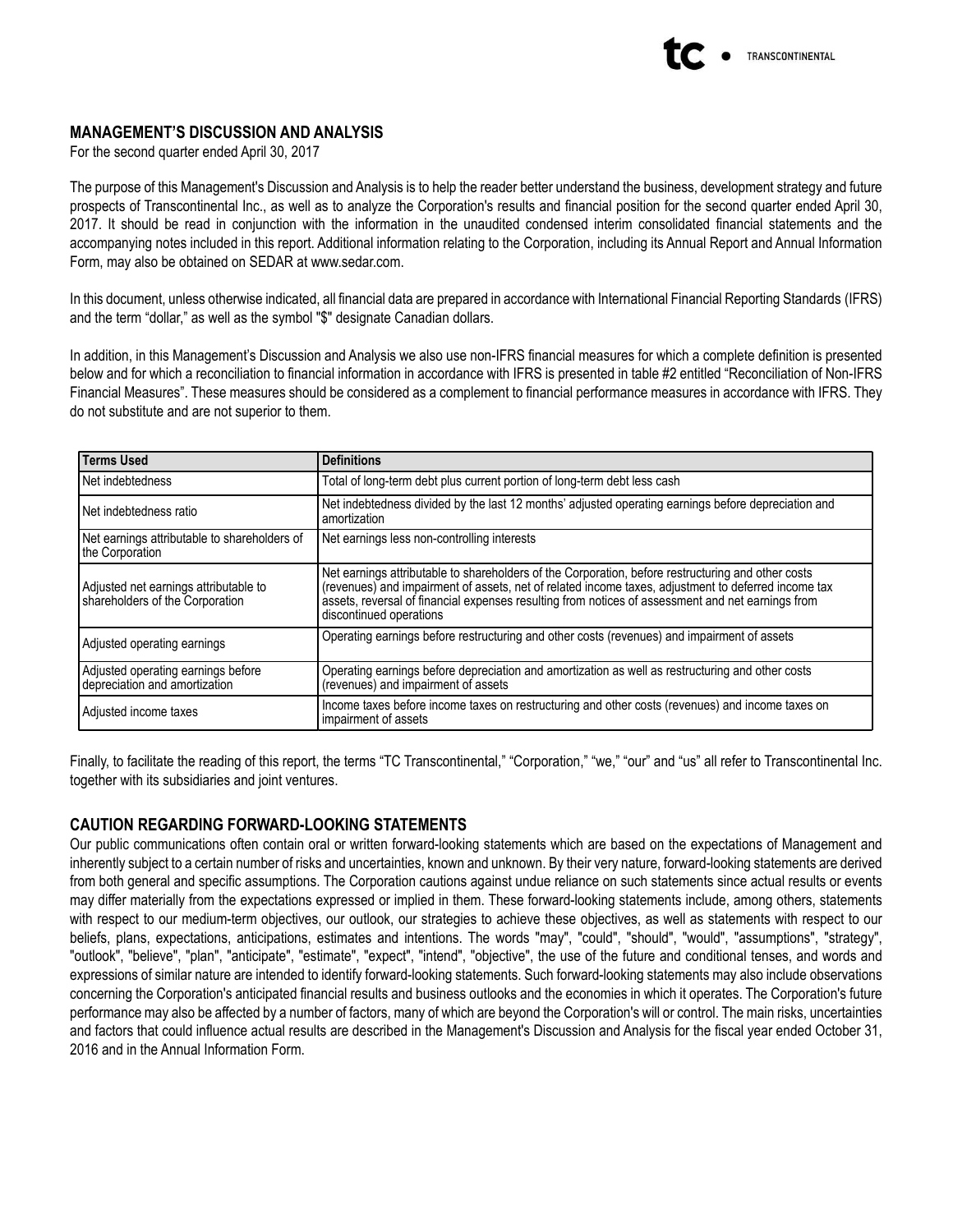## MANAGEMENT'S DISCUSSION AND ANALYSIS

For the second quarter ended April 30, 2017

The purpose of this Management's Discussion and Analysis is to help the reader better understand the business, development strategy and future prospects of Transcontinental Inc., as well as to analyze the Corporation's results and financial position for the second quarter ended April 30, 2017. It should be read in conjunction with the information in the unaudited condensed interim consolidated financial statements and the accompanying notes included in this report. Additional information relating to the Corporation, including its Annual Report and Annual Information Form, may also be obtained on SEDAR at www.sedar.com.

In this document, unless otherwise indicated, all financial data are prepared in accordance with International Financial Reporting Standards (IFRS) and the term "dollar," as well as the symbol "$" designate Canadian dollars.

In addition, in this Management's Discussion and Analysis we also use non-IFRS financial measures for which a complete definition is presented below and for which a reconciliation to financial information in accordance with IFRS is presented in table #2 entitled "Reconciliation of Non-IFRS Financial Measures". These measures should be considered as a complement to financial performance measures in accordance with IFRS. They do not substitute and are not superior to them.

| Terms Used | Definitions |
|---|---|
| Net indebtedness | Total of long-term debt plus current portion of long-term debt less cash |
| Net indebtedness ratio | Net indebtedness divided by the last 12 months' adjusted operating earnings before depreciation and amortization |
| Net earnings attributable to shareholders of the Corporation | Net earnings less non-controlling interests |
| Adjusted net earnings attributable to shareholders of the Corporation | Net earnings attributable to shareholders of the Corporation, before restructuring and other costs (revenues) and impairment of assets, net of related income taxes, adjustment to deferred income tax assets, reversal of financial expenses resulting from notices of assessment and net earnings from discontinued operations |
| Adjusted operating earnings | Operating earnings before restructuring and other costs (revenues) and impairment of assets |
| Adjusted operating earnings before depreciation and amortization | Operating earnings before depreciation and amortization as well as restructuring and other costs (revenues) and impairment of assets |
| Adjusted income taxes | Income taxes before income taxes on restructuring and other costs (revenues) and income taxes on impairment of assets |

Finally, to facilitate the reading of this report, the terms "TC Transcontinental," "Corporation," "we," "our" and "us" all refer to Transcontinental Inc. together with its subsidiaries and joint ventures.

## CAUTION REGARDING FORWARD-LOOKING STATEMENTS

Our public communications often contain oral or written forward-looking statements which are based on the expectations of Management and inherently subject to a certain number of risks and uncertainties, known and unknown. By their very nature, forward-looking statements are derived from both general and specific assumptions. The Corporation cautions against undue reliance on such statements since actual results or events may differ materially from the expectations expressed or implied in them. These forward-looking statements include, among others, statements with respect to our medium-term objectives, our outlook, our strategies to achieve these objectives, as well as statements with respect to our beliefs, plans, expectations, anticipations, estimates and intentions. The words "may", "could", "should", "would", "assumptions", "strategy", "outlook", "believe", "plan", "anticipate", "estimate", "expect", "intend", "objective", the use of the future and conditional tenses, and words and expressions of similar nature are intended to identify forward-looking statements. Such forward-looking statements may also include observations concerning the Corporation's anticipated financial results and business outlooks and the economies in which it operates. The Corporation's future performance may also be affected by a number of factors, many of which are beyond the Corporation's will or control. The main risks, uncertainties and factors that could influence actual results are described in the Management's Discussion and Analysis for the fiscal year ended October 31, 2016 and in the Annual Information Form.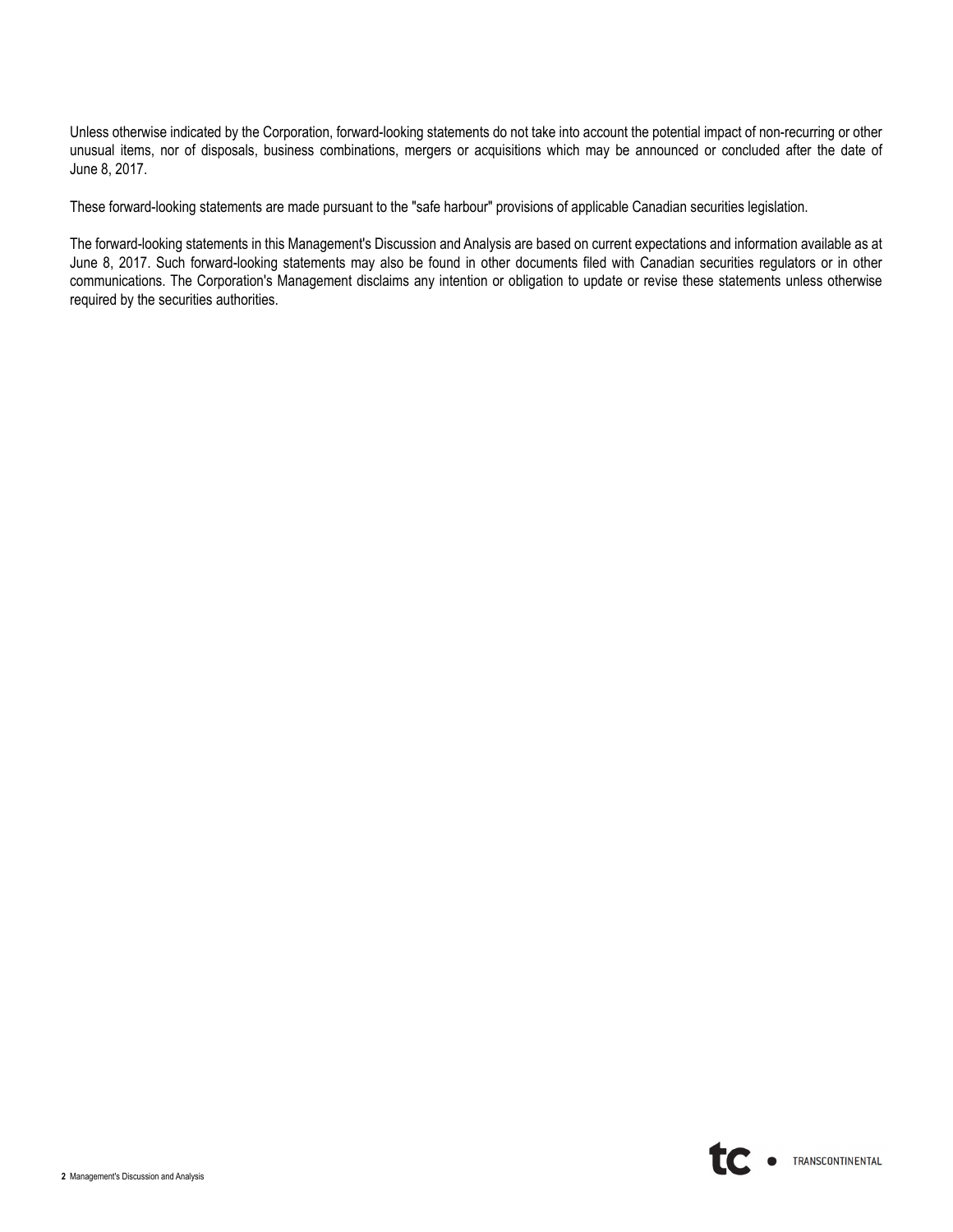Unless otherwise indicated by the Corporation, forward-looking statements do not take into account the potential impact of non-recurring or other unusual items, nor of disposals, business combinations, mergers or acquisitions which may be announced or concluded after the date of June 8, 2017.

These forward-looking statements are made pursuant to the "safe harbour" provisions of applicable Canadian securities legislation.

The forward-looking statements in this Management's Discussion and Analysis are based on current expectations and information available as at June 8, 2017. Such forward-looking statements may also be found in other documents filed with Canadian securities regulators or in other communications. The Corporation's Management disclaims any intention or obligation to update or revise these statements unless otherwise required by the securities authorities.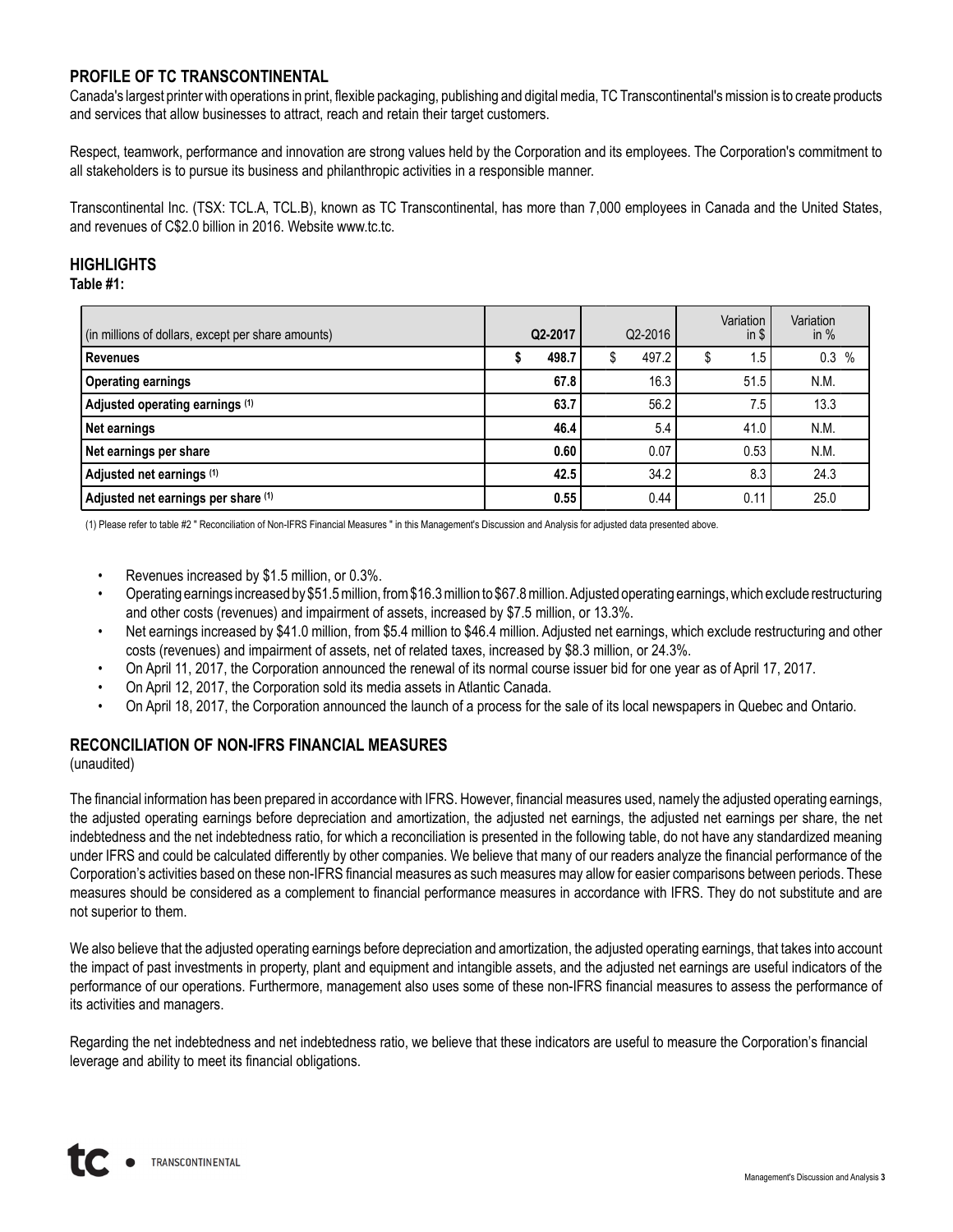## PROFILE OF TC TRANSCONTINENTAL

Canada's largest printer with operations in print, flexible packaging, publishing and digital media, TC Transcontinental's mission is to create products and services that allow businesses to attract, reach and retain their target customers.

Respect, teamwork, performance and innovation are strong values held by the Corporation and its employees. The Corporation's commitment to all stakeholders is to pursue its business and philanthropic activities in a responsible manner.

Transcontinental Inc. (TSX: TCL.A, TCL.B), known as TC Transcontinental, has more than 7,000 employees in Canada and the United States, and revenues of C$2.0 billion in 2016. Website www.tc.tc.

## HIGHLIGHTS

**Table #1:**

| (in millions of dollars, except per share amounts) | Q2-2017 | Q2-2016 | Variation in $ | Variation in % |
|---|---|---|---|---|
| **Revenues** | **$ 498.7** | $ 497.2 | $ 1.5 | 0.3 % |
| **Operating earnings** | **67.8** | 16.3 | 51.5 | N.M. |
| **Adjusted operating earnings (1)** | **63.7** | 56.2 | 7.5 | 13.3 |
| **Net earnings** | **46.4** | 5.4 | 41.0 | N.M. |
| **Net earnings per share** | **0.60** | 0.07 | 0.53 | N.M. |
| **Adjusted net earnings (1)** | **42.5** | 34.2 | 8.3 | 24.3 |
| **Adjusted net earnings per share (1)** | **0.55** | 0.44 | 0.11 | 25.0 |

(1) Please refer to table #2 " Reconciliation of Non-IFRS Financial Measures " in this Management's Discussion and Analysis for adjusted data presented above.

- Revenues increased by $1.5 million, or 0.3%.
- Operating earnings increased by $51.5 million, from $16.3 million to $67.8 million. Adjusted operating earnings, which exclude restructuring and other costs (revenues) and impairment of assets, increased by $7.5 million, or 13.3%.
- Net earnings increased by $41.0 million, from $5.4 million to $46.4 million. Adjusted net earnings, which exclude restructuring and other costs (revenues) and impairment of assets, net of related taxes, increased by $8.3 million, or 24.3%.
- On April 11, 2017, the Corporation announced the renewal of its normal course issuer bid for one year as of April 17, 2017.
- On April 12, 2017, the Corporation sold its media assets in Atlantic Canada.
- On April 18, 2017, the Corporation announced the launch of a process for the sale of its local newspapers in Quebec and Ontario.

## RECONCILIATION OF NON-IFRS FINANCIAL MEASURES

(unaudited)

The financial information has been prepared in accordance with IFRS. However, financial measures used, namely the adjusted operating earnings, the adjusted operating earnings before depreciation and amortization, the adjusted net earnings, the adjusted net earnings per share, the net indebtedness and the net indebtedness ratio, for which a reconciliation is presented in the following table, do not have any standardized meaning under IFRS and could be calculated differently by other companies. We believe that many of our readers analyze the financial performance of the Corporation's activities based on these non-IFRS financial measures as such measures may allow for easier comparisons between periods. These measures should be considered as a complement to financial performance measures in accordance with IFRS. They do not substitute and are not superior to them.

We also believe that the adjusted operating earnings before depreciation and amortization, the adjusted operating earnings, that takes into account the impact of past investments in property, plant and equipment and intangible assets, and the adjusted net earnings are useful indicators of the performance of our operations. Furthermore, management also uses some of these non-IFRS financial measures to assess the performance of its activities and managers.

Regarding the net indebtedness and net indebtedness ratio, we believe that these indicators are useful to measure the Corporation's financial leverage and ability to meet its financial obligations.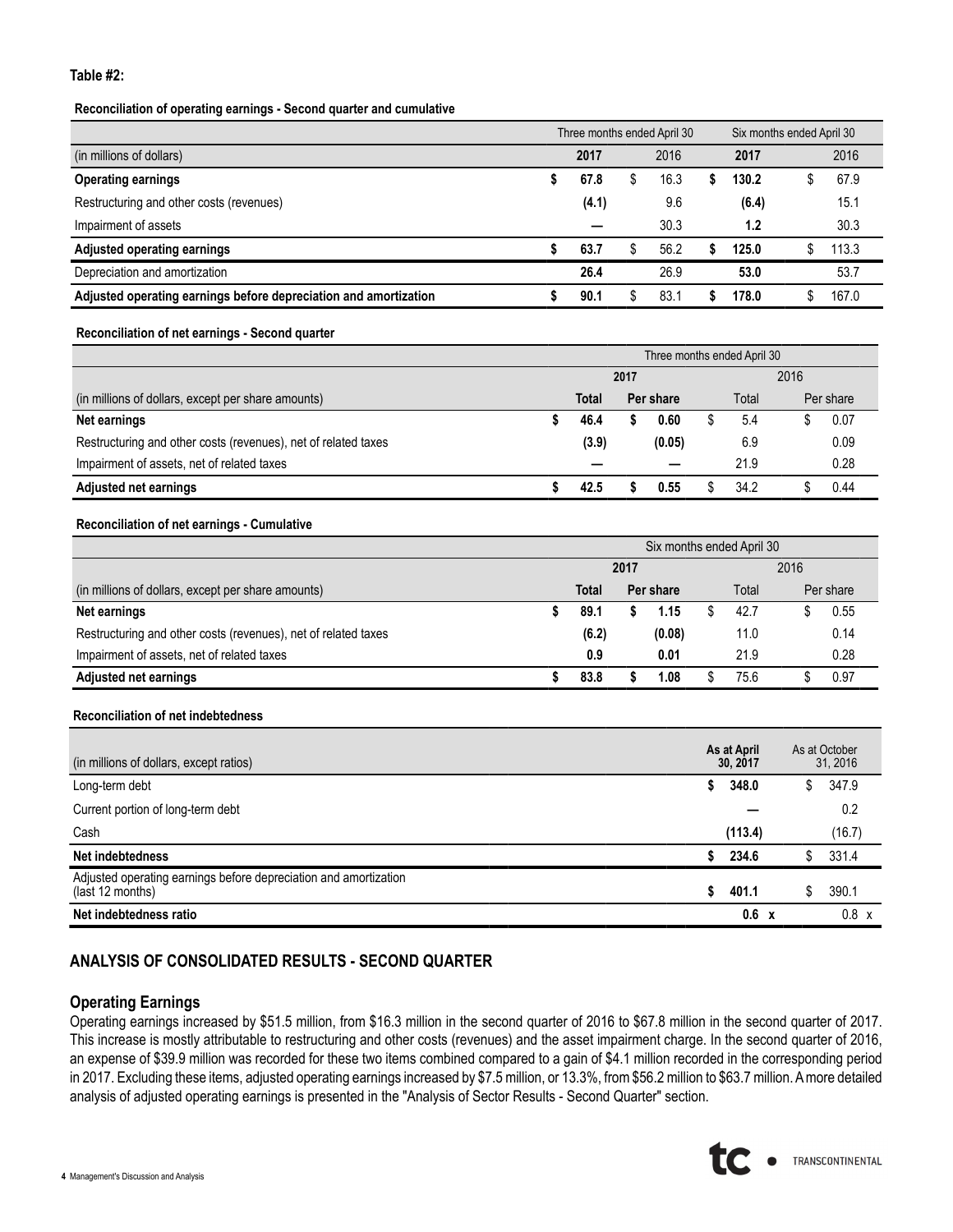**Table #2:**

**Reconciliation of operating earnings - Second quarter and cumulative**

| | Three months ended April 30 | | Six months ended April 30 | |
|---|---|---|---|---|
| (in millions of dollars) | **2017** | 2016 | **2017** | 2016 |
| **Operating earnings** | **$ 67.8** | $ 16.3 | **$ 130.2** | $ 67.9 |
| Restructuring and other costs (revenues) | **(4.1)** | 9.6 | **(6.4)** | 15.1 |
| Impairment of assets | **—** | 30.3 | **1.2** | 30.3 |
| **Adjusted operating earnings** | **$ 63.7** | $ 56.2 | **$ 125.0** | $ 113.3 |
| Depreciation and amortization | **26.4** | 26.9 | **53.0** | 53.7 |
| **Adjusted operating earnings before depreciation and amortization** | **$ 90.1** | $ 83.1 | **$ 178.0** | $ 167.0 |

**Reconciliation of net earnings - Second quarter**

| | Three months ended April 30 | | | |
|---|---|---|---|---|
| | **2017** | | 2016 | |
| (in millions of dollars, except per share amounts) | **Total** | **Per share** | Total | Per share |
| **Net earnings** | **$ 46.4** | **$ 0.60** | $ 5.4 | $ 0.07 |
| Restructuring and other costs (revenues), net of related taxes | **(3.9)** | **(0.05)** | 6.9 | 0.09 |
| Impairment of assets, net of related taxes | **—** | **—** | 21.9 | 0.28 |
| **Adjusted net earnings** | **$ 42.5** | **$ 0.55** | $ 34.2 | $ 0.44 |

**Reconciliation of net earnings - Cumulative**

| | Six months ended April 30 | | | |
|---|---|---|---|---|
| | **2017** | | 2016 | |
| (in millions of dollars, except per share amounts) | **Total** | **Per share** | Total | Per share |
| **Net earnings** | **$ 89.1** | **$ 1.15** | $ 42.7 | $ 0.55 |
| Restructuring and other costs (revenues), net of related taxes | **(6.2)** | **(0.08)** | 11.0 | 0.14 |
| Impairment of assets, net of related taxes | **0.9** | **0.01** | 21.9 | 0.28 |
| **Adjusted net earnings** | **$ 83.8** | **$ 1.08** | $ 75.6 | $ 0.97 |

**Reconciliation of net indebtedness**

| (in millions of dollars, except ratios) | **As at April 30, 2017** | As at October 31, 2016 |
|---|---|---|
| Long-term debt | **$ 348.0** | $ 347.9 |
| Current portion of long-term debt | **—** | 0.2 |
| Cash | **(113.4)** | (16.7) |
| **Net indebtedness** | **$ 234.6** | $ 331.4 |
| Adjusted operating earnings before depreciation and amortization (last 12 months) | **$ 401.1** | $ 390.1 |
| **Net indebtedness ratio** | **0.6 x** | 0.8 x |

## ANALYSIS OF CONSOLIDATED RESULTS - SECOND QUARTER

### Operating Earnings

Operating earnings increased by $51.5 million, from $16.3 million in the second quarter of 2016 to $67.8 million in the second quarter of 2017. This increase is mostly attributable to restructuring and other costs (revenues) and the asset impairment charge. In the second quarter of 2016, an expense of $39.9 million was recorded for these two items combined compared to a gain of $4.1 million recorded in the corresponding period in 2017. Excluding these items, adjusted operating earnings increased by $7.5 million, or 13.3%, from $56.2 million to $63.7 million. A more detailed analysis of adjusted operating earnings is presented in the "Analysis of Sector Results - Second Quarter" section.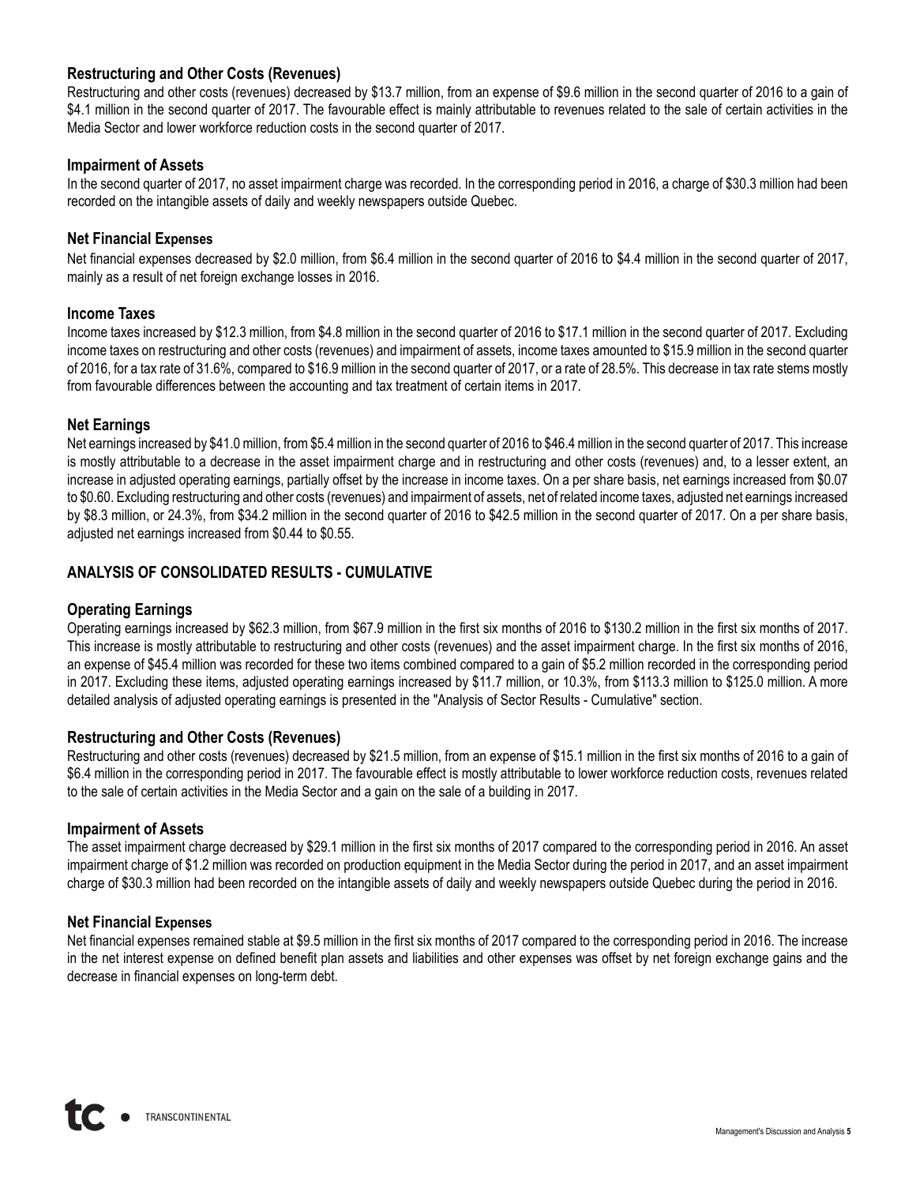### Restructuring and Other Costs (Revenues)

Restructuring and other costs (revenues) decreased by $13.7 million, from an expense of $9.6 million in the second quarter of 2016 to a gain of $4.1 million in the second quarter of 2017. The favourable effect is mainly attributable to revenues related to the sale of certain activities in the Media Sector and lower workforce reduction costs in the second quarter of 2017.

### Impairment of Assets

In the second quarter of 2017, no asset impairment charge was recorded. In the corresponding period in 2016, a charge of $30.3 million had been recorded on the intangible assets of daily and weekly newspapers outside Quebec.

### Net Financial Expenses

Net financial expenses decreased by $2.0 million, from $6.4 million in the second quarter of 2016 to $4.4 million in the second quarter of 2017, mainly as a result of net foreign exchange losses in 2016.

### Income Taxes

Income taxes increased by $12.3 million, from $4.8 million in the second quarter of 2016 to $17.1 million in the second quarter of 2017. Excluding income taxes on restructuring and other costs (revenues) and impairment of assets, income taxes amounted to $15.9 million in the second quarter of 2016, for a tax rate of 31.6%, compared to $16.9 million in the second quarter of 2017, or a rate of 28.5%. This decrease in tax rate stems mostly from favourable differences between the accounting and tax treatment of certain items in 2017.

### Net Earnings

Net earnings increased by $41.0 million, from $5.4 million in the second quarter of 2016 to $46.4 million in the second quarter of 2017. This increase is mostly attributable to a decrease in the asset impairment charge and in restructuring and other costs (revenues) and, to a lesser extent, an increase in adjusted operating earnings, partially offset by the increase in income taxes. On a per share basis, net earnings increased from $0.07 to $0.60. Excluding restructuring and other costs (revenues) and impairment of assets, net of related income taxes, adjusted net earnings increased by $8.3 million, or 24.3%, from $34.2 million in the second quarter of 2016 to $42.5 million in the second quarter of 2017. On a per share basis, adjusted net earnings increased from $0.44 to $0.55.

## ANALYSIS OF CONSOLIDATED RESULTS - CUMULATIVE

### Operating Earnings

Operating earnings increased by $62.3 million, from $67.9 million in the first six months of 2016 to $130.2 million in the first six months of 2017. This increase is mostly attributable to restructuring and other costs (revenues) and the asset impairment charge. In the first six months of 2016, an expense of $45.4 million was recorded for these two items combined compared to a gain of $5.2 million recorded in the corresponding period in 2017. Excluding these items, adjusted operating earnings increased by $11.7 million, or 10.3%, from $113.3 million to $125.0 million. A more detailed analysis of adjusted operating earnings is presented in the "Analysis of Sector Results - Cumulative" section.

### Restructuring and Other Costs (Revenues)

Restructuring and other costs (revenues) decreased by $21.5 million, from an expense of $15.1 million in the first six months of 2016 to a gain of $6.4 million in the corresponding period in 2017. The favourable effect is mostly attributable to lower workforce reduction costs, revenues related to the sale of certain activities in the Media Sector and a gain on the sale of a building in 2017.

### Impairment of Assets

The asset impairment charge decreased by $29.1 million in the first six months of 2017 compared to the corresponding period in 2016. An asset impairment charge of $1.2 million was recorded on production equipment in the Media Sector during the period in 2017, and an asset impairment charge of $30.3 million had been recorded on the intangible assets of daily and weekly newspapers outside Quebec during the period in 2016.

### Net Financial Expenses

Net financial expenses remained stable at $9.5 million in the first six months of 2017 compared to the corresponding period in 2016. The increase in the net interest expense on defined benefit plan assets and liabilities and other expenses was offset by net foreign exchange gains and the decrease in financial expenses on long-term debt.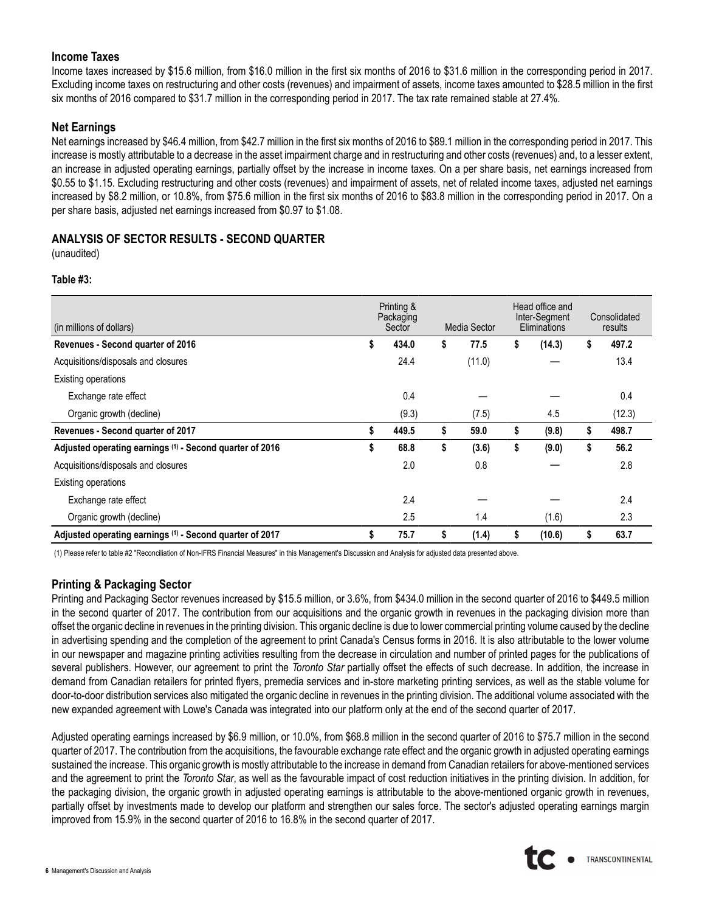### Income Taxes

Income taxes increased by $15.6 million, from $16.0 million in the first six months of 2016 to $31.6 million in the corresponding period in 2017. Excluding income taxes on restructuring and other costs (revenues) and impairment of assets, income taxes amounted to $28.5 million in the first six months of 2016 compared to $31.7 million in the corresponding period in 2017. The tax rate remained stable at 27.4%.

### Net Earnings

Net earnings increased by $46.4 million, from $42.7 million in the first six months of 2016 to $89.1 million in the corresponding period in 2017. This increase is mostly attributable to a decrease in the asset impairment charge and in restructuring and other costs (revenues) and, to a lesser extent, an increase in adjusted operating earnings, partially offset by the increase in income taxes. On a per share basis, net earnings increased from $0.55 to $1.15. Excluding restructuring and other costs (revenues) and impairment of assets, net of related income taxes, adjusted net earnings increased by $8.2 million, or 10.8%, from $75.6 million in the first six months of 2016 to $83.8 million in the corresponding period in 2017. On a per share basis, adjusted net earnings increased from $0.97 to $1.08.

## ANALYSIS OF SECTOR RESULTS - SECOND QUARTER

(unaudited)

**Table #3:**

| (in millions of dollars) | Printing & Packaging Sector | Media Sector | Head office and Inter-Segment Eliminations | Consolidated results |
|---|---|---|---|---|
| **Revenues - Second quarter of 2016** | **$ 434.0** | **$ 77.5** | **$ (14.3)** | **$ 497.2** |
| Acquisitions/disposals and closures | 24.4 | (11.0) | — | 13.4 |
| Existing operations | | | | |
| Exchange rate effect | 0.4 | — | — | 0.4 |
| Organic growth (decline) | (9.3) | (7.5) | 4.5 | (12.3) |
| **Revenues - Second quarter of 2017** | **$ 449.5** | **$ 59.0** | **$ (9.8)** | **$ 498.7** |
| **Adjusted operating earnings (1) - Second quarter of 2016** | **$ 68.8** | **$ (3.6)** | **$ (9.0)** | **$ 56.2** |
| Acquisitions/disposals and closures | 2.0 | 0.8 | — | 2.8 |
| Existing operations | | | | |
| Exchange rate effect | 2.4 | — | — | 2.4 |
| Organic growth (decline) | 2.5 | 1.4 | (1.6) | 2.3 |
| **Adjusted operating earnings (1) - Second quarter of 2017** | **$ 75.7** | **$ (1.4)** | **$ (10.6)** | **$ 63.7** |

(1) Please refer to table #2 "Reconciliation of Non-IFRS Financial Measures" in this Management's Discussion and Analysis for adjusted data presented above.

### Printing & Packaging Sector

Printing and Packaging Sector revenues increased by $15.5 million, or 3.6%, from $434.0 million in the second quarter of 2016 to $449.5 million in the second quarter of 2017. The contribution from our acquisitions and the organic growth in revenues in the packaging division more than offset the organic decline in revenues in the printing division. This organic decline is due to lower commercial printing volume caused by the decline in advertising spending and the completion of the agreement to print Canada's Census forms in 2016. It is also attributable to the lower volume in our newspaper and magazine printing activities resulting from the decrease in circulation and number of printed pages for the publications of several publishers. However, our agreement to print the *Toronto Star* partially offset the effects of such decrease. In addition, the increase in demand from Canadian retailers for printed flyers, premedia services and in-store marketing printing services, as well as the stable volume for door-to-door distribution services also mitigated the organic decline in revenues in the printing division. The additional volume associated with the new expanded agreement with Lowe's Canada was integrated into our platform only at the end of the second quarter of 2017.

Adjusted operating earnings increased by $6.9 million, or 10.0%, from $68.8 million in the second quarter of 2016 to $75.7 million in the second quarter of 2017. The contribution from the acquisitions, the favourable exchange rate effect and the organic growth in adjusted operating earnings sustained the increase. This organic growth is mostly attributable to the increase in demand from Canadian retailers for above-mentioned services and the agreement to print the *Toronto Star*, as well as the favourable impact of cost reduction initiatives in the printing division. In addition, for the packaging division, the organic growth in adjusted operating earnings is attributable to the above-mentioned organic growth in revenues, partially offset by investments made to develop our platform and strengthen our sales force. The sector's adjusted operating earnings margin improved from 15.9% in the second quarter of 2016 to 16.8% in the second quarter of 2017.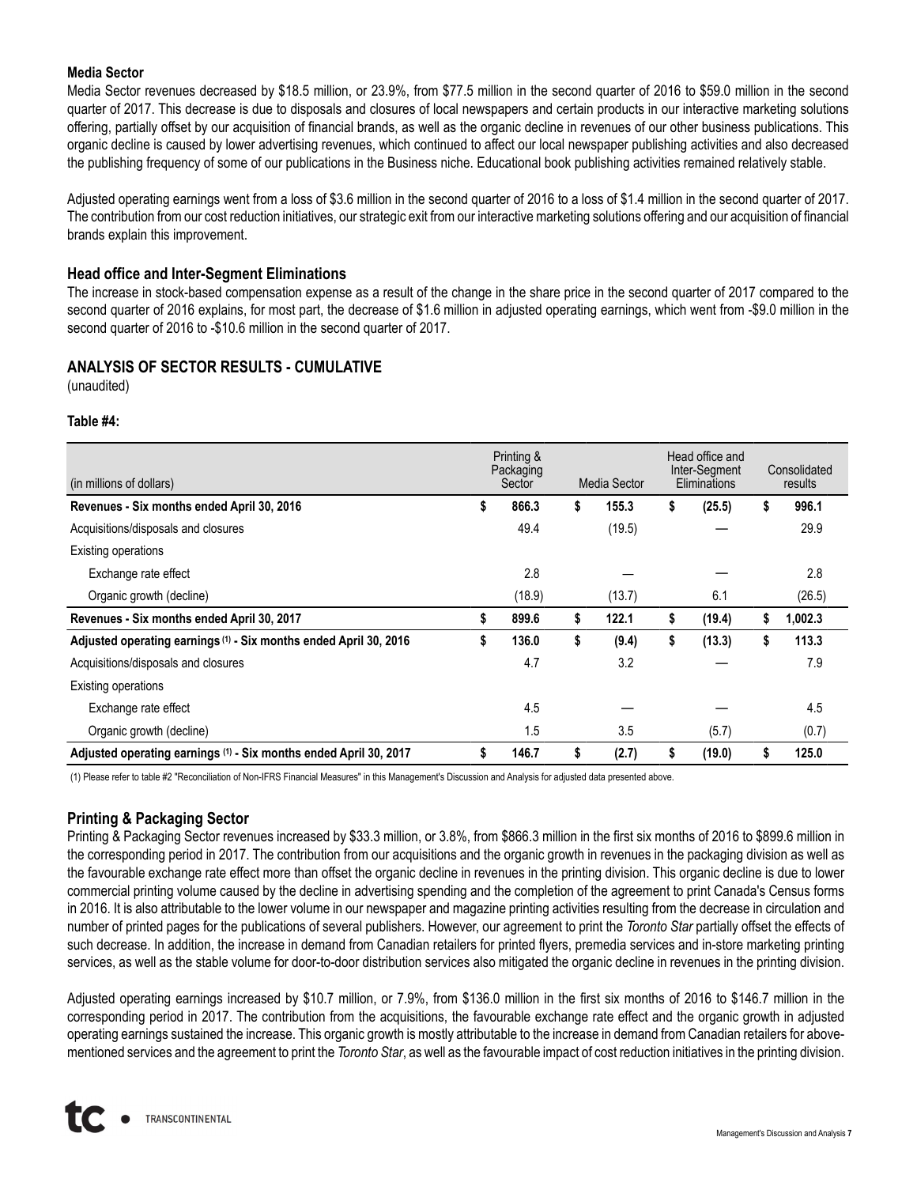**Media Sector**

Media Sector revenues decreased by $18.5 million, or 23.9%, from $77.5 million in the second quarter of 2016 to $59.0 million in the second quarter of 2017. This decrease is due to disposals and closures of local newspapers and certain products in our interactive marketing solutions offering, partially offset by our acquisition of financial brands, as well as the organic decline in revenues of our other business publications. This organic decline is caused by lower advertising revenues, which continued to affect our local newspaper publishing activities and also decreased the publishing frequency of some of our publications in the Business niche. Educational book publishing activities remained relatively stable.

Adjusted operating earnings went from a loss of $3.6 million in the second quarter of 2016 to a loss of $1.4 million in the second quarter of 2017. The contribution from our cost reduction initiatives, our strategic exit from our interactive marketing solutions offering and our acquisition of financial brands explain this improvement.

### Head office and Inter-Segment Eliminations

The increase in stock-based compensation expense as a result of the change in the share price in the second quarter of 2017 compared to the second quarter of 2016 explains, for most part, the decrease of $1.6 million in adjusted operating earnings, which went from -$9.0 million in the second quarter of 2016 to -$10.6 million in the second quarter of 2017.

## ANALYSIS OF SECTOR RESULTS - CUMULATIVE

(unaudited)

**Table #4:**

| (in millions of dollars) | Printing & Packaging Sector | Media Sector | Head office and Inter-Segment Eliminations | Consolidated results |
|---|---|---|---|---|
| **Revenues - Six months ended April 30, 2016** | **$ 866.3** | **$ 155.3** | **$ (25.5)** | **$ 996.1** |
| Acquisitions/disposals and closures | 49.4 | (19.5) | — | 29.9 |
| Existing operations | | | | |
| Exchange rate effect | 2.8 | — | — | 2.8 |
| Organic growth (decline) | (18.9) | (13.7) | 6.1 | (26.5) |
| **Revenues - Six months ended April 30, 2017** | **$ 899.6** | **$ 122.1** | **$ (19.4)** | **$ 1,002.3** |
| **Adjusted operating earnings (1) - Six months ended April 30, 2016** | **$ 136.0** | **$ (9.4)** | **$ (13.3)** | **$ 113.3** |
| Acquisitions/disposals and closures | 4.7 | 3.2 | — | 7.9 |
| Existing operations | | | | |
| Exchange rate effect | 4.5 | — | — | 4.5 |
| Organic growth (decline) | 1.5 | 3.5 | (5.7) | (0.7) |
| **Adjusted operating earnings (1) - Six months ended April 30, 2017** | **$ 146.7** | **$ (2.7)** | **$ (19.0)** | **$ 125.0** |

(1) Please refer to table #2 "Reconciliation of Non-IFRS Financial Measures" in this Management's Discussion and Analysis for adjusted data presented above.

### Printing & Packaging Sector

Printing & Packaging Sector revenues increased by $33.3 million, or 3.8%, from $866.3 million in the first six months of 2016 to $899.6 million in the corresponding period in 2017. The contribution from our acquisitions and the organic growth in revenues in the packaging division as well as the favourable exchange rate effect more than offset the organic decline in revenues in the printing division. This organic decline is due to lower commercial printing volume caused by the decline in advertising spending and the completion of the agreement to print Canada's Census forms in 2016. It is also attributable to the lower volume in our newspaper and magazine printing activities resulting from the decrease in circulation and number of printed pages for the publications of several publishers. However, our agreement to print the *Toronto Star* partially offset the effects of such decrease. In addition, the increase in demand from Canadian retailers for printed flyers, premedia services and in-store marketing printing services, as well as the stable volume for door-to-door distribution services also mitigated the organic decline in revenues in the printing division.

Adjusted operating earnings increased by $10.7 million, or 7.9%, from $136.0 million in the first six months of 2016 to $146.7 million in the corresponding period in 2017. The contribution from the acquisitions, the favourable exchange rate effect and the organic growth in adjusted operating earnings sustained the increase. This organic growth is mostly attributable to the increase in demand from Canadian retailers for above-mentioned services and the agreement to print the *Toronto Star*, as well as the favourable impact of cost reduction initiatives in the printing division.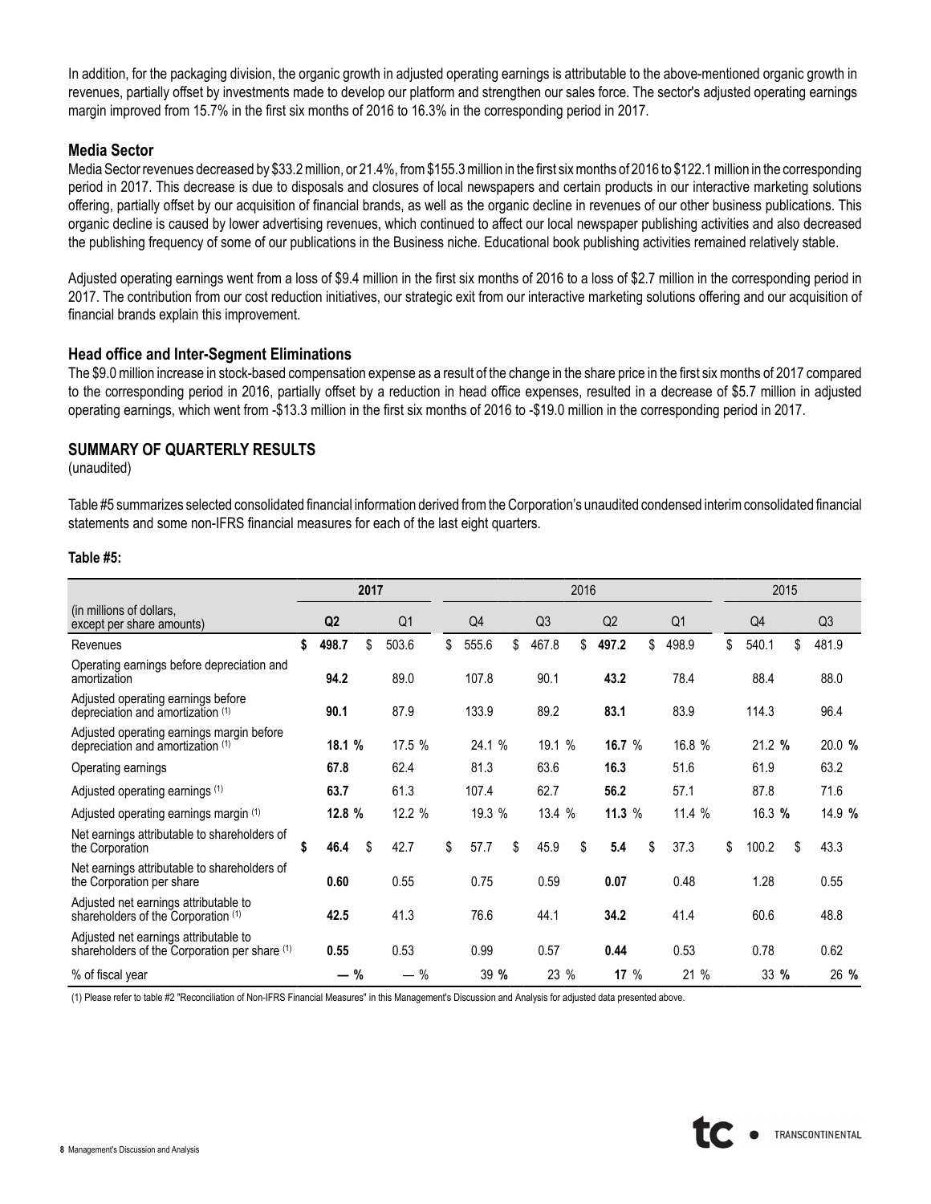In addition, for the packaging division, the organic growth in adjusted operating earnings is attributable to the above-mentioned organic growth in revenues, partially offset by investments made to develop our platform and strengthen our sales force. The sector's adjusted operating earnings margin improved from 15.7% in the first six months of 2016 to 16.3% in the corresponding period in 2017.

### Media Sector

Media Sector revenues decreased by $33.2 million, or 21.4%, from $155.3 million in the first six months of 2016 to $122.1 million in the corresponding period in 2017. This decrease is due to disposals and closures of local newspapers and certain products in our interactive marketing solutions offering, partially offset by our acquisition of financial brands, as well as the organic decline in revenues of our other business publications. This organic decline is caused by lower advertising revenues, which continued to affect our local newspaper publishing activities and also decreased the publishing frequency of some of our publications in the Business niche. Educational book publishing activities remained relatively stable.

Adjusted operating earnings went from a loss of $9.4 million in the first six months of 2016 to a loss of $2.7 million in the corresponding period in 2017. The contribution from our cost reduction initiatives, our strategic exit from our interactive marketing solutions offering and our acquisition of financial brands explain this improvement.

### Head office and Inter-Segment Eliminations

The $9.0 million increase in stock-based compensation expense as a result of the change in the share price in the first six months of 2017 compared to the corresponding period in 2016, partially offset by a reduction in head office expenses, resulted in a decrease of $5.7 million in adjusted operating earnings, which went from -$13.3 million in the first six months of 2016 to -$19.0 million in the corresponding period in 2017.

## SUMMARY OF QUARTERLY RESULTS

(unaudited)

Table #5 summarizes selected consolidated financial information derived from the Corporation's unaudited condensed interim consolidated financial statements and some non-IFRS financial measures for each of the last eight quarters.

**Table #5:**

| | **2017** | | 2016 | | | | 2015 | |
|---|---|---|---|---|---|---|---|---|
| (in millions of dollars, except per share amounts) | **Q2** | Q1 | Q4 | Q3 | Q2 | Q1 | Q4 | Q3 |
| Revenues | **$ 498.7** | $ 503.6 | $ 555.6 | $ 467.8 | **$ 497.2** | $ 498.9 | $ 540.1 | $ 481.9 |
| Operating earnings before depreciation and amortization | **94.2** | 89.0 | 107.8 | 90.1 | **43.2** | 78.4 | 88.4 | 88.0 |
| Adjusted operating earnings before depreciation and amortization (1) | **90.1** | 87.9 | 133.9 | 89.2 | **83.1** | 83.9 | 114.3 | 96.4 |
| Adjusted operating earnings margin before depreciation and amortization (1) | **18.1 %** | 17.5 % | 24.1 % | 19.1 % | **16.7** % | 16.8 % | 21.2 % | 20.0 % |
| Operating earnings | **67.8** | 62.4 | 81.3 | 63.6 | **16.3** | 51.6 | 61.9 | 63.2 |
| Adjusted operating earnings (1) | **63.7** | 61.3 | 107.4 | 62.7 | **56.2** | 57.1 | 87.8 | 71.6 |
| Adjusted operating earnings margin (1) | **12.8 %** | 12.2 % | 19.3 % | 13.4 % | **11.3** % | 11.4 % | 16.3 % | 14.9 % |
| Net earnings attributable to shareholders of the Corporation | **$ 46.4** | $ 42.7 | $ 57.7 | $ 45.9 | **$ 5.4** | $ 37.3 | $ 100.2 | $ 43.3 |
| Net earnings attributable to shareholders of the Corporation per share | **0.60** | 0.55 | 0.75 | 0.59 | **0.07** | 0.48 | 1.28 | 0.55 |
| Adjusted net earnings attributable to shareholders of the Corporation (1) | **42.5** | 41.3 | 76.6 | 44.1 | **34.2** | 41.4 | 60.6 | 48.8 |
| Adjusted net earnings attributable to shareholders of the Corporation per share (1) | **0.55** | 0.53 | 0.99 | 0.57 | **0.44** | 0.53 | 0.78 | 0.62 |
| % of fiscal year | **— %** | — % | 39 % | 23 % | **17** % | 21 % | 33 % | 26 % |

(1) Please refer to table #2 "Reconciliation of Non-IFRS Financial Measures" in this Management's Discussion and Analysis for adjusted data presented above.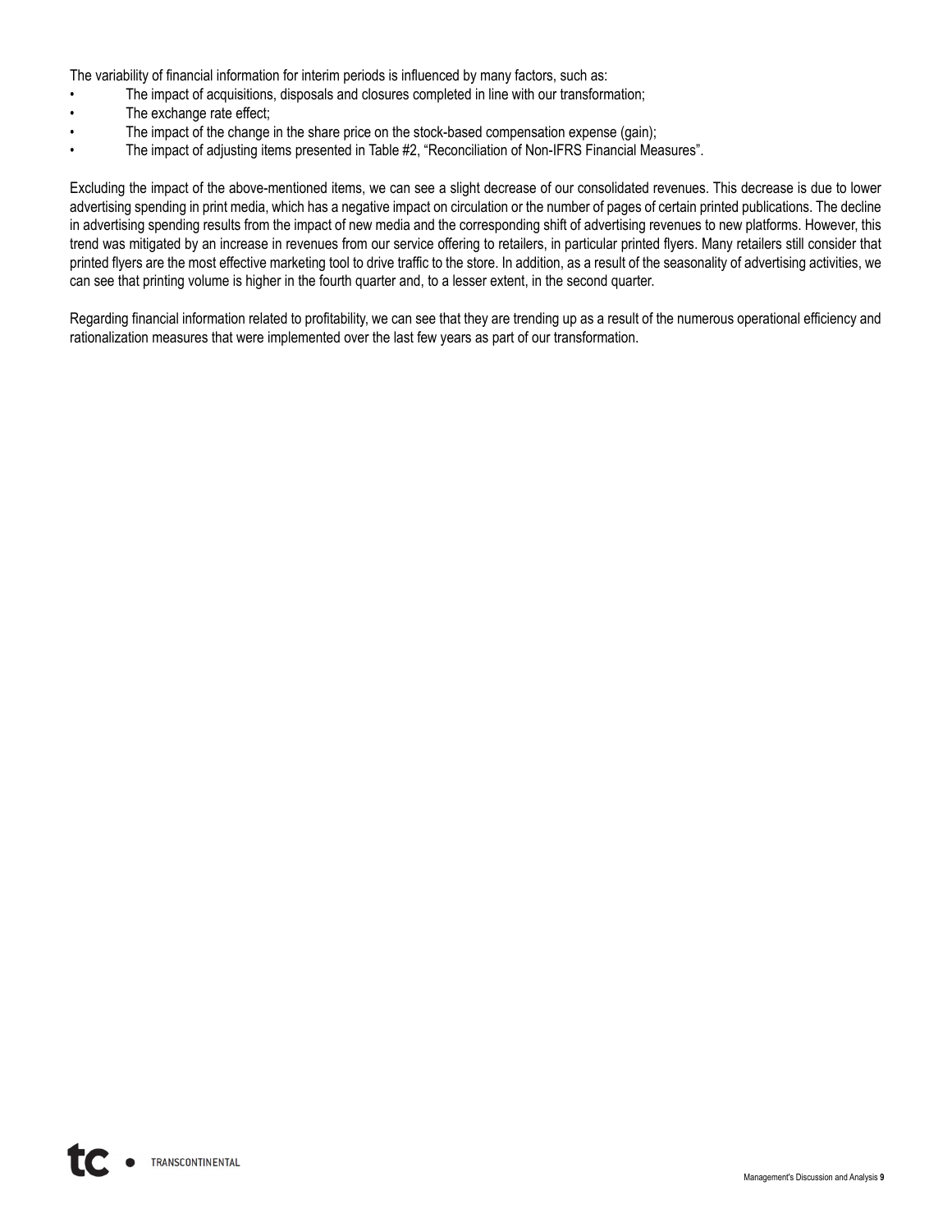The variability of financial information for interim periods is influenced by many factors, such as:

- The impact of acquisitions, disposals and closures completed in line with our transformation;
- The exchange rate effect;
- The impact of the change in the share price on the stock-based compensation expense (gain);
- The impact of adjusting items presented in Table #2, “Reconciliation of Non-IFRS Financial Measures”.

Excluding the impact of the above-mentioned items, we can see a slight decrease of our consolidated revenues. This decrease is due to lower advertising spending in print media, which has a negative impact on circulation or the number of pages of certain printed publications. The decline in advertising spending results from the impact of new media and the corresponding shift of advertising revenues to new platforms. However, this trend was mitigated by an increase in revenues from our service offering to retailers, in particular printed flyers. Many retailers still consider that printed flyers are the most effective marketing tool to drive traffic to the store. In addition, as a result of the seasonality of advertising activities, we can see that printing volume is higher in the fourth quarter and, to a lesser extent, in the second quarter.

Regarding financial information related to profitability, we can see that they are trending up as a result of the numerous operational efficiency and rationalization measures that were implemented over the last few years as part of our transformation.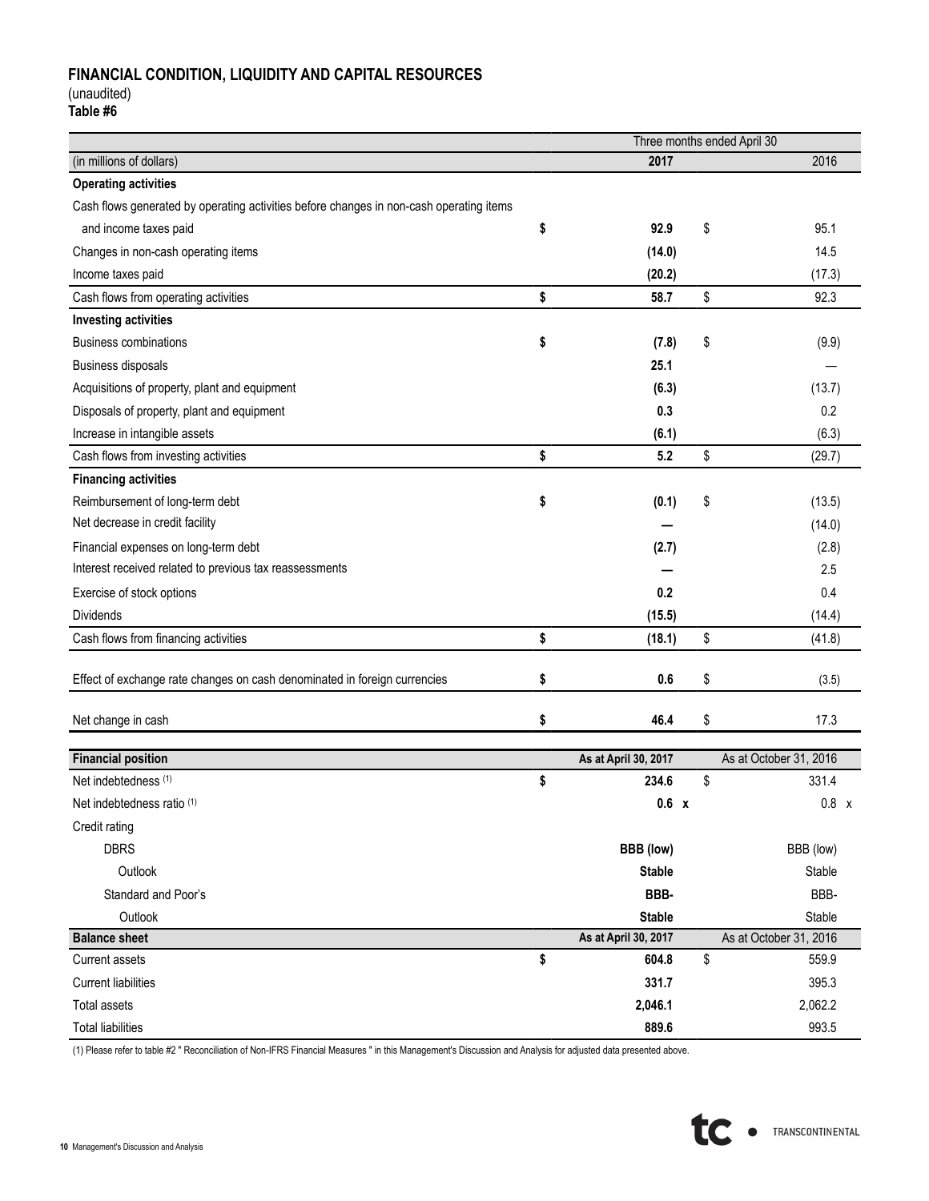## FINANCIAL CONDITION, LIQUIDITY AND CAPITAL RESOURCES

(unaudited)

**Table #6**

| | Three months ended April 30 | |
|---|---|---|
| (in millions of dollars) | **2017** | 2016 |
| **Operating activities** | | |
| Cash flows generated by operating activities before changes in non-cash operating items and income taxes paid | **$ 92.9** | $ 95.1 |
| Changes in non-cash operating items | **(14.0)** | 14.5 |
| Income taxes paid | **(20.2)** | (17.3) |
| Cash flows from operating activities | **$ 58.7** | $ 92.3 |
| **Investing activities** | | |
| Business combinations | **$ (7.8)** | $ (9.9) |
| Business disposals | **25.1** | — |
| Acquisitions of property, plant and equipment | **(6.3)** | (13.7) |
| Disposals of property, plant and equipment | **0.3** | 0.2 |
| Increase in intangible assets | **(6.1)** | (6.3) |
| Cash flows from investing activities | **$ 5.2** | $ (29.7) |
| **Financing activities** | | |
| Reimbursement of long-term debt | **$ (0.1)** | $ (13.5) |
| Net decrease in credit facility | **—** | (14.0) |
| Financial expenses on long-term debt | **(2.7)** | (2.8) |
| Interest received related to previous tax reassessments | **—** | 2.5 |
| Exercise of stock options | **0.2** | 0.4 |
| Dividends | **(15.5)** | (14.4) |
| Cash flows from financing activities | **$ (18.1)** | $ (41.8) |
| Effect of exchange rate changes on cash denominated in foreign currencies | **$ 0.6** | $ (3.5) |
| Net change in cash | **$ 46.4** | $ 17.3 |

| **Financial position** | **As at April 30, 2017** | As at October 31, 2016 |
|---|---|---|
| Net indebtedness (1) | **$ 234.6** | $ 331.4 |
| Net indebtedness ratio (1) | **0.6 x** | 0.8 x |
| Credit rating | | |
| DBRS | **BBB (low)** | BBB (low) |
| Outlook | **Stable** | Stable |
| Standard and Poor's | **BBB-** | BBB- |
| Outlook | **Stable** | Stable |

| **Balance sheet** | **As at April 30, 2017** | As at October 31, 2016 |
|---|---|---|
| Current assets | **$ 604.8** | $ 559.9 |
| Current liabilities | **331.7** | 395.3 |
| Total assets | **2,046.1** | 2,062.2 |
| Total liabilities | **889.6** | 993.5 |

(1) Please refer to table #2 " Reconciliation of Non-IFRS Financial Measures " in this Management's Discussion and Analysis for adjusted data presented above.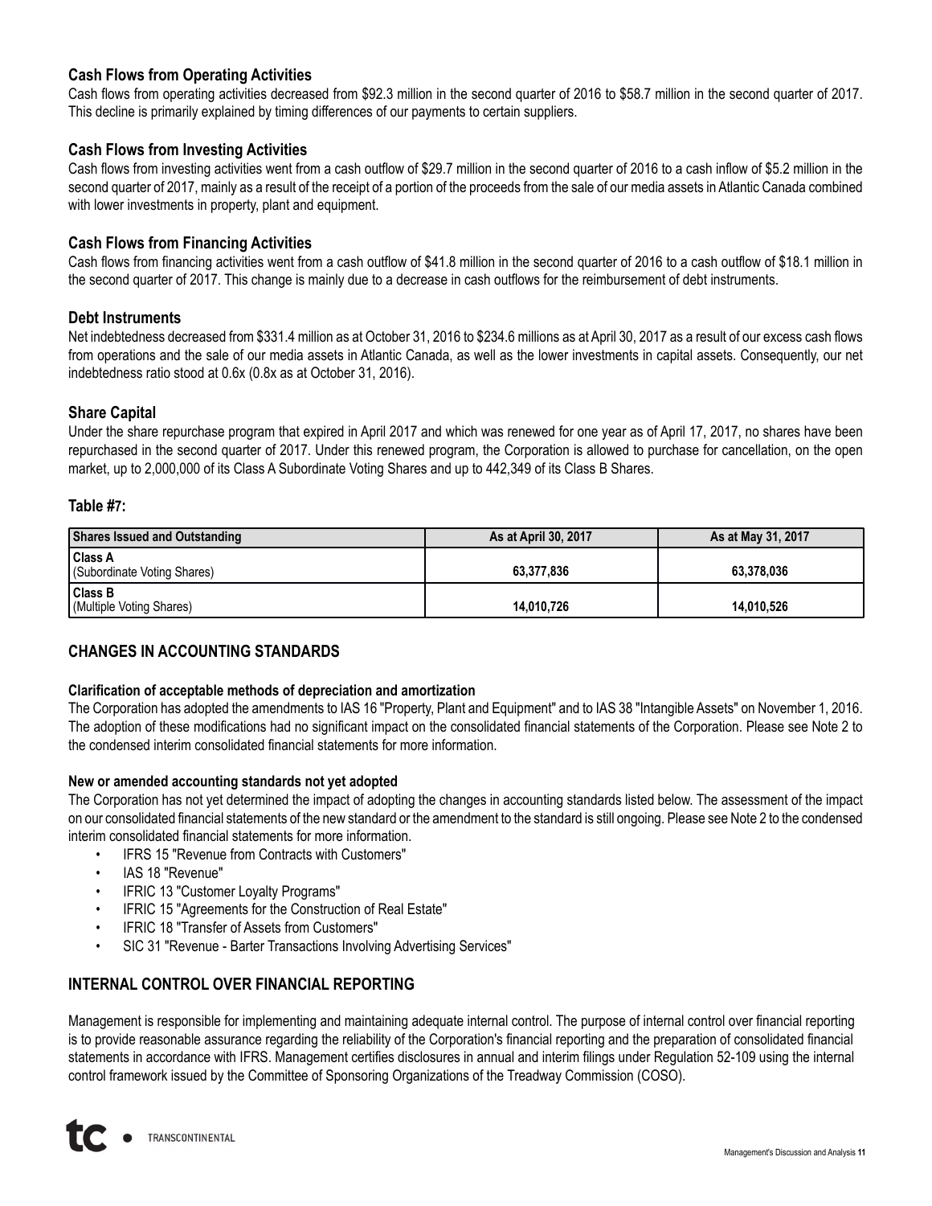### Cash Flows from Operating Activities

Cash flows from operating activities decreased from $92.3 million in the second quarter of 2016 to $58.7 million in the second quarter of 2017. This decline is primarily explained by timing differences of our payments to certain suppliers.

### Cash Flows from Investing Activities

Cash flows from investing activities went from a cash outflow of $29.7 million in the second quarter of 2016 to a cash inflow of $5.2 million in the second quarter of 2017, mainly as a result of the receipt of a portion of the proceeds from the sale of our media assets in Atlantic Canada combined with lower investments in property, plant and equipment.

### Cash Flows from Financing Activities

Cash flows from financing activities went from a cash outflow of $41.8 million in the second quarter of 2016 to a cash outflow of $18.1 million in the second quarter of 2017. This change is mainly due to a decrease in cash outflows for the reimbursement of debt instruments.

### Debt Instruments

Net indebtedness decreased from $331.4 million as at October 31, 2016 to $234.6 millions as at April 30, 2017 as a result of our excess cash flows from operations and the sale of our media assets in Atlantic Canada, as well as the lower investments in capital assets. Consequently, our net indebtedness ratio stood at 0.6x (0.8x as at October 31, 2016).

### Share Capital

Under the share repurchase program that expired in April 2017 and which was renewed for one year as of April 17, 2017, no shares have been repurchased in the second quarter of 2017. Under this renewed program, the Corporation is allowed to purchase for cancellation, on the open market, up to 2,000,000 of its Class A Subordinate Voting Shares and up to 442,349 of its Class B Shares.

**Table #7:**

| Shares Issued and Outstanding | As at April 30, 2017 | As at May 31, 2017 |
|---|---|---|
| **Class A** (Subordinate Voting Shares) | 63,377,836 | 63,378,036 |
| **Class B** (Multiple Voting Shares) | 14,010,726 | 14,010,526 |

## CHANGES IN ACCOUNTING STANDARDS

**Clarification of acceptable methods of depreciation and amortization**

The Corporation has adopted the amendments to IAS 16 "Property, Plant and Equipment" and to IAS 38 "Intangible Assets" on November 1, 2016. The adoption of these modifications had no significant impact on the consolidated financial statements of the Corporation. Please see Note 2 to the condensed interim consolidated financial statements for more information.

**New or amended accounting standards not yet adopted**

The Corporation has not yet determined the impact of adopting the changes in accounting standards listed below. The assessment of the impact on our consolidated financial statements of the new standard or the amendment to the standard is still ongoing. Please see Note 2 to the condensed interim consolidated financial statements for more information.

- IFRS 15 "Revenue from Contracts with Customers"
- IAS 18 "Revenue"
- IFRIC 13 "Customer Loyalty Programs"
- IFRIC 15 "Agreements for the Construction of Real Estate"
- IFRIC 18 "Transfer of Assets from Customers"
- SIC 31 "Revenue - Barter Transactions Involving Advertising Services"

## INTERNAL CONTROL OVER FINANCIAL REPORTING

Management is responsible for implementing and maintaining adequate internal control. The purpose of internal control over financial reporting is to provide reasonable assurance regarding the reliability of the Corporation's financial reporting and the preparation of consolidated financial statements in accordance with IFRS. Management certifies disclosures in annual and interim filings under Regulation 52-109 using the internal control framework issued by the Committee of Sponsoring Organizations of the Treadway Commission (COSO).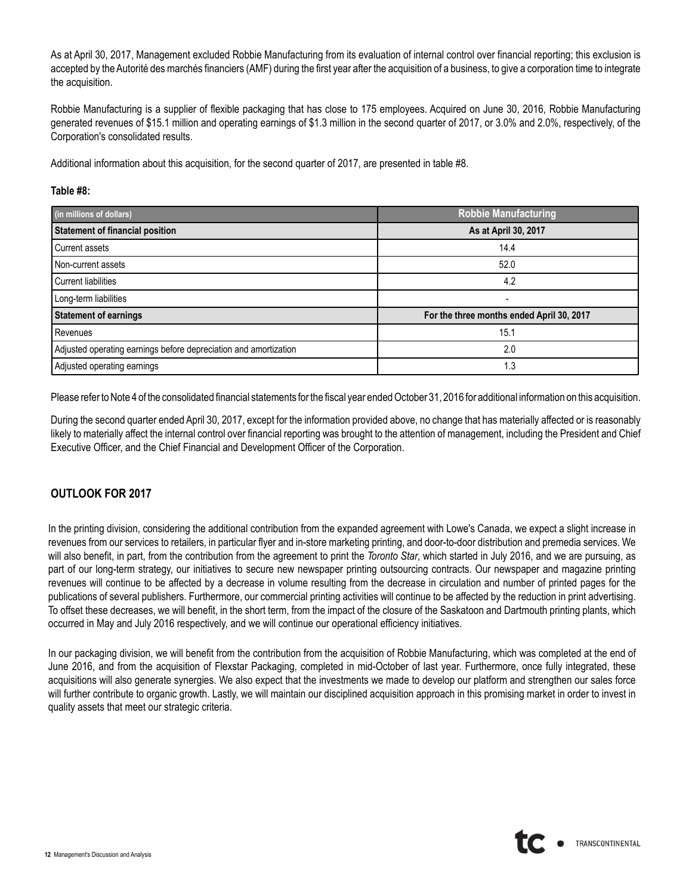As at April 30, 2017, Management excluded Robbie Manufacturing from its evaluation of internal control over financial reporting; this exclusion is accepted by the Autorité des marchés financiers (AMF) during the first year after the acquisition of a business, to give a corporation time to integrate the acquisition.

Robbie Manufacturing is a supplier of flexible packaging that has close to 175 employees. Acquired on June 30, 2016, Robbie Manufacturing generated revenues of $15.1 million and operating earnings of $1.3 million in the second quarter of 2017, or 3.0% and 2.0%, respectively, of the Corporation's consolidated results.

Additional information about this acquisition, for the second quarter of 2017, are presented in table #8.

**Table #8:**

| (in millions of dollars) | Robbie Manufacturing |
|---|---|
| **Statement of financial position** | **As at April 30, 2017** |
| Current assets | 14.4 |
| Non-current assets | 52.0 |
| Current liabilities | 4.2 |
| Long-term liabilities | - |
| **Statement of earnings** | **For the three months ended April 30, 2017** |
| Revenues | 15.1 |
| Adjusted operating earnings before depreciation and amortization | 2.0 |
| Adjusted operating earnings | 1.3 |

Please refer to Note 4 of the consolidated financial statements for the fiscal year ended October 31, 2016 for additional information on this acquisition.

During the second quarter ended April 30, 2017, except for the information provided above, no change that has materially affected or is reasonably likely to materially affect the internal control over financial reporting was brought to the attention of management, including the President and Chief Executive Officer, and the Chief Financial and Development Officer of the Corporation.

## OUTLOOK FOR 2017

In the printing division, considering the additional contribution from the expanded agreement with Lowe's Canada, we expect a slight increase in revenues from our services to retailers, in particular flyer and in-store marketing printing, and door-to-door distribution and premedia services. We will also benefit, in part, from the contribution from the agreement to print the *Toronto Star*, which started in July 2016, and we are pursuing, as part of our long-term strategy, our initiatives to secure new newspaper printing outsourcing contracts. Our newspaper and magazine printing revenues will continue to be affected by a decrease in volume resulting from the decrease in circulation and number of printed pages for the publications of several publishers. Furthermore, our commercial printing activities will continue to be affected by the reduction in print advertising. To offset these decreases, we will benefit, in the short term, from the impact of the closure of the Saskatoon and Dartmouth printing plants, which occurred in May and July 2016 respectively, and we will continue our operational efficiency initiatives.

In our packaging division, we will benefit from the contribution from the acquisition of Robbie Manufacturing, which was completed at the end of June 2016, and from the acquisition of Flexstar Packaging, completed in mid-October of last year. Furthermore, once fully integrated, these acquisitions will also generate synergies. We also expect that the investments we made to develop our platform and strengthen our sales force will further contribute to organic growth. Lastly, we will maintain our disciplined acquisition approach in this promising market in order to invest in quality assets that meet our strategic criteria.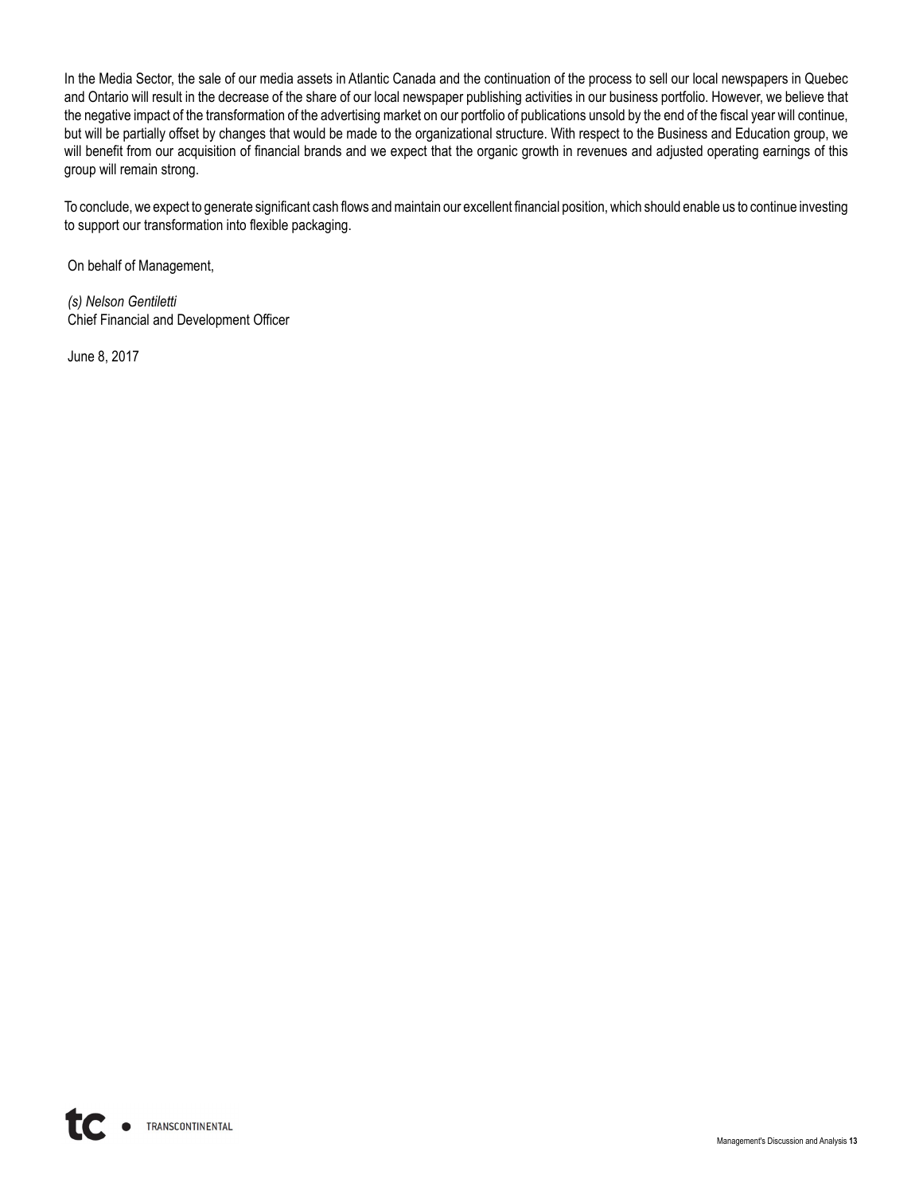In the Media Sector, the sale of our media assets in Atlantic Canada and the continuation of the process to sell our local newspapers in Quebec and Ontario will result in the decrease of the share of our local newspaper publishing activities in our business portfolio. However, we believe that the negative impact of the transformation of the advertising market on our portfolio of publications unsold by the end of the fiscal year will continue, but will be partially offset by changes that would be made to the organizational structure. With respect to the Business and Education group, we will benefit from our acquisition of financial brands and we expect that the organic growth in revenues and adjusted operating earnings of this group will remain strong.

To conclude, we expect to generate significant cash flows and maintain our excellent financial position, which should enable us to continue investing to support our transformation into flexible packaging.

On behalf of Management,

*(s) Nelson Gentiletti*
Chief Financial and Development Officer

June 8, 2017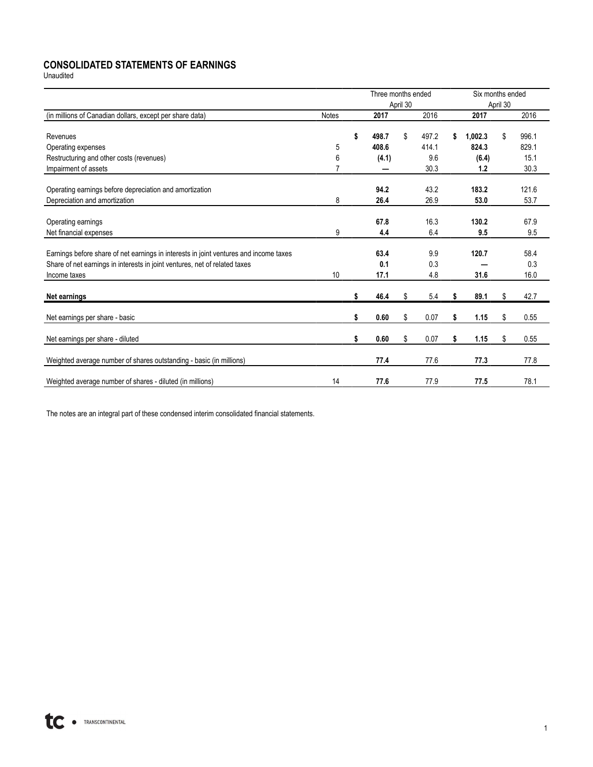## CONSOLIDATED STATEMENTS OF EARNINGS

Unaudited

| (in millions of Canadian dollars, except per share data) | Notes | Three months ended April 30 2017 | Three months ended April 30 2016 | Six months ended April 30 2017 | Six months ended April 30 2016 |
|---|---|---|---|---|---|
| Revenues | | **$ 498.7** | $ 497.2 | **$ 1,002.3** | $ 996.1 |
| Operating expenses | 5 | **408.6** | 414.1 | **824.3** | 829.1 |
| Restructuring and other costs (revenues) | 6 | **(4.1)** | 9.6 | **(6.4)** | 15.1 |
| Impairment of assets | 7 | **—** | 30.3 | **1.2** | 30.3 |
| Operating earnings before depreciation and amortization | | **94.2** | 43.2 | **183.2** | 121.6 |
| Depreciation and amortization | 8 | **26.4** | 26.9 | **53.0** | 53.7 |
| Operating earnings | | **67.8** | 16.3 | **130.2** | 67.9 |
| Net financial expenses | 9 | **4.4** | 6.4 | **9.5** | 9.5 |
| Earnings before share of net earnings in interests in joint ventures and income taxes | | **63.4** | 9.9 | **120.7** | 58.4 |
| Share of net earnings in interests in joint ventures, net of related taxes | | **0.1** | 0.3 | **—** | 0.3 |
| Income taxes | 10 | **17.1** | 4.8 | **31.6** | 16.0 |
| **Net earnings** | | **$ 46.4** | $ 5.4 | **$ 89.1** | $ 42.7 |
| Net earnings per share - basic | | **$ 0.60** | $ 0.07 | **$ 1.15** | $ 0.55 |
| Net earnings per share - diluted | | **$ 0.60** | $ 0.07 | **$ 1.15** | $ 0.55 |
| Weighted average number of shares outstanding - basic (in millions) | | **77.4** | 77.6 | **77.3** | 77.8 |
| Weighted average number of shares - diluted (in millions) | 14 | **77.6** | 77.9 | **77.5** | 78.1 |

The notes are an integral part of these condensed interim consolidated financial statements.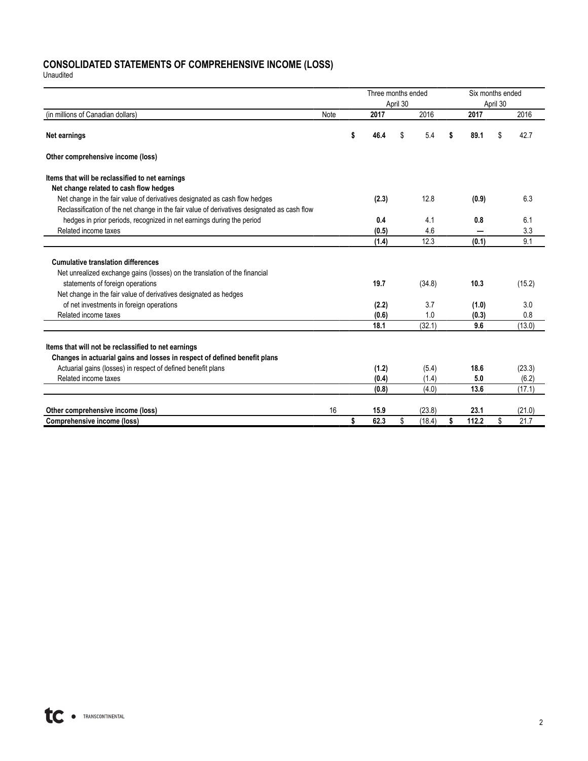# CONSOLIDATED STATEMENTS OF COMPREHENSIVE INCOME (LOSS)

Unaudited

| (in millions of Canadian dollars) | Note | Three months ended April 30 2017 | Three months ended April 30 2016 | Six months ended April 30 2017 | Six months ended April 30 2016 |
|---|---|---|---|---|---|
| **Net earnings** | | **$ 46.4** | $ 5.4 | **$ 89.1** | $ 42.7 |
| **Other comprehensive income (loss)** | | | | | |
| **Items that will be reclassified to net earnings** | | | | | |
| **Net change related to cash flow hedges** | | | | | |
| Net change in the fair value of derivatives designated as cash flow hedges | | **(2.3)** | 12.8 | **(0.9)** | 6.3 |
| Reclassification of the net change in the fair value of derivatives designated as cash flow hedges in prior periods, recognized in net earnings during the period | | **0.4** | 4.1 | **0.8** | 6.1 |
| Related income taxes | | **(0.5)** | 4.6 | **—** | 3.3 |
| | | **(1.4)** | 12.3 | **(0.1)** | 9.1 |
| **Cumulative translation differences** | | | | | |
| Net unrealized exchange gains (losses) on the translation of the financial statements of foreign operations | | **19.7** | (34.8) | **10.3** | (15.2) |
| Net change in the fair value of derivatives designated as hedges of net investments in foreign operations | | **(2.2)** | 3.7 | **(1.0)** | 3.0 |
| Related income taxes | | **(0.6)** | 1.0 | **(0.3)** | 0.8 |
| | | **18.1** | (32.1) | **9.6** | (13.0) |
| **Items that will not be reclassified to net earnings** | | | | | |
| **Changes in actuarial gains and losses in respect of defined benefit plans** | | | | | |
| Actuarial gains (losses) in respect of defined benefit plans | | **(1.2)** | (5.4) | **18.6** | (23.3) |
| Related income taxes | | **(0.4)** | (1.4) | **5.0** | (6.2) |
| | | **(0.8)** | (4.0) | **13.6** | (17.1) |
| **Other comprehensive income (loss)** | 16 | **15.9** | (23.8) | **23.1** | (21.0) |
| **Comprehensive income (loss)** | | **$ 62.3** | $ (18.4) | **$ 112.2** | $ 21.7 |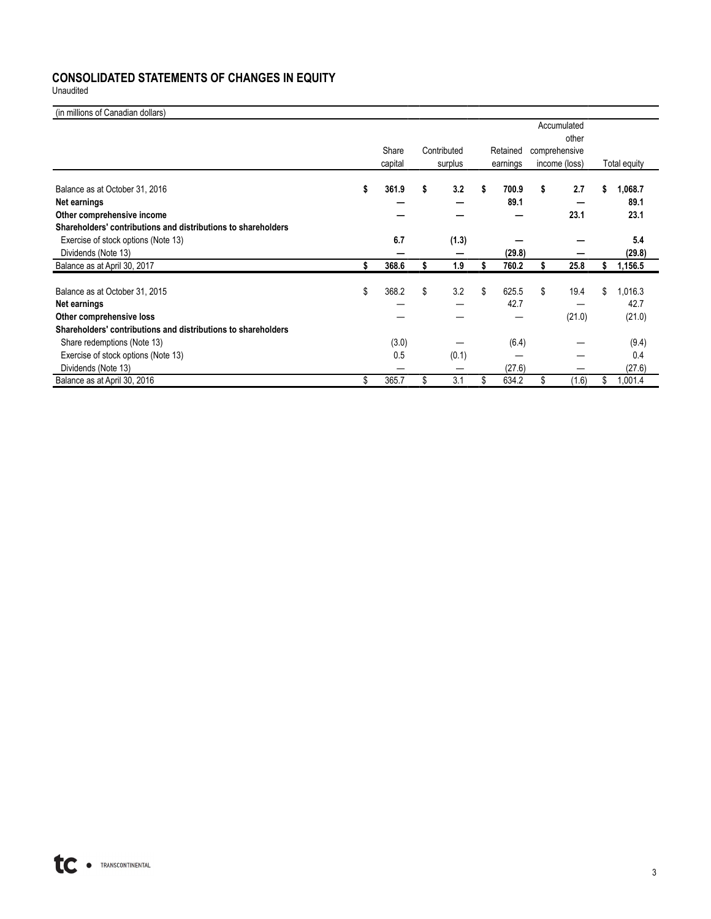# CONSOLIDATED STATEMENTS OF CHANGES IN EQUITY

Unaudited

| (in millions of Canadian dollars) | Share capital | Contributed surplus | Retained earnings | Accumulated other comprehensive income (loss) | Total equity |
|---|---|---|---|---|---|
| Balance as at October 31, 2016 | **$ 361.9** | **$ 3.2** | **$ 700.9** | **$ 2.7** | **$ 1,068.7** |
| **Net earnings** | **—** | **—** | **89.1** | **—** | **89.1** |
| **Other comprehensive income** | **—** | **—** | **—** | **23.1** | **23.1** |
| **Shareholders' contributions and distributions to shareholders** | | | | | |
| Exercise of stock options (Note 13) | **6.7** | **(1.3)** | **—** | **—** | **5.4** |
| Dividends (Note 13) | **—** | **—** | **(29.8)** | **—** | **(29.8)** |
| Balance as at April 30, 2017 | **$ 368.6** | **$ 1.9** | **$ 760.2** | **$ 25.8** | **$ 1,156.5** |
| | | | | | |
| Balance as at October 31, 2015 | $ 368.2 | $ 3.2 | $ 625.5 | $ 19.4 | $ 1,016.3 |
| **Net earnings** | — | — | 42.7 | — | 42.7 |
| **Other comprehensive loss** | — | — | — | (21.0) | (21.0) |
| **Shareholders' contributions and distributions to shareholders** | | | | | |
| Share redemptions (Note 13) | (3.0) | — | (6.4) | — | (9.4) |
| Exercise of stock options (Note 13) | 0.5 | (0.1) | — | — | 0.4 |
| Dividends (Note 13) | — | — | (27.6) | — | (27.6) |
| Balance as at April 30, 2016 | $ 365.7 | $ 3.1 | $ 634.2 | $ (1.6) | $ 1,001.4 |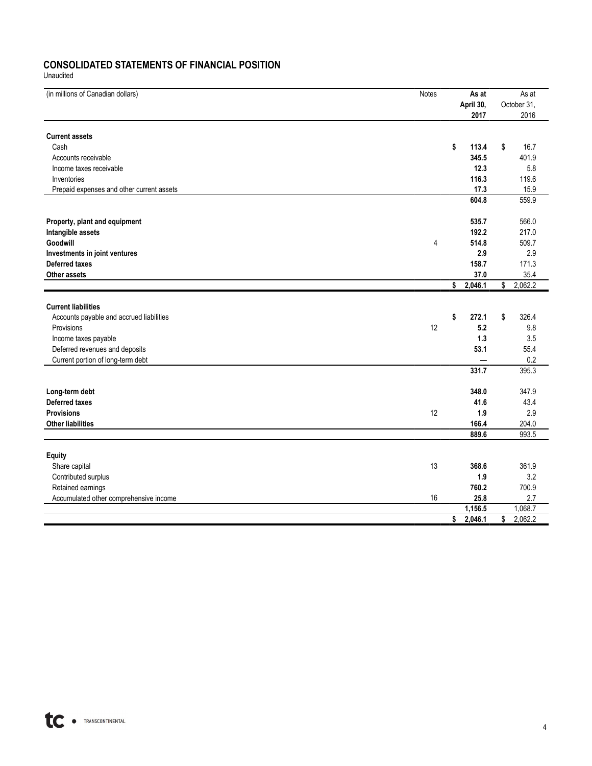## CONSOLIDATED STATEMENTS OF FINANCIAL POSITION

Unaudited

| (in millions of Canadian dollars) | Notes | As at April 30, 2017 | As at October 31, 2016 |
|---|---|---|---|
| **Current assets** | | | |
| Cash | | **$ 113.4** | $ 16.7 |
| Accounts receivable | | **345.5** | 401.9 |
| Income taxes receivable | | **12.3** | 5.8 |
| Inventories | | **116.3** | 119.6 |
| Prepaid expenses and other current assets | | **17.3** | 15.9 |
| | | **604.8** | 559.9 |
| **Property, plant and equipment** | | **535.7** | 566.0 |
| **Intangible assets** | | **192.2** | 217.0 |
| **Goodwill** | 4 | **514.8** | 509.7 |
| **Investments in joint ventures** | | **2.9** | 2.9 |
| **Deferred taxes** | | **158.7** | 171.3 |
| **Other assets** | | **37.0** | 35.4 |
| | | **$ 2,046.1** | $ 2,062.2 |
| **Current liabilities** | | | |
| Accounts payable and accrued liabilities | | **$ 272.1** | $ 326.4 |
| Provisions | 12 | **5.2** | 9.8 |
| Income taxes payable | | **1.3** | 3.5 |
| Deferred revenues and deposits | | **53.1** | 55.4 |
| Current portion of long-term debt | | **—** | 0.2 |
| | | **331.7** | 395.3 |
| **Long-term debt** | | **348.0** | 347.9 |
| **Deferred taxes** | | **41.6** | 43.4 |
| **Provisions** | 12 | **1.9** | 2.9 |
| **Other liabilities** | | **166.4** | 204.0 |
| | | **889.6** | 993.5 |
| **Equity** | | | |
| Share capital | 13 | **368.6** | 361.9 |
| Contributed surplus | | **1.9** | 3.2 |
| Retained earnings | | **760.2** | 700.9 |
| Accumulated other comprehensive income | 16 | **25.8** | 2.7 |
| | | **1,156.5** | 1,068.7 |
| | | **$ 2,046.1** | $ 2,062.2 |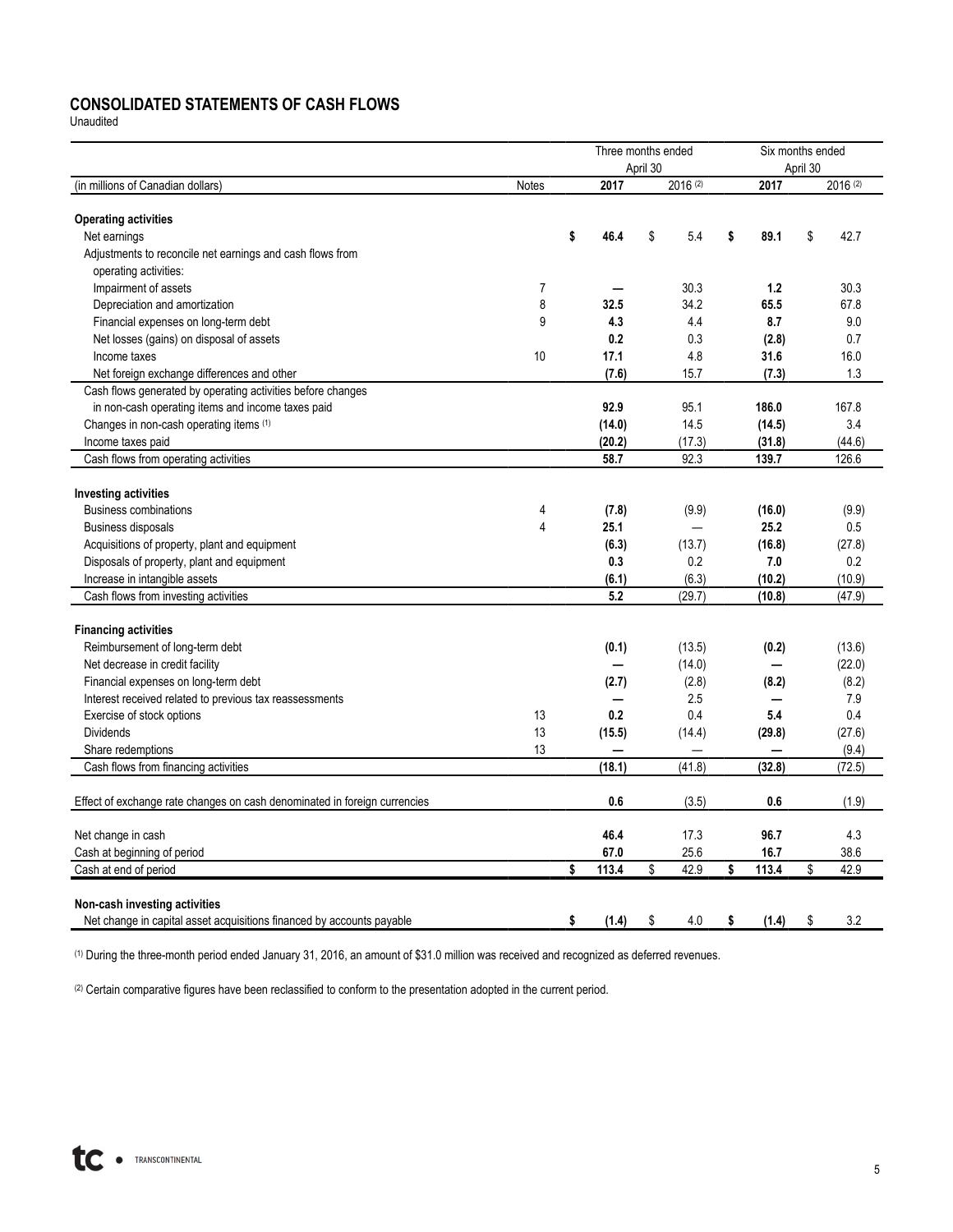## CONSOLIDATED STATEMENTS OF CASH FLOWS

Unaudited

| | | Three months ended April 30 | | Six months ended April 30 | |
|---|---|---|---|---|---|
| (in millions of Canadian dollars) | Notes | 2017 | 2016 (2) | 2017 | 2016 (2) |
| **Operating activities** | | | | | |
| Net earnings | | **$ 46.4** | $ 5.4 | **$ 89.1** | $ 42.7 |
| Adjustments to reconcile net earnings and cash flows from operating activities: | | | | | |
| Impairment of assets | 7 | **—** | 30.3 | **1.2** | 30.3 |
| Depreciation and amortization | 8 | **32.5** | 34.2 | **65.5** | 67.8 |
| Financial expenses on long-term debt | 9 | **4.3** | 4.4 | **8.7** | 9.0 |
| Net losses (gains) on disposal of assets | | **0.2** | 0.3 | **(2.8)** | 0.7 |
| Income taxes | 10 | **17.1** | 4.8 | **31.6** | 16.0 |
| Net foreign exchange differences and other | | **(7.6)** | 15.7 | **(7.3)** | 1.3 |
| Cash flows generated by operating activities before changes in non-cash operating items and income taxes paid | | **92.9** | 95.1 | **186.0** | 167.8 |
| Changes in non-cash operating items (1) | | **(14.0)** | 14.5 | **(14.5)** | 3.4 |
| Income taxes paid | | **(20.2)** | (17.3) | **(31.8)** | (44.6) |
| Cash flows from operating activities | | **58.7** | 92.3 | **139.7** | 126.6 |
| **Investing activities** | | | | | |
| Business combinations | 4 | **(7.8)** | (9.9) | **(16.0)** | (9.9) |
| Business disposals | 4 | **25.1** | — | **25.2** | 0.5 |
| Acquisitions of property, plant and equipment | | **(6.3)** | (13.7) | **(16.8)** | (27.8) |
| Disposals of property, plant and equipment | | **0.3** | 0.2 | **7.0** | 0.2 |
| Increase in intangible assets | | **(6.1)** | (6.3) | **(10.2)** | (10.9) |
| Cash flows from investing activities | | **5.2** | (29.7) | **(10.8)** | (47.9) |
| **Financing activities** | | | | | |
| Reimbursement of long-term debt | | **(0.1)** | (13.5) | **(0.2)** | (13.6) |
| Net decrease in credit facility | | **—** | (14.0) | **—** | (22.0) |
| Financial expenses on long-term debt | | **(2.7)** | (2.8) | **(8.2)** | (8.2) |
| Interest received related to previous tax reassessments | | **—** | 2.5 | **—** | 7.9 |
| Exercise of stock options | 13 | **0.2** | 0.4 | **5.4** | 0.4 |
| Dividends | 13 | **(15.5)** | (14.4) | **(29.8)** | (27.6) |
| Share redemptions | 13 | **—** | — | **—** | (9.4) |
| Cash flows from financing activities | | **(18.1)** | (41.8) | **(32.8)** | (72.5) |
| Effect of exchange rate changes on cash denominated in foreign currencies | | **0.6** | (3.5) | **0.6** | (1.9) |
| Net change in cash | | **46.4** | 17.3 | **96.7** | 4.3 |
| Cash at beginning of period | | **67.0** | 25.6 | **16.7** | 38.6 |
| Cash at end of period | | **$ 113.4** | $ 42.9 | **$ 113.4** | $ 42.9 |
| **Non-cash investing activities** | | | | | |
| Net change in capital asset acquisitions financed by accounts payable | | **$ (1.4)** | $ 4.0 | **$ (1.4)** | $ 3.2 |

(1) During the three-month period ended January 31, 2016, an amount of $31.0 million was received and recognized as deferred revenues.

(2) Certain comparative figures have been reclassified to conform to the presentation adopted in the current period.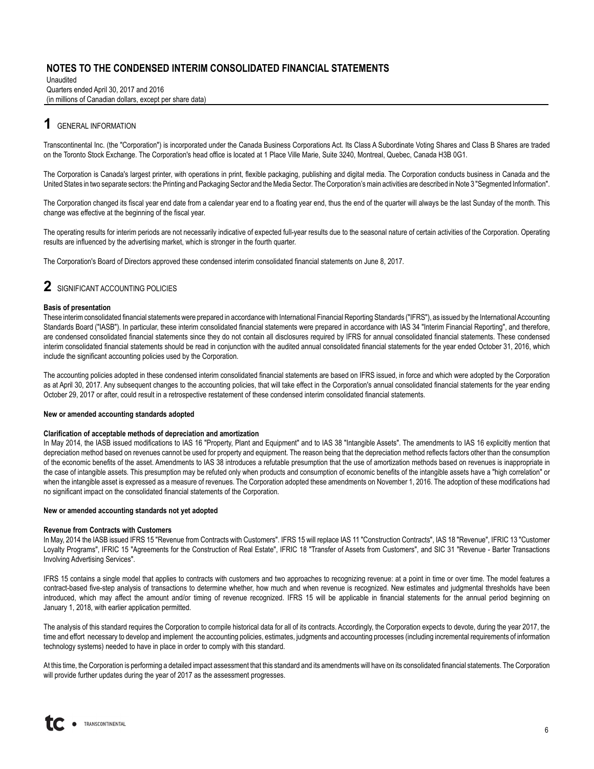# NOTES TO THE CONDENSED INTERIM CONSOLIDATED FINANCIAL STATEMENTS

Unaudited
Quarters ended April 30, 2017 and 2016
(in millions of Canadian dollars, except per share data)

## 1 GENERAL INFORMATION

Transcontinental Inc. (the "Corporation") is incorporated under the Canada Business Corporations Act. Its Class A Subordinate Voting Shares and Class B Shares are traded on the Toronto Stock Exchange. The Corporation's head office is located at 1 Place Ville Marie, Suite 3240, Montreal, Quebec, Canada H3B 0G1.

The Corporation is Canada's largest printer, with operations in print, flexible packaging, publishing and digital media. The Corporation conducts business in Canada and the United States in two separate sectors: the Printing and Packaging Sector and the Media Sector. The Corporation's main activities are described in Note 3 "Segmented Information".

The Corporation changed its fiscal year end date from a calendar year end to a floating year end, thus the end of the quarter will always be the last Sunday of the month. This change was effective at the beginning of the fiscal year.

The operating results for interim periods are not necessarily indicative of expected full-year results due to the seasonal nature of certain activities of the Corporation. Operating results are influenced by the advertising market, which is stronger in the fourth quarter.

The Corporation's Board of Directors approved these condensed interim consolidated financial statements on June 8, 2017.

## 2 SIGNIFICANT ACCOUNTING POLICIES

**Basis of presentation**

These interim consolidated financial statements were prepared in accordance with International Financial Reporting Standards ("IFRS"), as issued by the International Accounting Standards Board ("IASB"). In particular, these interim consolidated financial statements were prepared in accordance with IAS 34 "Interim Financial Reporting", and therefore, are condensed consolidated financial statements since they do not contain all disclosures required by IFRS for annual consolidated financial statements. These condensed interim consolidated financial statements should be read in conjunction with the audited annual consolidated financial statements for the year ended October 31, 2016, which include the significant accounting policies used by the Corporation.

The accounting policies adopted in these condensed interim consolidated financial statements are based on IFRS issued, in force and which were adopted by the Corporation as at April 30, 2017. Any subsequent changes to the accounting policies, that will take effect in the Corporation's annual consolidated financial statements for the year ending October 29, 2017 or after, could result in a retrospective restatement of these condensed interim consolidated financial statements.

**New or amended accounting standards adopted**

**Clarification of acceptable methods of depreciation and amortization**

In May 2014, the IASB issued modifications to IAS 16 "Property, Plant and Equipment" and to IAS 38 "Intangible Assets". The amendments to IAS 16 explicitly mention that depreciation method based on revenues cannot be used for property and equipment. The reason being that the depreciation method reflects factors other than the consumption of the economic benefits of the asset. Amendments to IAS 38 introduces a refutable presumption that the use of amortization methods based on revenues is inappropriate in the case of intangible assets. This presumption may be refuted only when products and consumption of economic benefits of the intangible assets have a "high correlation" or when the intangible asset is expressed as a measure of revenues. The Corporation adopted these amendments on November 1, 2016. The adoption of these modifications had no significant impact on the consolidated financial statements of the Corporation.

**New or amended accounting standards not yet adopted**

**Revenue from Contracts with Customers**

In May, 2014 the IASB issued IFRS 15 "Revenue from Contracts with Customers". IFRS 15 will replace IAS 11 "Construction Contracts", IAS 18 "Revenue", IFRIC 13 "Customer Loyalty Programs", IFRIC 15 "Agreements for the Construction of Real Estate", IFRIC 18 "Transfer of Assets from Customers", and SIC 31 "Revenue - Barter Transactions Involving Advertising Services".

IFRS 15 contains a single model that applies to contracts with customers and two approaches to recognizing revenue: at a point in time or over time. The model features a contract-based five-step analysis of transactions to determine whether, how much and when revenue is recognized. New estimates and judgmental thresholds have been introduced, which may affect the amount and/or timing of revenue recognized. IFRS 15 will be applicable in financial statements for the annual period beginning on January 1, 2018, with earlier application permitted.

The analysis of this standard requires the Corporation to compile historical data for all of its contracts. Accordingly, the Corporation expects to devote, during the year 2017, the time and effort necessary to develop and implement the accounting policies, estimates, judgments and accounting processes (including incremental requirements of information technology systems) needed to have in place in order to comply with this standard.

At this time, the Corporation is performing a detailed impact assessment that this standard and its amendments will have on its consolidated financial statements. The Corporation will provide further updates during the year of 2017 as the assessment progresses.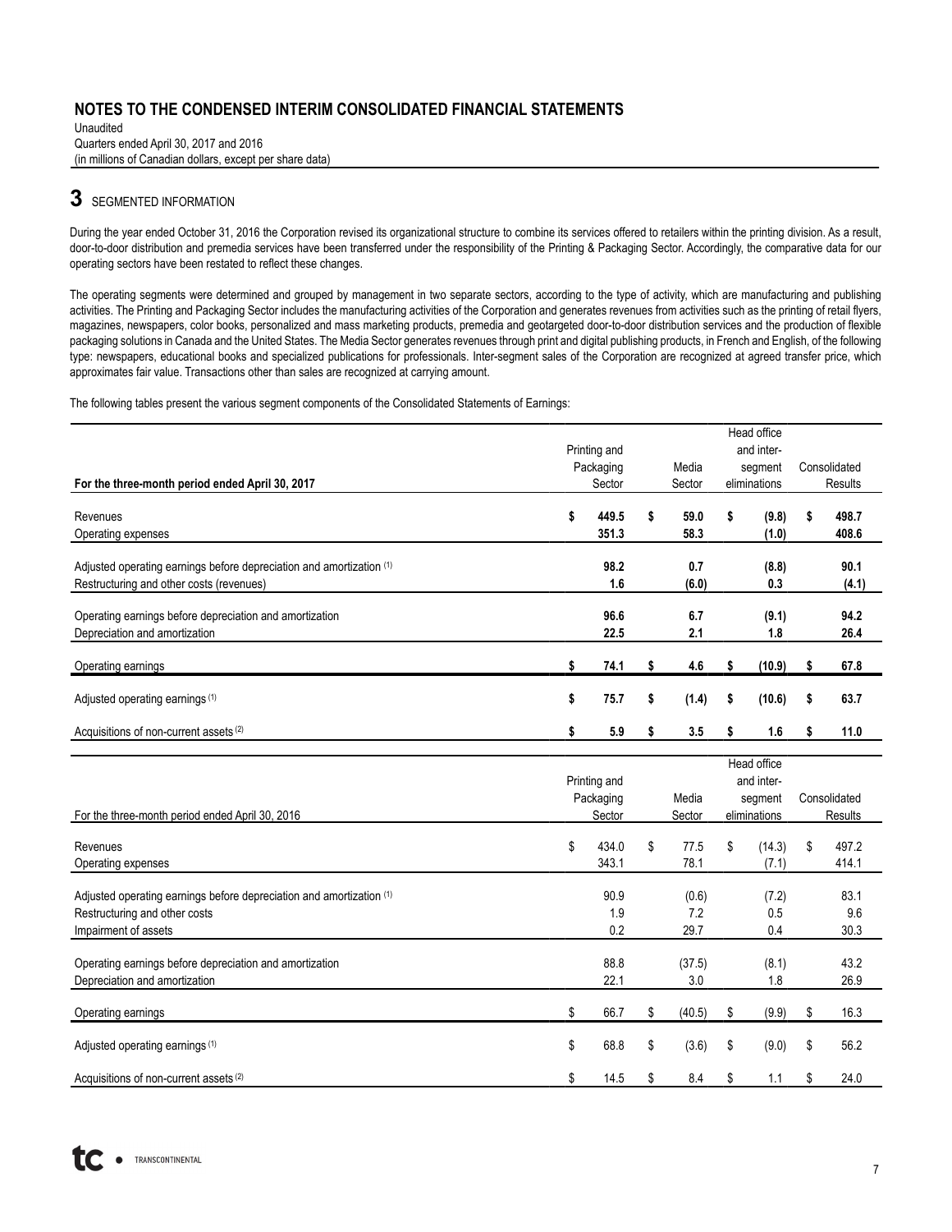## NOTES TO THE CONDENSED INTERIM CONSOLIDATED FINANCIAL STATEMENTS

Unaudited
Quarters ended April 30, 2017 and 2016
(in millions of Canadian dollars, except per share data)

# 3 SEGMENTED INFORMATION

During the year ended October 31, 2016 the Corporation revised its organizational structure to combine its services offered to retailers within the printing division. As a result, door-to-door distribution and premedia services have been transferred under the responsibility of the Printing & Packaging Sector. Accordingly, the comparative data for our operating sectors have been restated to reflect these changes.

The operating segments were determined and grouped by management in two separate sectors, according to the type of activity, which are manufacturing and publishing activities. The Printing and Packaging Sector includes the manufacturing activities of the Corporation and generates revenues from activities such as the printing of retail flyers, magazines, newspapers, color books, personalized and mass marketing products, premedia and geotargeted door-to-door distribution services and the production of flexible packaging solutions in Canada and the United States. The Media Sector generates revenues through print and digital publishing products, in French and English, of the following type: newspapers, educational books and specialized publications for professionals. Inter-segment sales of the Corporation are recognized at agreed transfer price, which approximates fair value. Transactions other than sales are recognized at carrying amount.

The following tables present the various segment components of the Consolidated Statements of Earnings:

| **For the three-month period ended April 30, 2017** | Printing and Packaging Sector | Media Sector | Head office and inter-segment eliminations | Consolidated Results |
|---|---|---|---|---|
| Revenues | **$ 449.5** | **$ 59.0** | **$ (9.8)** | **$ 498.7** |
| Operating expenses | **351.3** | **58.3** | **(1.0)** | **408.6** |
| Adjusted operating earnings before depreciation and amortization (1) | **98.2** | **0.7** | **(8.8)** | **90.1** |
| Restructuring and other costs (revenues) | **1.6** | **(6.0)** | **0.3** | **(4.1)** |
| Operating earnings before depreciation and amortization | **96.6** | **6.7** | **(9.1)** | **94.2** |
| Depreciation and amortization | **22.5** | **2.1** | **1.8** | **26.4** |
| Operating earnings | **$ 74.1** | **$ 4.6** | **$ (10.9)** | **$ 67.8** |
| Adjusted operating earnings (1) | **$ 75.7** | **$ (1.4)** | **$ (10.6)** | **$ 63.7** |
| Acquisitions of non-current assets (2) | **$ 5.9** | **$ 3.5** | **$ 1.6** | **$ 11.0** |

| For the three-month period ended April 30, 2016 | Printing and Packaging Sector | Media Sector | Head office and inter-segment eliminations | Consolidated Results |
|---|---|---|---|---|
| Revenues | $ 434.0 | $ 77.5 | $ (14.3) | $ 497.2 |
| Operating expenses | 343.1 | 78.1 | (7.1) | 414.1 |
| Adjusted operating earnings before depreciation and amortization (1) | 90.9 | (0.6) | (7.2) | 83.1 |
| Restructuring and other costs | 1.9 | 7.2 | 0.5 | 9.6 |
| Impairment of assets | 0.2 | 29.7 | 0.4 | 30.3 |
| Operating earnings before depreciation and amortization | 88.8 | (37.5) | (8.1) | 43.2 |
| Depreciation and amortization | 22.1 | 3.0 | 1.8 | 26.9 |
| Operating earnings | $ 66.7 | $ (40.5) | $ (9.9) | $ 16.3 |
| Adjusted operating earnings (1) | $ 68.8 | $ (3.6) | $ (9.0) | $ 56.2 |
| Acquisitions of non-current assets (2) | $ 14.5 | $ 8.4 | $ 1.1 | $ 24.0 |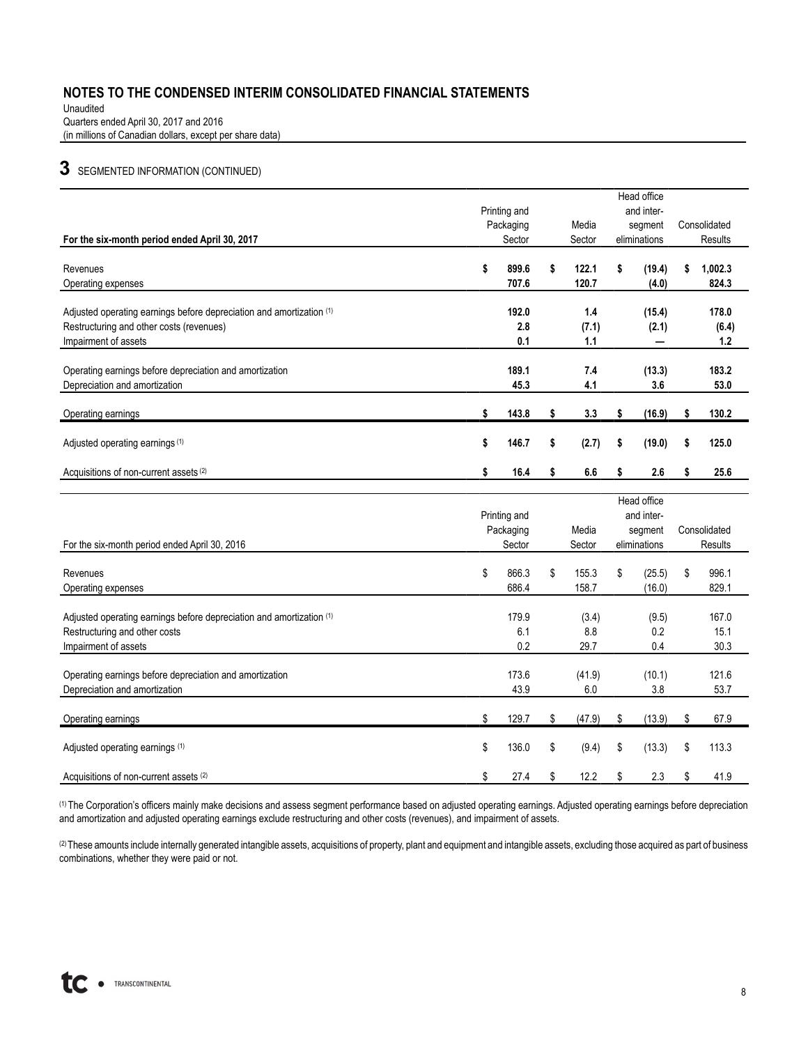## NOTES TO THE CONDENSED INTERIM CONSOLIDATED FINANCIAL STATEMENTS

Unaudited
Quarters ended April 30, 2017 and 2016
(in millions of Canadian dollars, except per share data)

# 3 SEGMENTED INFORMATION (CONTINUED)

| **For the six-month period ended April 30, 2017** | Printing and Packaging Sector | Media Sector | Head office and inter-segment eliminations | Consolidated Results |
|---|---|---|---|---|
| Revenues | **$ 899.6** | **$ 122.1** | **$ (19.4)** | **$ 1,002.3** |
| Operating expenses | **707.6** | **120.7** | **(4.0)** | **824.3** |
| Adjusted operating earnings before depreciation and amortization [1] | **192.0** | **1.4** | **(15.4)** | **178.0** |
| Restructuring and other costs (revenues) | **2.8** | **(7.1)** | **(2.1)** | **(6.4)** |
| Impairment of assets | **0.1** | **1.1** | **—** | **1.2** |
| Operating earnings before depreciation and amortization | **189.1** | **7.4** | **(13.3)** | **183.2** |
| Depreciation and amortization | **45.3** | **4.1** | **3.6** | **53.0** |
| Operating earnings | **$ 143.8** | **$ 3.3** | **$ (16.9)** | **$ 130.2** |
| Adjusted operating earnings [1] | **$ 146.7** | **$ (2.7)** | **$ (19.0)** | **$ 125.0** |
| Acquisitions of non-current assets [2] | **$ 16.4** | **$ 6.6** | **$ 2.6** | **$ 25.6** |

| For the six-month period ended April 30, 2016 | Printing and Packaging Sector | Media Sector | Head office and inter-segment eliminations | Consolidated Results |
|---|---|---|---|---|
| Revenues | $ 866.3 | $ 155.3 | $ (25.5) | $ 996.1 |
| Operating expenses | 686.4 | 158.7 | (16.0) | 829.1 |
| Adjusted operating earnings before depreciation and amortization [1] | 179.9 | (3.4) | (9.5) | 167.0 |
| Restructuring and other costs | 6.1 | 8.8 | 0.2 | 15.1 |
| Impairment of assets | 0.2 | 29.7 | 0.4 | 30.3 |
| Operating earnings before depreciation and amortization | 173.6 | (41.9) | (10.1) | 121.6 |
| Depreciation and amortization | 43.9 | 6.0 | 3.8 | 53.7 |
| Operating earnings | $ 129.7 | $ (47.9) | $ (13.9) | $ 67.9 |
| Adjusted operating earnings [1] | $ 136.0 | $ (9.4) | $ (13.3) | $ 113.3 |
| Acquisitions of non-current assets [2] | $ 27.4 | $ 12.2 | $ 2.3 | $ 41.9 |

[1] The Corporation's officers mainly make decisions and assess segment performance based on adjusted operating earnings. Adjusted operating earnings before depreciation and amortization and adjusted operating earnings exclude restructuring and other costs (revenues), and impairment of assets.

[2] These amounts include internally generated intangible assets, acquisitions of property, plant and equipment and intangible assets, excluding those acquired as part of business combinations, whether they were paid or not.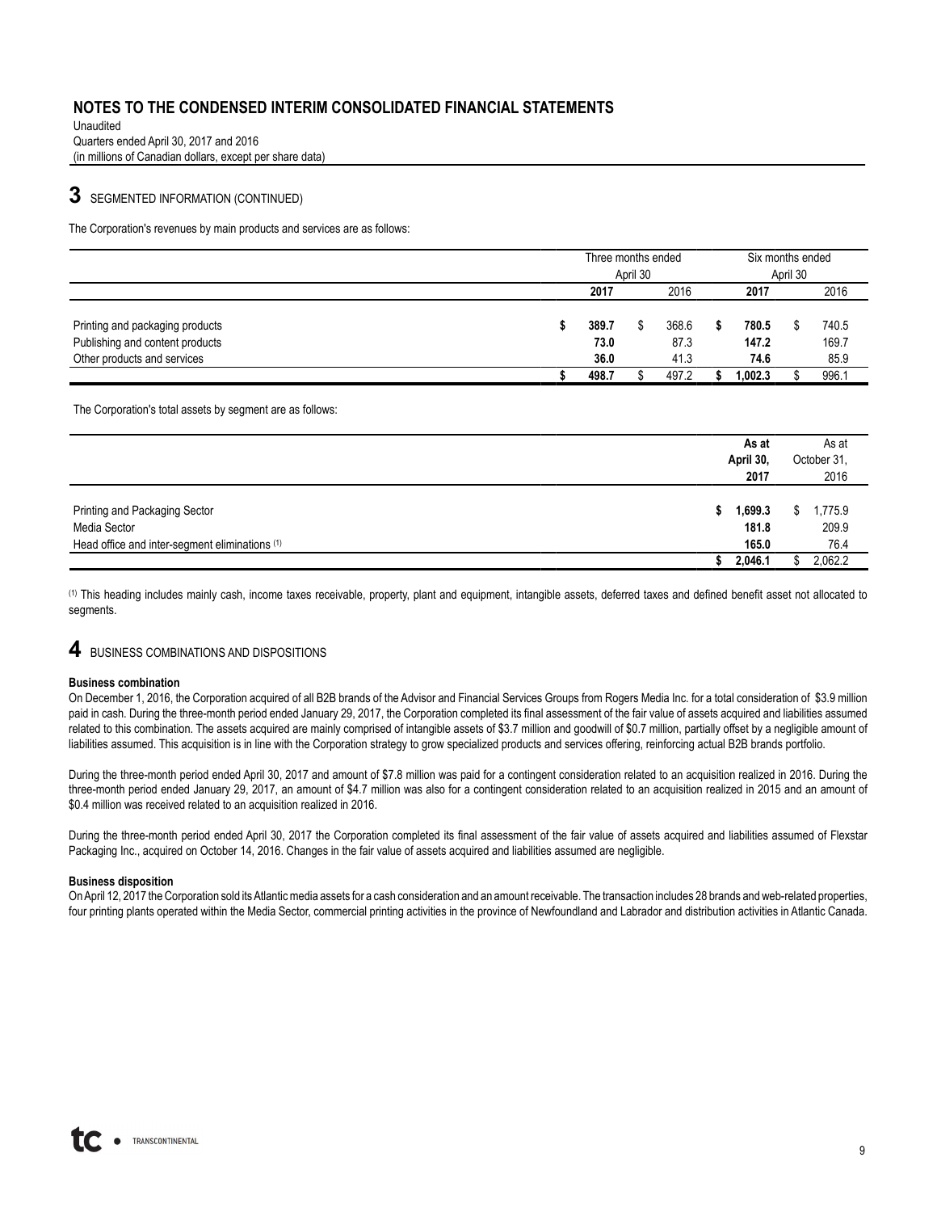# NOTES TO THE CONDENSED INTERIM CONSOLIDATED FINANCIAL STATEMENTS

Unaudited
Quarters ended April 30, 2017 and 2016
(in millions of Canadian dollars, except per share data)

## 3 SEGMENTED INFORMATION (CONTINUED)

The Corporation's revenues by main products and services are as follows:

| | Three months ended April 30 | | Six months ended April 30 | |
|---|---|---|---|---|
| | **2017** | 2016 | **2017** | 2016 |
| Printing and packaging products | **$ 389.7** | $ 368.6 | **$ 780.5** | $ 740.5 |
| Publishing and content products | **73.0** | 87.3 | **147.2** | 169.7 |
| Other products and services | **36.0** | 41.3 | **74.6** | 85.9 |
| | **$ 498.7** | $ 497.2 | **$ 1,002.3** | $ 996.1 |

The Corporation's total assets by segment are as follows:

| | **As at April 30, 2017** | As at October 31, 2016 |
|---|---|---|
| Printing and Packaging Sector | **$ 1,699.3** | $ 1,775.9 |
| Media Sector | **181.8** | 209.9 |
| Head office and inter-segment eliminations [(1)] | **165.0** | 76.4 |
| | **$ 2,046.1** | $ 2,062.2 |

[(1)] This heading includes mainly cash, income taxes receivable, property, plant and equipment, intangible assets, deferred taxes and defined benefit asset not allocated to segments.

## 4 BUSINESS COMBINATIONS AND DISPOSITIONS

**Business combination**

On December 1, 2016, the Corporation acquired of all B2B brands of the Advisor and Financial Services Groups from Rogers Media Inc. for a total consideration of $3.9 million paid in cash. During the three-month period ended January 29, 2017, the Corporation completed its final assessment of the fair value of assets acquired and liabilities assumed related to this combination. The assets acquired are mainly comprised of intangible assets of $3.7 million and goodwill of $0.7 million, partially offset by a negligible amount of liabilities assumed. This acquisition is in line with the Corporation strategy to grow specialized products and services offering, reinforcing actual B2B brands portfolio.

During the three-month period ended April 30, 2017 and amount of $7.8 million was paid for a contingent consideration related to an acquisition realized in 2016. During the three-month period ended January 29, 2017, an amount of $4.7 million was also for a contingent consideration related to an acquisition realized in 2015 and an amount of $0.4 million was received related to an acquisition realized in 2016.

During the three-month period ended April 30, 2017 the Corporation completed its final assessment of the fair value of assets acquired and liabilities assumed of Flexstar Packaging Inc., acquired on October 14, 2016. Changes in the fair value of assets acquired and liabilities assumed are negligible.

**Business disposition**

On April 12, 2017 the Corporation sold its Atlantic media assets for a cash consideration and an amount receivable. The transaction includes 28 brands and web-related properties, four printing plants operated within the Media Sector, commercial printing activities in the province of Newfoundland and Labrador and distribution activities in Atlantic Canada.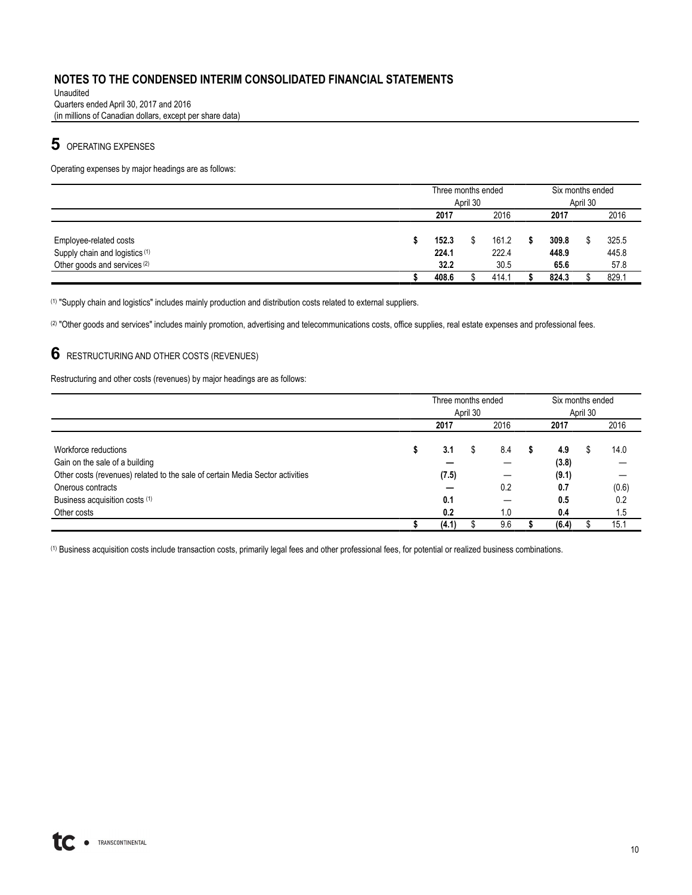## NOTES TO THE CONDENSED INTERIM CONSOLIDATED FINANCIAL STATEMENTS

Unaudited
Quarters ended April 30, 2017 and 2016
(in millions of Canadian dollars, except per share data)

## 5 OPERATING EXPENSES

Operating expenses by major headings are as follows:

| | Three months ended April 30 | | Six months ended April 30 | |
|---|---|---|---|---|
| | **2017** | 2016 | **2017** | 2016 |
| Employee-related costs | **$ 152.3** | $ 161.2 | **$ 309.8** | $ 325.5 |
| Supply chain and logistics [(1)] | **224.1** | 222.4 | **448.9** | 445.8 |
| Other goods and services [(2)] | **32.2** | 30.5 | **65.6** | 57.8 |
| | **$ 408.6** | $ 414.1 | **$ 824.3** | $ 829.1 |

(1) "Supply chain and logistics" includes mainly production and distribution costs related to external suppliers.

(2) "Other goods and services" includes mainly promotion, advertising and telecommunications costs, office supplies, real estate expenses and professional fees.

## 6 RESTRUCTURING AND OTHER COSTS (REVENUES)

Restructuring and other costs (revenues) by major headings are as follows:

| | Three months ended April 30 | | Six months ended April 30 | |
|---|---|---|---|---|
| | **2017** | 2016 | **2017** | 2016 |
| Workforce reductions | **$ 3.1** | $ 8.4 | **$ 4.9** | $ 14.0 |
| Gain on the sale of a building | **—** | — | **(3.8)** | — |
| Other costs (revenues) related to the sale of certain Media Sector activities | **(7.5)** | — | **(9.1)** | — |
| Onerous contracts | **—** | 0.2 | **0.7** | (0.6) |
| Business acquisition costs [(1)] | **0.1** | — | **0.5** | 0.2 |
| Other costs | **0.2** | 1.0 | **0.4** | 1.5 |
| | **$ (4.1)** | $ 9.6 | **$ (6.4)** | $ 15.1 |

(1) Business acquisition costs include transaction costs, primarily legal fees and other professional fees, for potential or realized business combinations.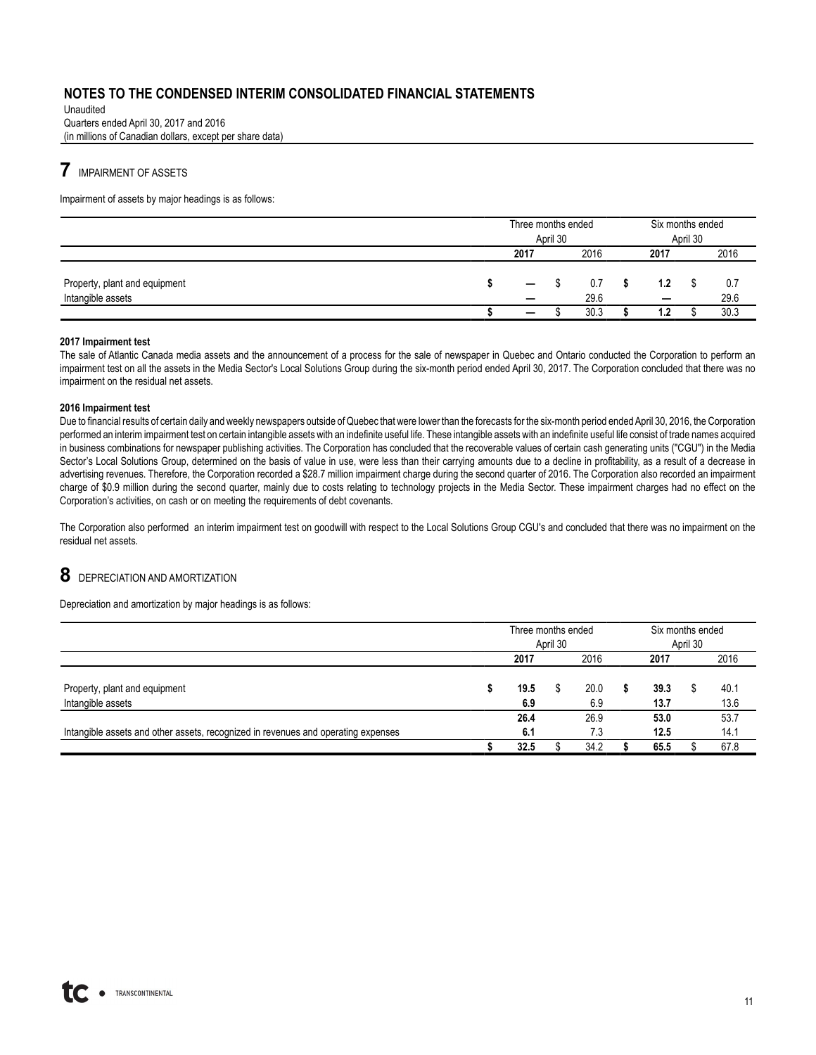# NOTES TO THE CONDENSED INTERIM CONSOLIDATED FINANCIAL STATEMENTS

Unaudited
Quarters ended April 30, 2017 and 2016
(in millions of Canadian dollars, except per share data)

## 7 IMPAIRMENT OF ASSETS

Impairment of assets by major headings is as follows:

| | Three months ended April 30 | | Six months ended April 30 | |
|---|---|---|---|---|
| | **2017** | 2016 | **2017** | 2016 |
| Property, plant and equipment | **$ —** | $ 0.7 | **$ 1.2** | $ 0.7 |
| Intangible assets | **—** | 29.6 | **—** | 29.6 |
| | **$ —** | $ 30.3 | **$ 1.2** | $ 30.3 |

**2017 Impairment test**

The sale of Atlantic Canada media assets and the announcement of a process for the sale of newspaper in Quebec and Ontario conducted the Corporation to perform an impairment test on all the assets in the Media Sector's Local Solutions Group during the six-month period ended April 30, 2017. The Corporation concluded that there was no impairment on the residual net assets.

**2016 Impairment test**

Due to financial results of certain daily and weekly newspapers outside of Quebec that were lower than the forecasts for the six-month period ended April 30, 2016, the Corporation performed an interim impairment test on certain intangible assets with an indefinite useful life. These intangible assets with an indefinite useful life consist of trade names acquired in business combinations for newspaper publishing activities. The Corporation has concluded that the recoverable values of certain cash generating units ("CGU") in the Media Sector's Local Solutions Group, determined on the basis of value in use, were less than their carrying amounts due to a decline in profitability, as a result of a decrease in advertising revenues. Therefore, the Corporation recorded a $28.7 million impairment charge during the second quarter of 2016. The Corporation also recorded an impairment charge of $0.9 million during the second quarter, mainly due to costs relating to technology projects in the Media Sector. These impairment charges had no effect on the Corporation's activities, on cash or on meeting the requirements of debt covenants.

The Corporation also performed an interim impairment test on goodwill with respect to the Local Solutions Group CGU's and concluded that there was no impairment on the residual net assets.

## 8 DEPRECIATION AND AMORTIZATION

Depreciation and amortization by major headings is as follows:

| | Three months ended April 30 | | Six months ended April 30 | |
|---|---|---|---|---|
| | **2017** | 2016 | **2017** | 2016 |
| Property, plant and equipment | **$ 19.5** | $ 20.0 | **$ 39.3** | $ 40.1 |
| Intangible assets | **6.9** | 6.9 | **13.7** | 13.6 |
| | **26.4** | 26.9 | **53.0** | 53.7 |
| Intangible assets and other assets, recognized in revenues and operating expenses | **6.1** | 7.3 | **12.5** | 14.1 |
| | **$ 32.5** | $ 34.2 | **$ 65.5** | $ 67.8 |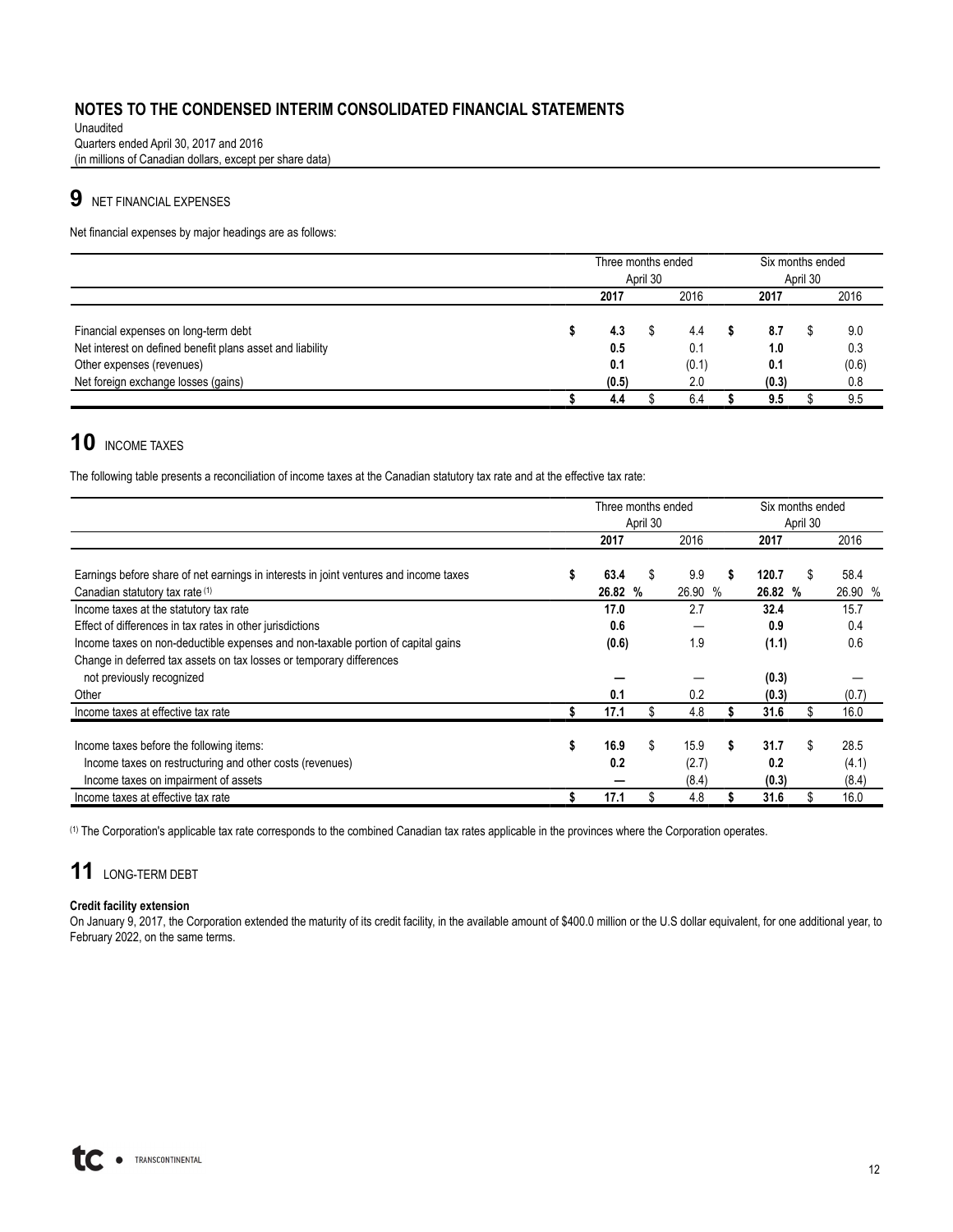# NOTES TO THE CONDENSED INTERIM CONSOLIDATED FINANCIAL STATEMENTS

Unaudited
Quarters ended April 30, 2017 and 2016
(in millions of Canadian dollars, except per share data)

## 9 NET FINANCIAL EXPENSES

Net financial expenses by major headings are as follows:

| | Three months ended April 30 | | Six months ended April 30 | |
|---|---|---|---|---|
| | **2017** | 2016 | **2017** | 2016 |
| Financial expenses on long-term debt | **$ 4.3** | $ 4.4 | **$ 8.7** | $ 9.0 |
| Net interest on defined benefit plans asset and liability | **0.5** | 0.1 | **1.0** | 0.3 |
| Other expenses (revenues) | **0.1** | (0.1) | **0.1** | (0.6) |
| Net foreign exchange losses (gains) | **(0.5)** | 2.0 | **(0.3)** | 0.8 |
| | **$ 4.4** | $ 6.4 | **$ 9.5** | $ 9.5 |

## 10 INCOME TAXES

The following table presents a reconciliation of income taxes at the Canadian statutory tax rate and at the effective tax rate:

| | Three months ended April 30 | | Six months ended April 30 | |
|---|---|---|---|---|
| | **2017** | 2016 | **2017** | 2016 |
| Earnings before share of net earnings in interests in joint ventures and income taxes | **$ 63.4** | $ 9.9 | **$ 120.7** | $ 58.4 |
| Canadian statutory tax rate [(1)] | **26.82 %** | 26.90 % | **26.82 %** | 26.90 % |
| Income taxes at the statutory tax rate | **17.0** | 2.7 | **32.4** | 15.7 |
| Effect of differences in tax rates in other jurisdictions | **0.6** | — | **0.9** | 0.4 |
| Income taxes on non-deductible expenses and non-taxable portion of capital gains | **(0.6)** | 1.9 | **(1.1)** | 0.6 |
| Change in deferred tax assets on tax losses or temporary differences not previously recognized | **—** | — | **(0.3)** | — |
| Other | **0.1** | 0.2 | **(0.3)** | (0.7) |
| Income taxes at effective tax rate | **$ 17.1** | $ 4.8 | **$ 31.6** | $ 16.0 |
| | | | | |
| Income taxes before the following items: | **$ 16.9** | $ 15.9 | **$ 31.7** | $ 28.5 |
| Income taxes on restructuring and other costs (revenues) | **0.2** | (2.7) | **0.2** | (4.1) |
| Income taxes on impairment of assets | **—** | (8.4) | **(0.3)** | (8.4) |
| Income taxes at effective tax rate | **$ 17.1** | $ 4.8 | **$ 31.6** | $ 16.0 |

(1) The Corporation's applicable tax rate corresponds to the combined Canadian tax rates applicable in the provinces where the Corporation operates.

## 11 LONG-TERM DEBT

**Credit facility extension**

On January 9, 2017, the Corporation extended the maturity of its credit facility, in the available amount of $400.0 million or the U.S dollar equivalent, for one additional year, to February 2022, on the same terms.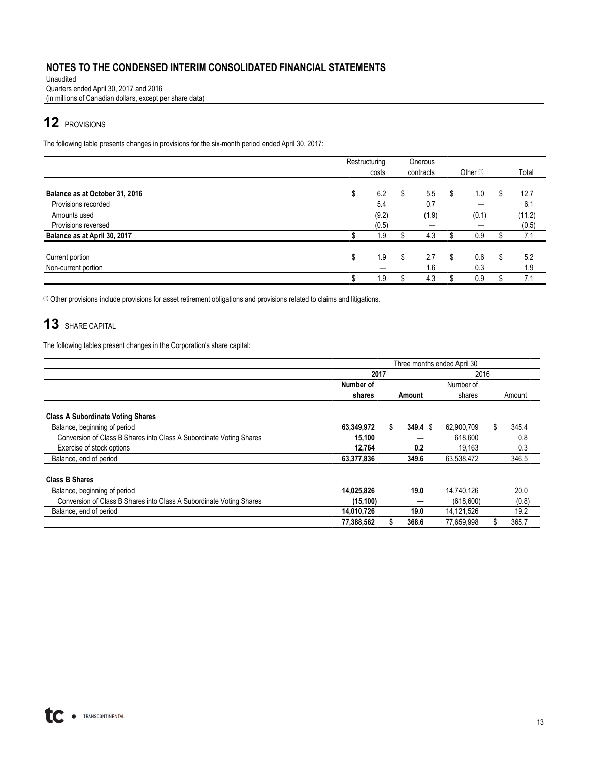## 12 PROVISIONS

The following table presents changes in provisions for the six-month period ended April 30, 2017:

| | Restructuring costs | Onerous contracts | Other (1) | Total |
|---|---|---|---|---|
| **Balance as at October 31, 2016** | $ 6.2 | $ 5.5 | $ 1.0 | $ 12.7 |
| Provisions recorded | 5.4 | 0.7 | — | 6.1 |
| Amounts used | (9.2) | (1.9) | (0.1) | (11.2) |
| Provisions reversed | (0.5) | — | — | (0.5) |
| **Balance as at April 30, 2017** | $ 1.9 | $ 4.3 | $ 0.9 | $ 7.1 |
| Current portion | $ 1.9 | $ 2.7 | $ 0.6 | $ 5.2 |
| Non-current portion | — | 1.6 | 0.3 | 1.9 |
| | $ 1.9 | $ 4.3 | $ 0.9 | $ 7.1 |

(1) Other provisions include provisions for asset retirement obligations and provisions related to claims and litigations.

## 13 SHARE CAPITAL

The following tables present changes in the Corporation's share capital:

| | Three months ended April 30 | | | |
|---|---|---|---|---|
| | **2017** | | 2016 | |
| | **Number of shares** | **Amount** | Number of shares | Amount |
| **Class A Subordinate Voting Shares** | | | | |
| Balance, beginning of period | **63,349,972** | **$ 349.4** | $ 62,900,709 | $ 345.4 |
| Conversion of Class B Shares into Class A Subordinate Voting Shares | **15,100** | **—** | 618,600 | 0.8 |
| Exercise of stock options | **12,764** | **0.2** | 19,163 | 0.3 |
| Balance, end of period | **63,377,836** | **349.6** | 63,538,472 | 346.5 |
| **Class B Shares** | | | | |
| Balance, beginning of period | **14,025,826** | **19.0** | 14,740,126 | 20.0 |
| Conversion of Class B Shares into Class A Subordinate Voting Shares | **(15,100)** | **—** | (618,600) | (0.8) |
| Balance, end of period | **14,010,726** | **19.0** | 14,121,526 | 19.2 |
| | **77,388,562** | **$ 368.6** | 77,659,998 | $ 365.7 |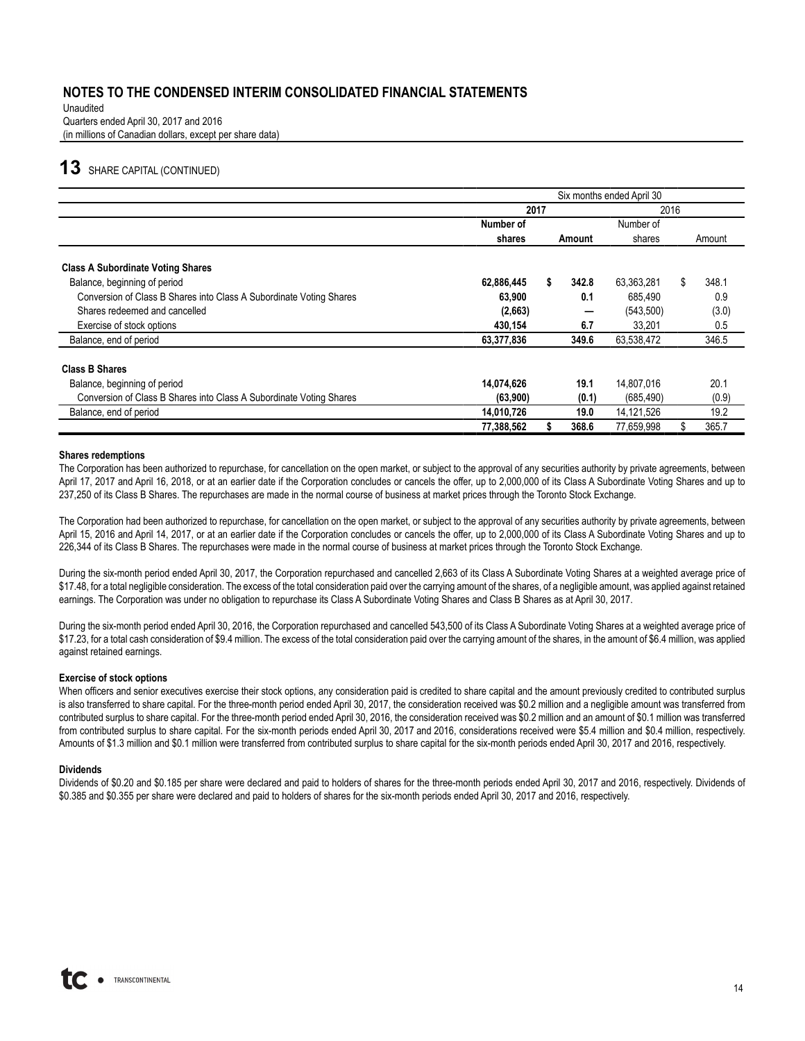# NOTES TO THE CONDENSED INTERIM CONSOLIDATED FINANCIAL STATEMENTS

Unaudited
Quarters ended April 30, 2017 and 2016
(in millions of Canadian dollars, except per share data)

## 13 SHARE CAPITAL (CONTINUED)

| | Six months ended April 30 | | | |
|---|---|---|---|---|
| | 2017 | | 2016 | |
| | **Number of shares** | **Amount** | Number of shares | Amount |
| **Class A Subordinate Voting Shares** | | | | |
| Balance, beginning of period | **62,886,445** | **$ 342.8** | 63,363,281 | $ 348.1 |
| Conversion of Class B Shares into Class A Subordinate Voting Shares | **63,900** | **0.1** | 685,490 | 0.9 |
| Shares redeemed and cancelled | **(2,663)** | **—** | (543,500) | (3.0) |
| Exercise of stock options | **430,154** | **6.7** | 33,201 | 0.5 |
| Balance, end of period | **63,377,836** | **349.6** | 63,538,472 | 346.5 |
| **Class B Shares** | | | | |
| Balance, beginning of period | **14,074,626** | **19.1** | 14,807,016 | 20.1 |
| Conversion of Class B Shares into Class A Subordinate Voting Shares | **(63,900)** | **(0.1)** | (685,490) | (0.9) |
| Balance, end of period | **14,010,726** | **19.0** | 14,121,526 | 19.2 |
| | **77,388,562** | **$ 368.6** | 77,659,998 | $ 365.7 |

**Shares redemptions**

The Corporation has been authorized to repurchase, for cancellation on the open market, or subject to the approval of any securities authority by private agreements, between April 17, 2017 and April 16, 2018, or at an earlier date if the Corporation concludes or cancels the offer, up to 2,000,000 of its Class A Subordinate Voting Shares and up to 237,250 of its Class B Shares. The repurchases are made in the normal course of business at market prices through the Toronto Stock Exchange.

The Corporation had been authorized to repurchase, for cancellation on the open market, or subject to the approval of any securities authority by private agreements, between April 15, 2016 and April 14, 2017, or at an earlier date if the Corporation concludes or cancels the offer, up to 2,000,000 of its Class A Subordinate Voting Shares and up to 226,344 of its Class B Shares. The repurchases were made in the normal course of business at market prices through the Toronto Stock Exchange.

During the six-month period ended April 30, 2017, the Corporation repurchased and cancelled 2,663 of its Class A Subordinate Voting Shares at a weighted average price of $17.48, for a total negligible consideration. The excess of the total consideration paid over the carrying amount of the shares, of a negligible amount, was applied against retained earnings. The Corporation was under no obligation to repurchase its Class A Subordinate Voting Shares and Class B Shares as at April 30, 2017.

During the six-month period ended April 30, 2016, the Corporation repurchased and cancelled 543,500 of its Class A Subordinate Voting Shares at a weighted average price of $17.23, for a total cash consideration of $9.4 million. The excess of the total consideration paid over the carrying amount of the shares, in the amount of $6.4 million, was applied against retained earnings.

**Exercise of stock options**

When officers and senior executives exercise their stock options, any consideration paid is credited to share capital and the amount previously credited to contributed surplus is also transferred to share capital. For the three-month period ended April 30, 2017, the consideration received was $0.2 million and a negligible amount was transferred from contributed surplus to share capital. For the three-month period ended April 30, 2016, the consideration received was $0.2 million and an amount of $0.1 million was transferred from contributed surplus to share capital. For the six-month periods ended April 30, 2017 and 2016, considerations received were $5.4 million and $0.4 million, respectively. Amounts of $1.3 million and $0.1 million were transferred from contributed surplus to share capital for the six-month periods ended April 30, 2017 and 2016, respectively.

**Dividends**

Dividends of $0.20 and $0.185 per share were declared and paid to holders of shares for the three-month periods ended April 30, 2017 and 2016, respectively. Dividends of $0.385 and $0.355 per share were declared and paid to holders of shares for the six-month periods ended April 30, 2017 and 2016, respectively.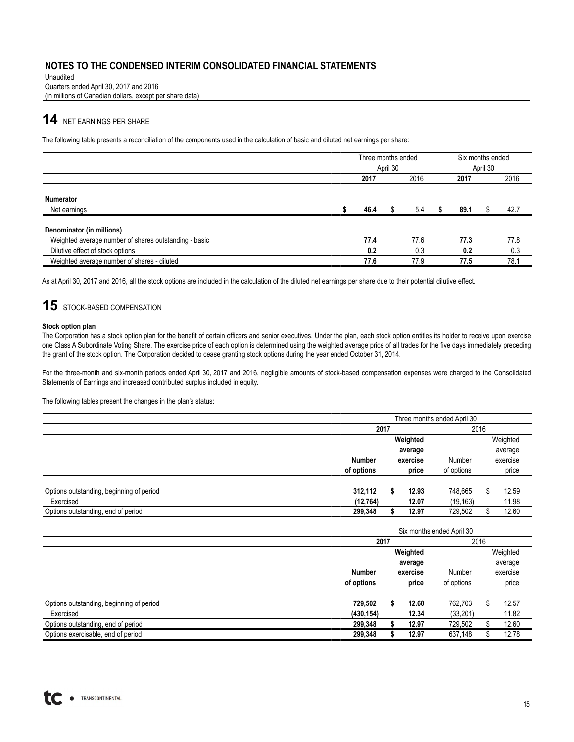# NOTES TO THE CONDENSED INTERIM CONSOLIDATED FINANCIAL STATEMENTS

Unaudited
Quarters ended April 30, 2017 and 2016
(in millions of Canadian dollars, except per share data)

## 14 NET EARNINGS PER SHARE

The following table presents a reconciliation of the components used in the calculation of basic and diluted net earnings per share:

| | Three months ended April 30 | | Six months ended April 30 | |
|---|---|---|---|---|
| | **2017** | 2016 | **2017** | 2016 |
| **Numerator** | | | | |
| Net earnings | **$ 46.4** | $ 5.4 | **$ 89.1** | $ 42.7 |
| **Denominator (in millions)** | | | | |
| Weighted average number of shares outstanding - basic | **77.4** | 77.6 | **77.3** | 77.8 |
| Dilutive effect of stock options | **0.2** | 0.3 | **0.2** | 0.3 |
| Weighted average number of shares - diluted | **77.6** | 77.9 | **77.5** | 78.1 |

As at April 30, 2017 and 2016, all the stock options are included in the calculation of the diluted net earnings per share due to their potential dilutive effect.

## 15 STOCK-BASED COMPENSATION

**Stock option plan**

The Corporation has a stock option plan for the benefit of certain officers and senior executives. Under the plan, each stock option entitles its holder to receive upon exercise one Class A Subordinate Voting Share. The exercise price of each option is determined using the weighted average price of all trades for the five days immediately preceding the grant of the stock option. The Corporation decided to cease granting stock options during the year ended October 31, 2014.

For the three-month and six-month periods ended April 30, 2017 and 2016, negligible amounts of stock-based compensation expenses were charged to the Consolidated Statements of Earnings and increased contributed surplus included in equity.

The following tables present the changes in the plan's status:

| | Three months ended April 30 | | | |
|---|---|---|---|---|
| | **2017** | | 2016 | |
| | **Number of options** | **Weighted average exercise price** | Number of options | Weighted average exercise price |
| Options outstanding, beginning of period | **312,112** | **$ 12.93** | 748,665 | $ 12.59 |
| Exercised | **(12,764)** | **12.07** | (19,163) | 11.98 |
| Options outstanding, end of period | **299,348** | **$ 12.97** | 729,502 | $ 12.60 |

| | Six months ended April 30 | | | |
|---|---|---|---|---|
| | **2017** | | 2016 | |
| | **Number of options** | **Weighted average exercise price** | Number of options | Weighted average exercise price |
| Options outstanding, beginning of period | **729,502** | **$ 12.60** | 762,703 | $ 12.57 |
| Exercised | **(430,154)** | **12.34** | (33,201) | 11.82 |
| Options outstanding, end of period | **299,348** | **$ 12.97** | 729,502 | $ 12.60 |
| Options exercisable, end of period | **299,348** | **$ 12.97** | 637,148 | $ 12.78 |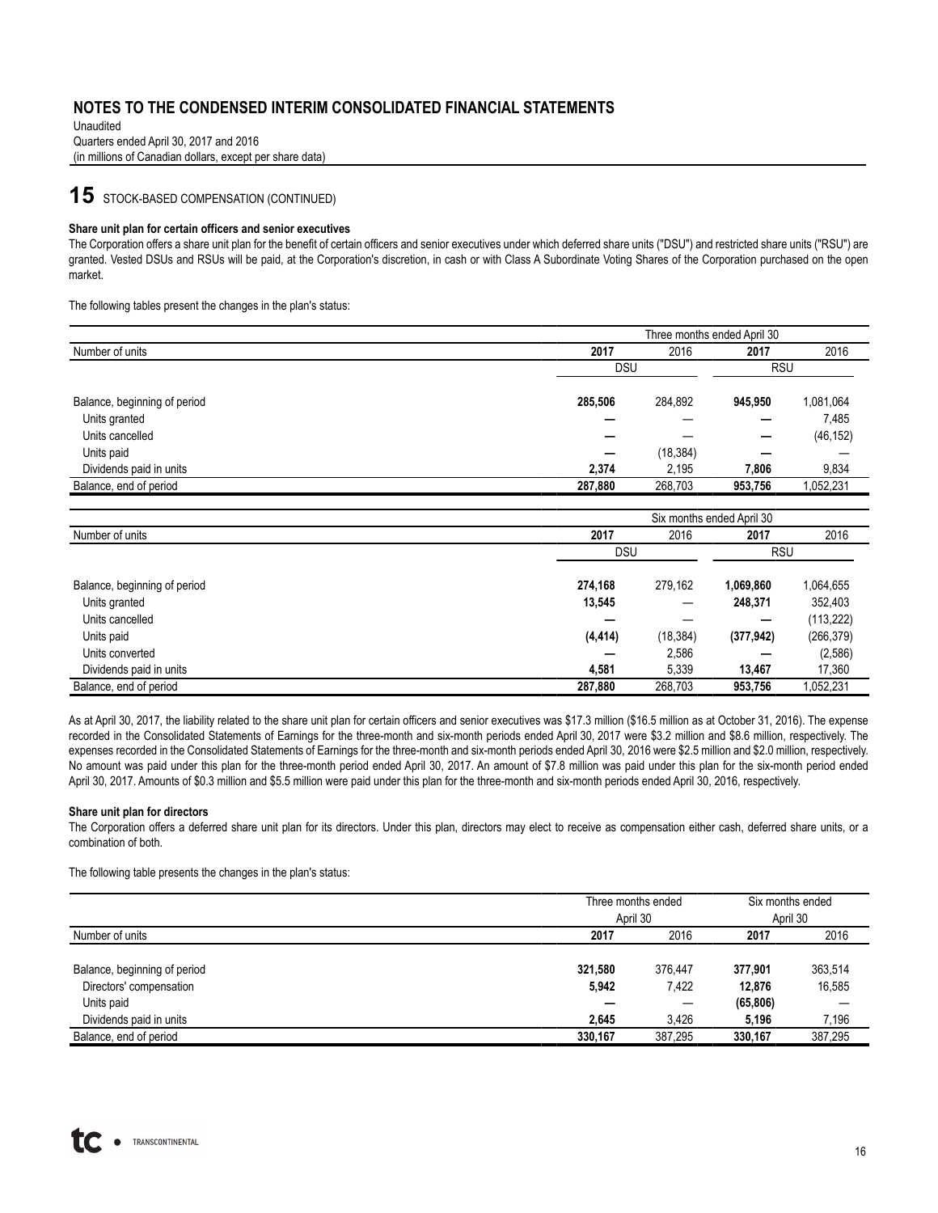# NOTES TO THE CONDENSED INTERIM CONSOLIDATED FINANCIAL STATEMENTS

Unaudited
Quarters ended April 30, 2017 and 2016
(in millions of Canadian dollars, except per share data)

## 15 STOCK-BASED COMPENSATION (CONTINUED)

**Share unit plan for certain officers and senior executives**

The Corporation offers a share unit plan for the benefit of certain officers and senior executives under which deferred share units ("DSU") and restricted share units ("RSU") are granted. Vested DSUs and RSUs will be paid, at the Corporation's discretion, in cash or with Class A Subordinate Voting Shares of the Corporation purchased on the open market.

The following tables present the changes in the plan's status:

| | Three months ended April 30 | | | |
|---|---|---|---|---|
| Number of units | **2017** | 2016 | **2017** | 2016 |
| | DSU | | RSU | |
| Balance, beginning of period | **285,506** | 284,892 | **945,950** | 1,081,064 |
| Units granted | **—** | — | **—** | 7,485 |
| Units cancelled | **—** | — | **—** | (46,152) |
| Units paid | **—** | (18,384) | **—** | — |
| Dividends paid in units | **2,374** | 2,195 | **7,806** | 9,834 |
| Balance, end of period | **287,880** | 268,703 | **953,756** | 1,052,231 |

| | Six months ended April 30 | | | |
|---|---|---|---|---|
| Number of units | **2017** | 2016 | **2017** | 2016 |
| | DSU | | RSU | |
| Balance, beginning of period | **274,168** | 279,162 | **1,069,860** | 1,064,655 |
| Units granted | **13,545** | — | **248,371** | 352,403 |
| Units cancelled | **—** | — | **—** | (113,222) |
| Units paid | **(4,414)** | (18,384) | **(377,942)** | (266,379) |
| Units converted | **—** | 2,586 | **—** | (2,586) |
| Dividends paid in units | **4,581** | 5,339 | **13,467** | 17,360 |
| Balance, end of period | **287,880** | 268,703 | **953,756** | 1,052,231 |

As at April 30, 2017, the liability related to the share unit plan for certain officers and senior executives was $17.3 million ($16.5 million as at October 31, 2016). The expense recorded in the Consolidated Statements of Earnings for the three-month and six-month periods ended April 30, 2017 were $3.2 million and $8.6 million, respectively. The expenses recorded in the Consolidated Statements of Earnings for the three-month and six-month periods ended April 30, 2016 were $2.5 million and $2.0 million, respectively. No amount was paid under this plan for the three-month period ended April 30, 2017. An amount of $7.8 million was paid under this plan for the six-month period ended April 30, 2017. Amounts of $0.3 million and $5.5 million were paid under this plan for the three-month and six-month periods ended April 30, 2016, respectively.

**Share unit plan for directors**

The Corporation offers a deferred share unit plan for its directors. Under this plan, directors may elect to receive as compensation either cash, deferred share units, or a combination of both.

The following table presents the changes in the plan's status:

| | Three months ended April 30 | | Six months ended April 30 | |
|---|---|---|---|---|
| Number of units | **2017** | 2016 | **2017** | 2016 |
| Balance, beginning of period | **321,580** | 376,447 | **377,901** | 363,514 |
| Directors' compensation | **5,942** | 7,422 | **12,876** | 16,585 |
| Units paid | **—** | — | **(65,806)** | — |
| Dividends paid in units | **2,645** | 3,426 | **5,196** | 7,196 |
| Balance, end of period | **330,167** | 387,295 | **330,167** | 387,295 |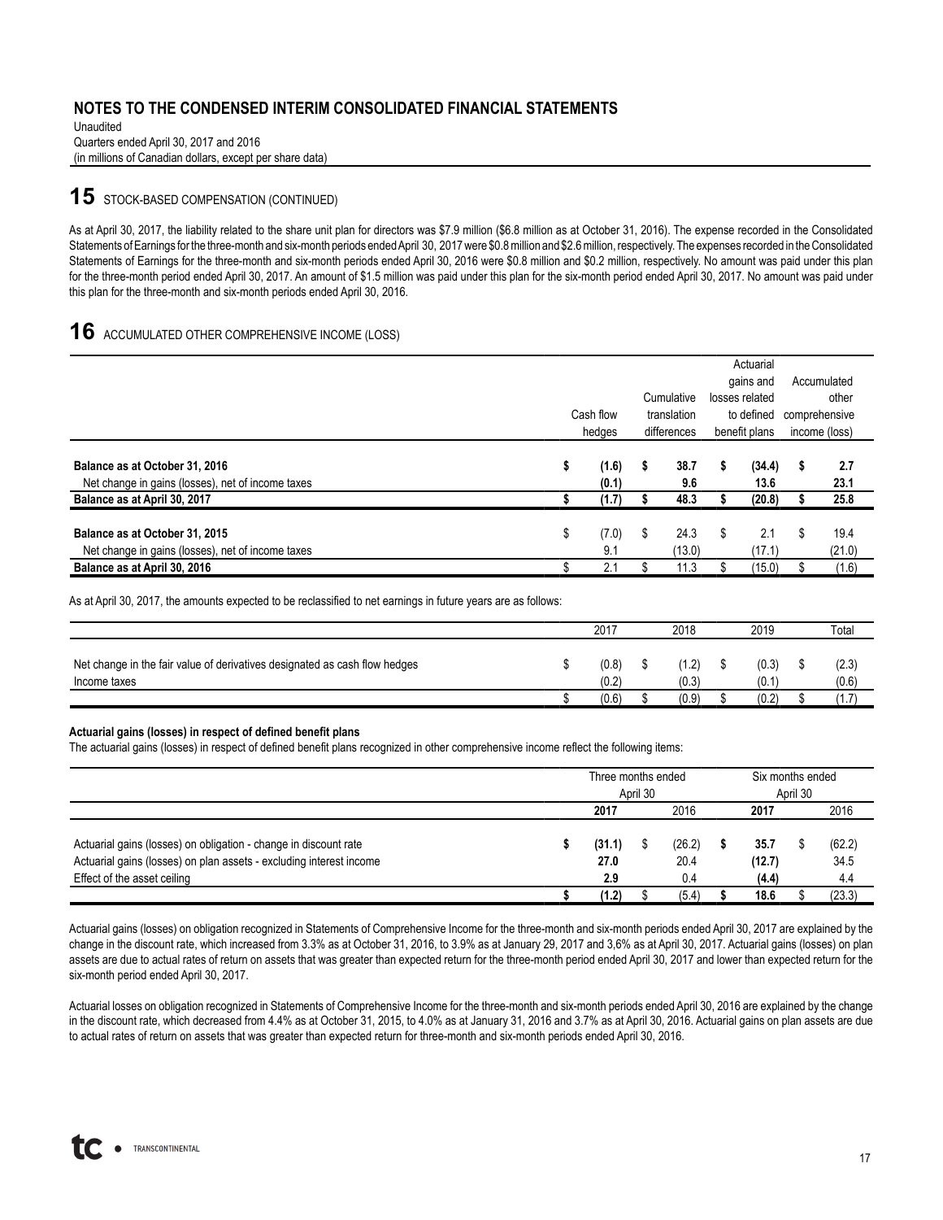# NOTES TO THE CONDENSED INTERIM CONSOLIDATED FINANCIAL STATEMENTS

Unaudited
Quarters ended April 30, 2017 and 2016
(in millions of Canadian dollars, except per share data)

## 15 STOCK-BASED COMPENSATION (CONTINUED)

As at April 30, 2017, the liability related to the share unit plan for directors was $7.9 million ($6.8 million as at October 31, 2016). The expense recorded in the Consolidated Statements of Earnings for the three-month and six-month periods ended April 30, 2017 were $0.8 million and $2.6 million, respectively. The expenses recorded in the Consolidated Statements of Earnings for the three-month and six-month periods ended April 30, 2016 were $0.8 million and $0.2 million, respectively. No amount was paid under this plan for the three-month period ended April 30, 2017. An amount of $1.5 million was paid under this plan for the six-month period ended April 30, 2017. No amount was paid under this plan for the three-month and six-month periods ended April 30, 2016.

## 16 ACCUMULATED OTHER COMPREHENSIVE INCOME (LOSS)

| | Cash flow hedges | Cumulative translation differences | Actuarial gains and losses related to defined benefit plans | Accumulated other comprehensive income (loss) |
|---|---|---|---|---|
| **Balance as at October 31, 2016** | **$ (1.6)** | **$ 38.7** | **$ (34.4)** | **$ 2.7** |
| Net change in gains (losses), net of income taxes | **(0.1)** | **9.6** | **13.6** | **23.1** |
| **Balance as at April 30, 2017** | **$ (1.7)** | **$ 48.3** | **$ (20.8)** | **$ 25.8** |
| **Balance as at October 31, 2015** | $ (7.0) | $ 24.3 | $ 2.1 | $ 19.4 |
| Net change in gains (losses), net of income taxes | 9.1 | (13.0) | (17.1) | (21.0) |
| **Balance as at April 30, 2016** | $ 2.1 | $ 11.3 | $ (15.0) | $ (1.6) |

As at April 30, 2017, the amounts expected to be reclassified to net earnings in future years are as follows:

| | 2017 | 2018 | 2019 | Total |
|---|---|---|---|---|
| Net change in the fair value of derivatives designated as cash flow hedges | $ (0.8) | $ (1.2) | $ (0.3) | $ (2.3) |
| Income taxes | (0.2) | (0.3) | (0.1) | (0.6) |
| | $ (0.6) | $ (0.9) | $ (0.2) | $ (1.7) |

**Actuarial gains (losses) in respect of defined benefit plans**

The actuarial gains (losses) in respect of defined benefit plans recognized in other comprehensive income reflect the following items:

| | Three months ended April 30 | | Six months ended April 30 | |
|---|---|---|---|---|
| | **2017** | 2016 | **2017** | 2016 |
| Actuarial gains (losses) on obligation - change in discount rate | **$ (31.1)** | $ (26.2) | **$ 35.7** | $ (62.2) |
| Actuarial gains (losses) on plan assets - excluding interest income | **27.0** | 20.4 | **(12.7)** | 34.5 |
| Effect of the asset ceiling | **2.9** | 0.4 | **(4.4)** | 4.4 |
| | **$ (1.2)** | $ (5.4) | **$ 18.6** | $ (23.3) |

Actuarial gains (losses) on obligation recognized in Statements of Comprehensive Income for the three-month and six-month periods ended April 30, 2017 are explained by the change in the discount rate, which increased from 3.3% as at October 31, 2016, to 3.9% as at January 29, 2017 and 3,6% as at April 30, 2017. Actuarial gains (losses) on plan assets are due to actual rates of return on assets that was greater than expected return for the three-month period ended April 30, 2017 and lower than expected return for the six-month period ended April 30, 2017.

Actuarial losses on obligation recognized in Statements of Comprehensive Income for the three-month and six-month periods ended April 30, 2016 are explained by the change in the discount rate, which decreased from 4.4% as at October 31, 2015, to 4.0% as at January 31, 2016 and 3.7% as at April 30, 2016. Actuarial gains on plan assets are due to actual rates of return on assets that was greater than expected return for three-month and six-month periods ended April 30, 2016.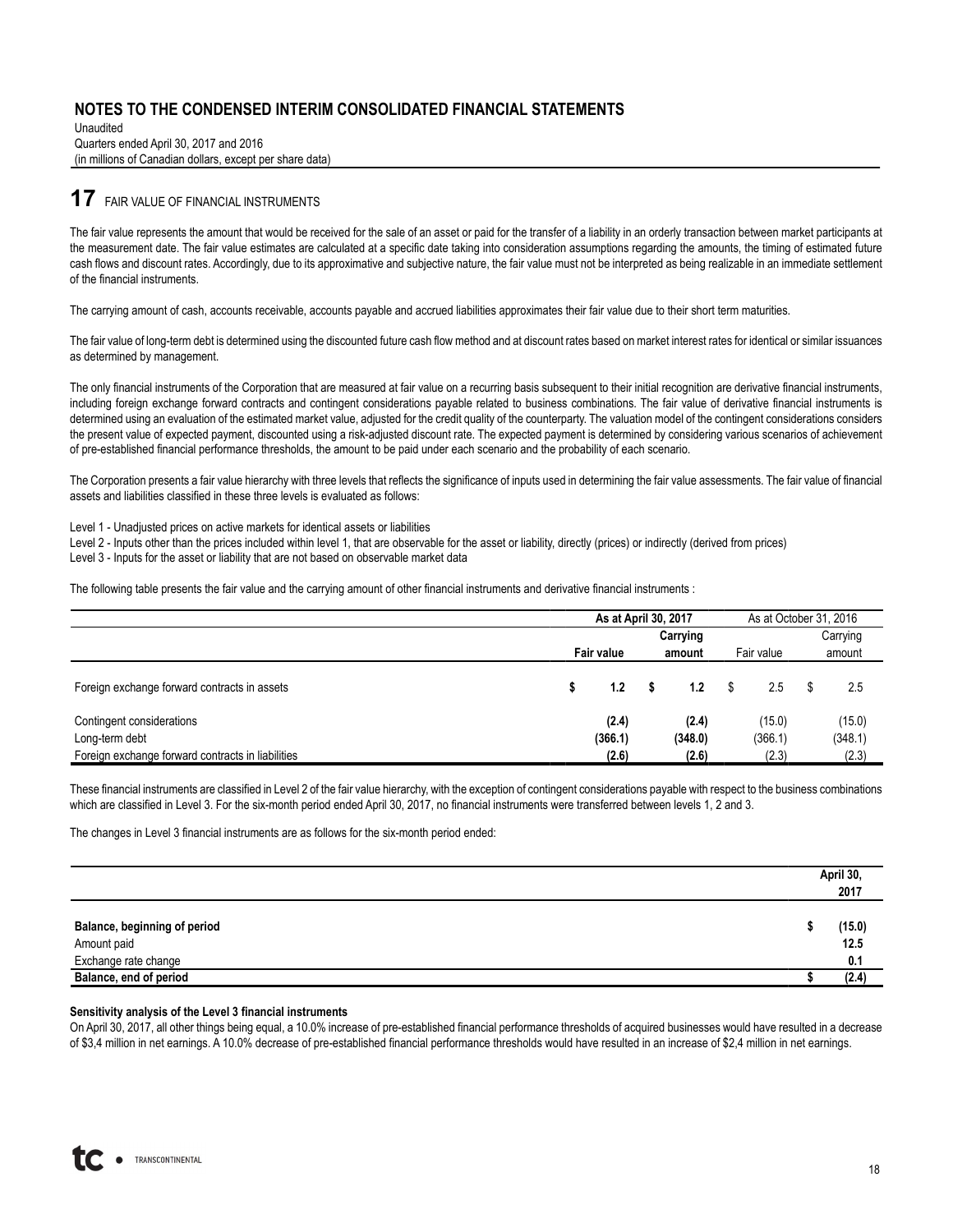# NOTES TO THE CONDENSED INTERIM CONSOLIDATED FINANCIAL STATEMENTS

Unaudited
Quarters ended April 30, 2017 and 2016
(in millions of Canadian dollars, except per share data)

## 17 FAIR VALUE OF FINANCIAL INSTRUMENTS

The fair value represents the amount that would be received for the sale of an asset or paid for the transfer of a liability in an orderly transaction between market participants at the measurement date. The fair value estimates are calculated at a specific date taking into consideration assumptions regarding the amounts, the timing of estimated future cash flows and discount rates. Accordingly, due to its approximative and subjective nature, the fair value must not be interpreted as being realizable in an immediate settlement of the financial instruments.

The carrying amount of cash, accounts receivable, accounts payable and accrued liabilities approximates their fair value due to their short term maturities.

The fair value of long-term debt is determined using the discounted future cash flow method and at discount rates based on market interest rates for identical or similar issuances as determined by management.

The only financial instruments of the Corporation that are measured at fair value on a recurring basis subsequent to their initial recognition are derivative financial instruments, including foreign exchange forward contracts and contingent considerations payable related to business combinations. The fair value of derivative financial instruments is determined using an evaluation of the estimated market value, adjusted for the credit quality of the counterparty. The valuation model of the contingent considerations considers the present value of expected payment, discounted using a risk-adjusted discount rate. The expected payment is determined by considering various scenarios of achievement of pre-established financial performance thresholds, the amount to be paid under each scenario and the probability of each scenario.

The Corporation presents a fair value hierarchy with three levels that reflects the significance of inputs used in determining the fair value assessments. The fair value of financial assets and liabilities classified in these three levels is evaluated as follows:

Level 1 - Unadjusted prices on active markets for identical assets or liabilities
Level 2 - Inputs other than the prices included within level 1, that are observable for the asset or liability, directly (prices) or indirectly (derived from prices)
Level 3 - Inputs for the asset or liability that are not based on observable market data

The following table presents the fair value and the carrying amount of other financial instruments and derivative financial instruments :

| | **As at April 30, 2017** | | As at October 31, 2016 | |
|---|---|---|---|---|
| | **Fair value** | **Carrying amount** | Fair value | Carrying amount |
| Foreign exchange forward contracts in assets | **$ 1.2** | **$ 1.2** | $ 2.5 | $ 2.5 |
| Contingent considerations | **(2.4)** | **(2.4)** | (15.0) | (15.0) |
| Long-term debt | **(366.1)** | **(348.0)** | (366.1) | (348.1) |
| Foreign exchange forward contracts in liabilities | **(2.6)** | **(2.6)** | (2.3) | (2.3) |

These financial instruments are classified in Level 2 of the fair value hierarchy, with the exception of contingent considerations payable with respect to the business combinations which are classified in Level 3. For the six-month period ended April 30, 2017, no financial instruments were transferred between levels 1, 2 and 3.

The changes in Level 3 financial instruments are as follows for the six-month period ended:

| | **April 30, 2017** |
|---|---|
| **Balance, beginning of period** | **$ (15.0)** |
| Amount paid | **12.5** |
| Exchange rate change | **0.1** |
| **Balance, end of period** | **$ (2.4)** |

**Sensitivity analysis of the Level 3 financial instruments**

On April 30, 2017, all other things being equal, a 10.0% increase of pre-established financial performance thresholds of acquired businesses would have resulted in a decrease of $3,4 million in net earnings. A 10.0% decrease of pre-established financial performance thresholds would have resulted in an increase of $2,4 million in net earnings.